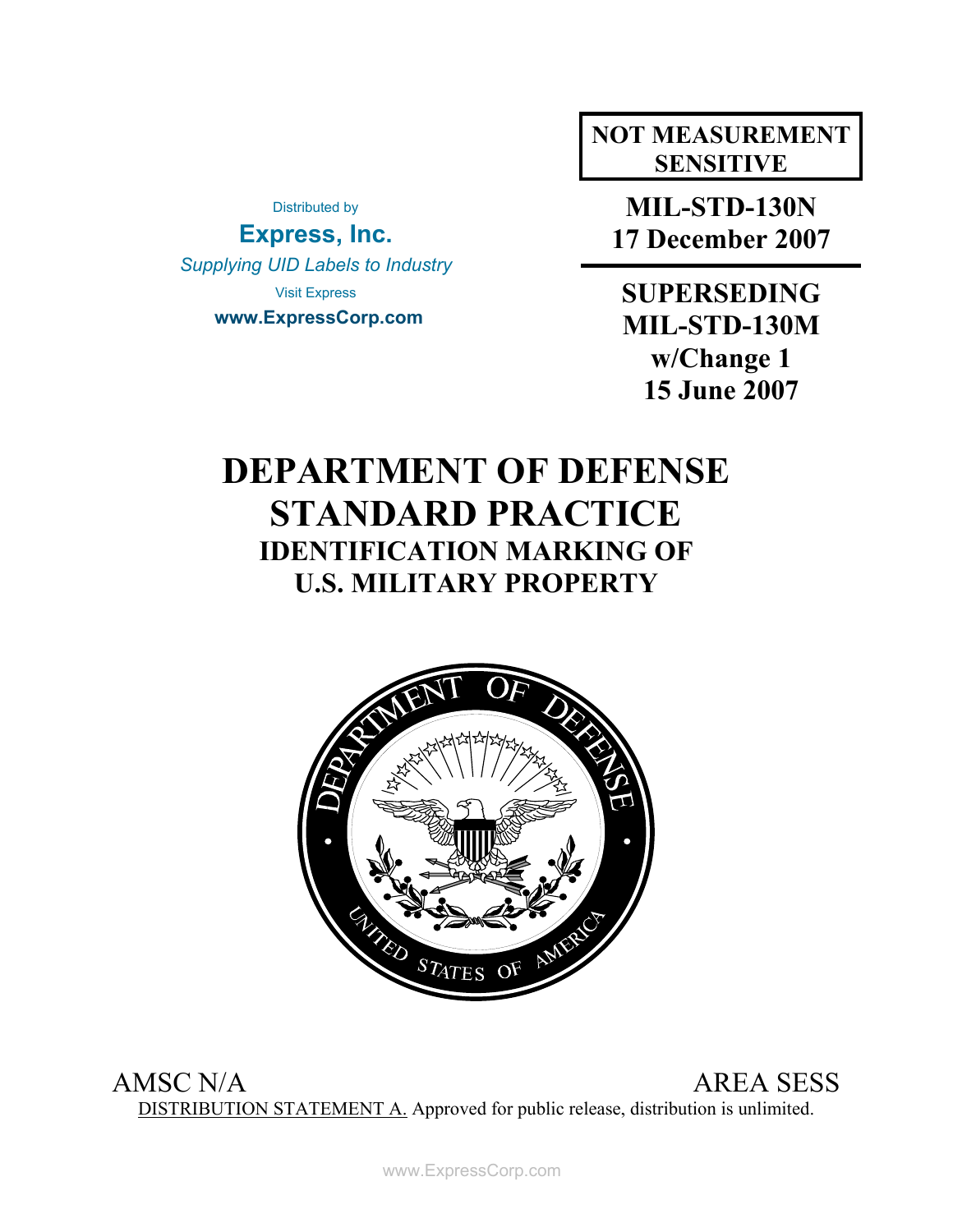Distributed by

**Express, Inc.**

*Supplying UID Labels to Industry*

Visit Express

**www.ExpressCorp.com**

**NOT MEASUREMENT SENSITIVE**

**MIL-STD-130N**
**17 December 2007**

**SUPERSEDING**
**MIL-STD-130M**
**w/Change 1**
**15 June 2007**

# DEPARTMENT OF DEFENSE STANDARD PRACTICE

## IDENTIFICATION MARKING OF U.S. MILITARY PROPERTY

AMSC N/A AREA SESS

DISTRIBUTION STATEMENT A. Approved for public release, distribution is unlimited.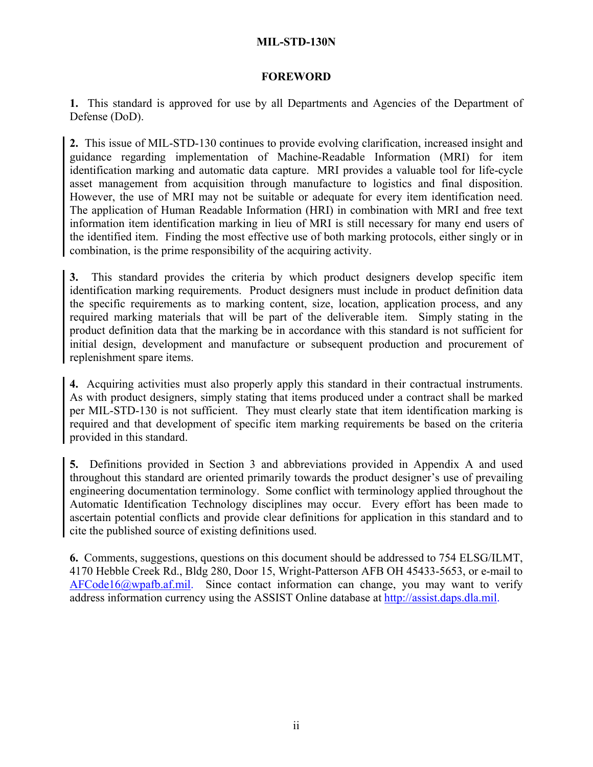## FOREWORD

**1.** This standard is approved for use by all Departments and Agencies of the Department of Defense (DoD).

**2.** This issue of MIL-STD-130 continues to provide evolving clarification, increased insight and guidance regarding implementation of Machine-Readable Information (MRI) for item identification marking and automatic data capture. MRI provides a valuable tool for life-cycle asset management from acquisition through manufacture to logistics and final disposition. However, the use of MRI may not be suitable or adequate for every item identification need. The application of Human Readable Information (HRI) in combination with MRI and free text information item identification marking in lieu of MRI is still necessary for many end users of the identified item. Finding the most effective use of both marking protocols, either singly or in combination, is the prime responsibility of the acquiring activity.

**3.** This standard provides the criteria by which product designers develop specific item identification marking requirements. Product designers must include in product definition data the specific requirements as to marking content, size, location, application process, and any required marking materials that will be part of the deliverable item. Simply stating in the product definition data that the marking be in accordance with this standard is not sufficient for initial design, development and manufacture or subsequent production and procurement of replenishment spare items.

**4.** Acquiring activities must also properly apply this standard in their contractual instruments. As with product designers, simply stating that items produced under a contract shall be marked per MIL-STD-130 is not sufficient. They must clearly state that item identification marking is required and that development of specific item marking requirements be based on the criteria provided in this standard.

**5.** Definitions provided in Section 3 and abbreviations provided in Appendix A and used throughout this standard are oriented primarily towards the product designer's use of prevailing engineering documentation terminology. Some conflict with terminology applied throughout the Automatic Identification Technology disciplines may occur. Every effort has been made to ascertain potential conflicts and provide clear definitions for application in this standard and to cite the published source of existing definitions used.

**6.** Comments, suggestions, questions on this document should be addressed to 754 ELSG/ILMT, 4170 Hebble Creek Rd., Bldg 280, Door 15, Wright-Patterson AFB OH 45433-5653, or e-mail to AFCode16@wpafb.af.mil. Since contact information can change, you may want to verify address information currency using the ASSIST Online database at http://assist.daps.dla.mil.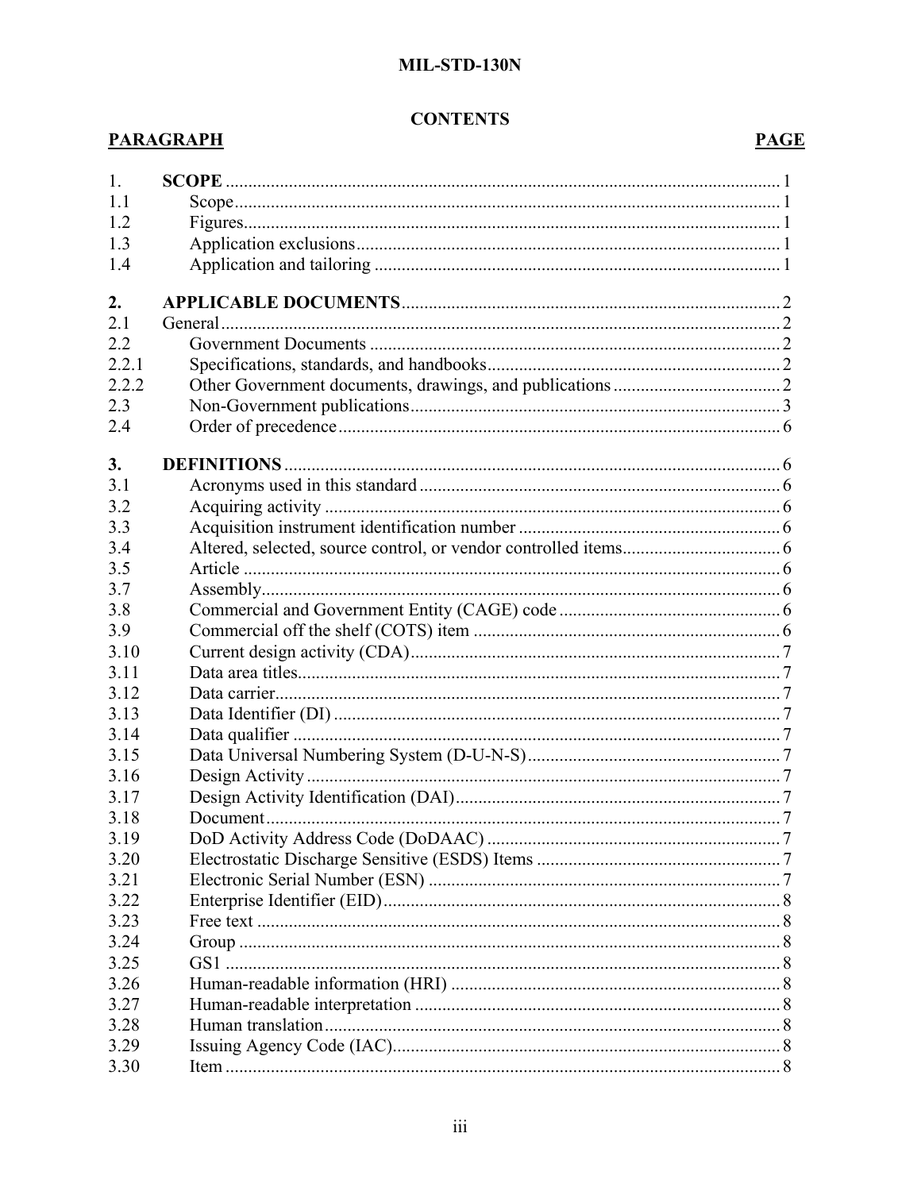## CONTENTS

| PARAGRAPH | | PAGE |
|---|---|---|
| 1. | **SCOPE** | 1 |
| 1.1 | Scope | 1 |
| 1.2 | Figures | 1 |
| 1.3 | Application exclusions | 1 |
| 1.4 | Application and tailoring | 1 |
| **2.** | **APPLICABLE DOCUMENTS** | 2 |
| 2.1 | General | 2 |
| 2.2 | Government Documents | 2 |
| 2.2.1 | Specifications, standards, and handbooks | 2 |
| 2.2.2 | Other Government documents, drawings, and publications | 2 |
| 2.3 | Non-Government publications | 3 |
| 2.4 | Order of precedence | 6 |
| **3.** | **DEFINITIONS** | 6 |
| 3.1 | Acronyms used in this standard | 6 |
| 3.2 | Acquiring activity | 6 |
| 3.3 | Acquisition instrument identification number | 6 |
| 3.4 | Altered, selected, source control, or vendor controlled items | 6 |
| 3.5 | Article | 6 |
| 3.7 | Assembly | 6 |
| 3.8 | Commercial and Government Entity (CAGE) code | 6 |
| 3.9 | Commercial off the shelf (COTS) item | 6 |
| 3.10 | Current design activity (CDA) | 7 |
| 3.11 | Data area titles | 7 |
| 3.12 | Data carrier | 7 |
| 3.13 | Data Identifier (DI) | 7 |
| 3.14 | Data qualifier | 7 |
| 3.15 | Data Universal Numbering System (D-U-N-S) | 7 |
| 3.16 | Design Activity | 7 |
| 3.17 | Design Activity Identification (DAI) | 7 |
| 3.18 | Document | 7 |
| 3.19 | DoD Activity Address Code (DoDAAC) | 7 |
| 3.20 | Electrostatic Discharge Sensitive (ESDS) Items | 7 |
| 3.21 | Electronic Serial Number (ESN) | 7 |
| 3.22 | Enterprise Identifier (EID) | 8 |
| 3.23 | Free text | 8 |
| 3.24 | Group | 8 |
| 3.25 | GS1 | 8 |
| 3.26 | Human-readable information (HRI) | 8 |
| 3.27 | Human-readable interpretation | 8 |
| 3.28 | Human translation | 8 |
| 3.29 | Issuing Agency Code (IAC) | 8 |
| 3.30 | Item | 8 |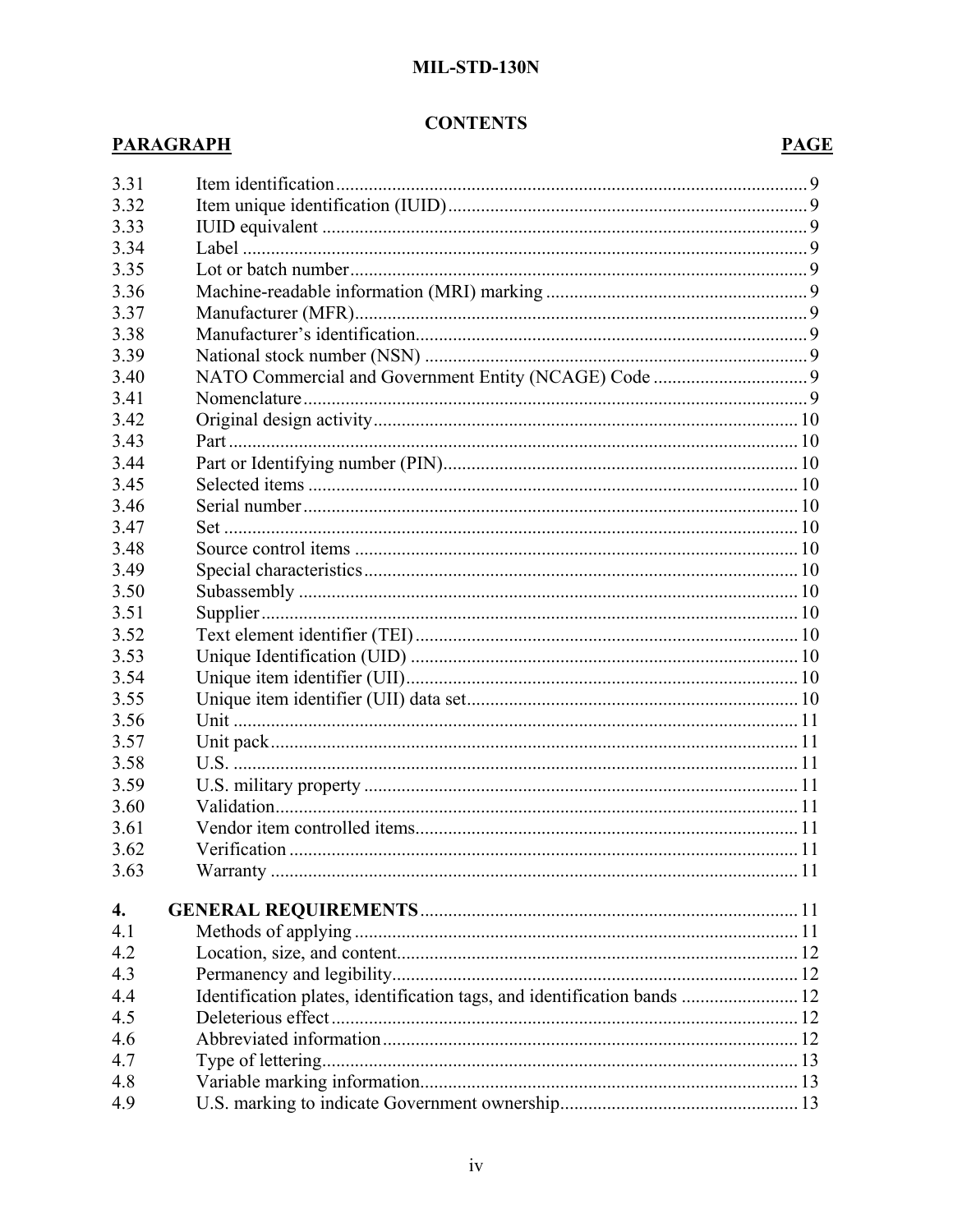**CONTENTS**

| PARAGRAPH | | PAGE |
|---|---|---|
| 3.31 | Item identification | 9 |
| 3.32 | Item unique identification (IUID) | 9 |
| 3.33 | IUID equivalent | 9 |
| 3.34 | Label | 9 |
| 3.35 | Lot or batch number | 9 |
| 3.36 | Machine-readable information (MRI) marking | 9 |
| 3.37 | Manufacturer (MFR) | 9 |
| 3.38 | Manufacturer's identification | 9 |
| 3.39 | National stock number (NSN) | 9 |
| 3.40 | NATO Commercial and Government Entity (NCAGE) Code | 9 |
| 3.41 | Nomenclature | 9 |
| 3.42 | Original design activity | 10 |
| 3.43 | Part | 10 |
| 3.44 | Part or Identifying number (PIN) | 10 |
| 3.45 | Selected items | 10 |
| 3.46 | Serial number | 10 |
| 3.47 | Set | 10 |
| 3.48 | Source control items | 10 |
| 3.49 | Special characteristics | 10 |
| 3.50 | Subassembly | 10 |
| 3.51 | Supplier | 10 |
| 3.52 | Text element identifier (TEI) | 10 |
| 3.53 | Unique Identification (UID) | 10 |
| 3.54 | Unique item identifier (UII) | 10 |
| 3.55 | Unique item identifier (UII) data set | 10 |
| 3.56 | Unit | 11 |
| 3.57 | Unit pack | 11 |
| 3.58 | U.S. | 11 |
| 3.59 | U.S. military property | 11 |
| 3.60 | Validation | 11 |
| 3.61 | Vendor item controlled items | 11 |
| 3.62 | Verification | 11 |
| 3.63 | Warranty | 11 |
| **4.** | **GENERAL REQUIREMENTS** | 11 |
| 4.1 | Methods of applying | 11 |
| 4.2 | Location, size, and content | 12 |
| 4.3 | Permanency and legibility | 12 |
| 4.4 | Identification plates, identification tags, and identification bands | 12 |
| 4.5 | Deleterious effect | 12 |
| 4.6 | Abbreviated information | 12 |
| 4.7 | Type of lettering | 13 |
| 4.8 | Variable marking information | 13 |
| 4.9 | U.S. marking to indicate Government ownership | 13 |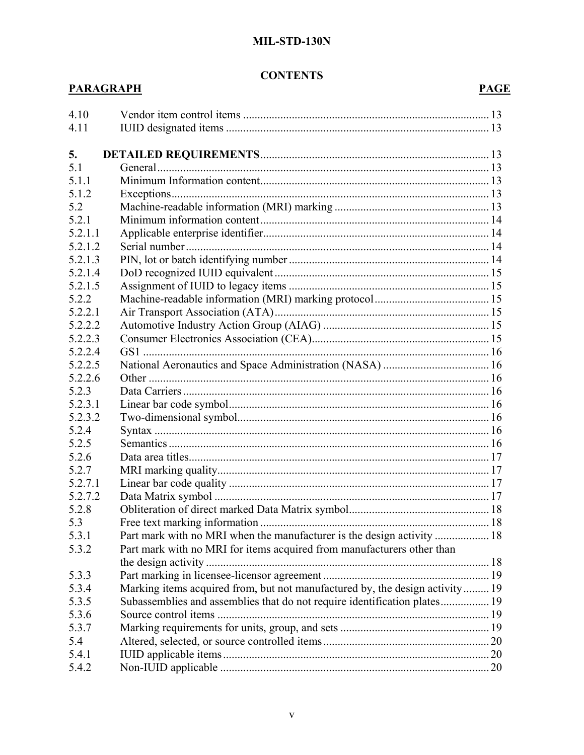## CONTENTS

| PARAGRAPH | | PAGE |
|---|---|---|
| 4.10 | Vendor item control items | 13 |
| 4.11 | IUID designated items | 13 |
| **5.** | **DETAILED REQUIREMENTS** | 13 |
| 5.1 | General | 13 |
| 5.1.1 | Minimum Information content | 13 |
| 5.1.2 | Exceptions | 13 |
| 5.2 | Machine-readable information (MRI) marking | 13 |
| 5.2.1 | Minimum information content | 14 |
| 5.2.1.1 | Applicable enterprise identifier | 14 |
| 5.2.1.2 | Serial number | 14 |
| 5.2.1.3 | PIN, lot or batch identifying number | 14 |
| 5.2.1.4 | DoD recognized IUID equivalent | 15 |
| 5.2.1.5 | Assignment of IUID to legacy items | 15 |
| 5.2.2 | Machine-readable information (MRI) marking protocol | 15 |
| 5.2.2.1 | Air Transport Association (ATA) | 15 |
| 5.2.2.2 | Automotive Industry Action Group (AIAG) | 15 |
| 5.2.2.3 | Consumer Electronics Association (CEA) | 15 |
| 5.2.2.4 | GS1 | 16 |
| 5.2.2.5 | National Aeronautics and Space Administration (NASA) | 16 |
| 5.2.2.6 | Other | 16 |
| 5.2.3 | Data Carriers | 16 |
| 5.2.3.1 | Linear bar code symbol | 16 |
| 5.2.3.2 | Two-dimensional symbol | 16 |
| 5.2.4 | Syntax | 16 |
| 5.2.5 | Semantics | 16 |
| 5.2.6 | Data area titles | 17 |
| 5.2.7 | MRI marking quality | 17 |
| 5.2.7.1 | Linear bar code quality | 17 |
| 5.2.7.2 | Data Matrix symbol | 17 |
| 5.2.8 | Obliteration of direct marked Data Matrix symbol | 18 |
| 5.3 | Free text marking information | 18 |
| 5.3.1 | Part mark with no MRI when the manufacturer is the design activity | 18 |
| 5.3.2 | Part mark with no MRI for items acquired from manufacturers other than the design activity | 18 |
| 5.3.3 | Part marking in licensee-licensor agreement | 19 |
| 5.3.4 | Marking items acquired from, but not manufactured by, the design activity | 19 |
| 5.3.5 | Subassemblies and assemblies that do not require identification plates | 19 |
| 5.3.6 | Source control items | 19 |
| 5.3.7 | Marking requirements for units, group, and sets | 19 |
| 5.4 | Altered, selected, or source controlled items | 20 |
| 5.4.1 | IUID applicable items | 20 |
| 5.4.2 | Non-IUID applicable | 20 |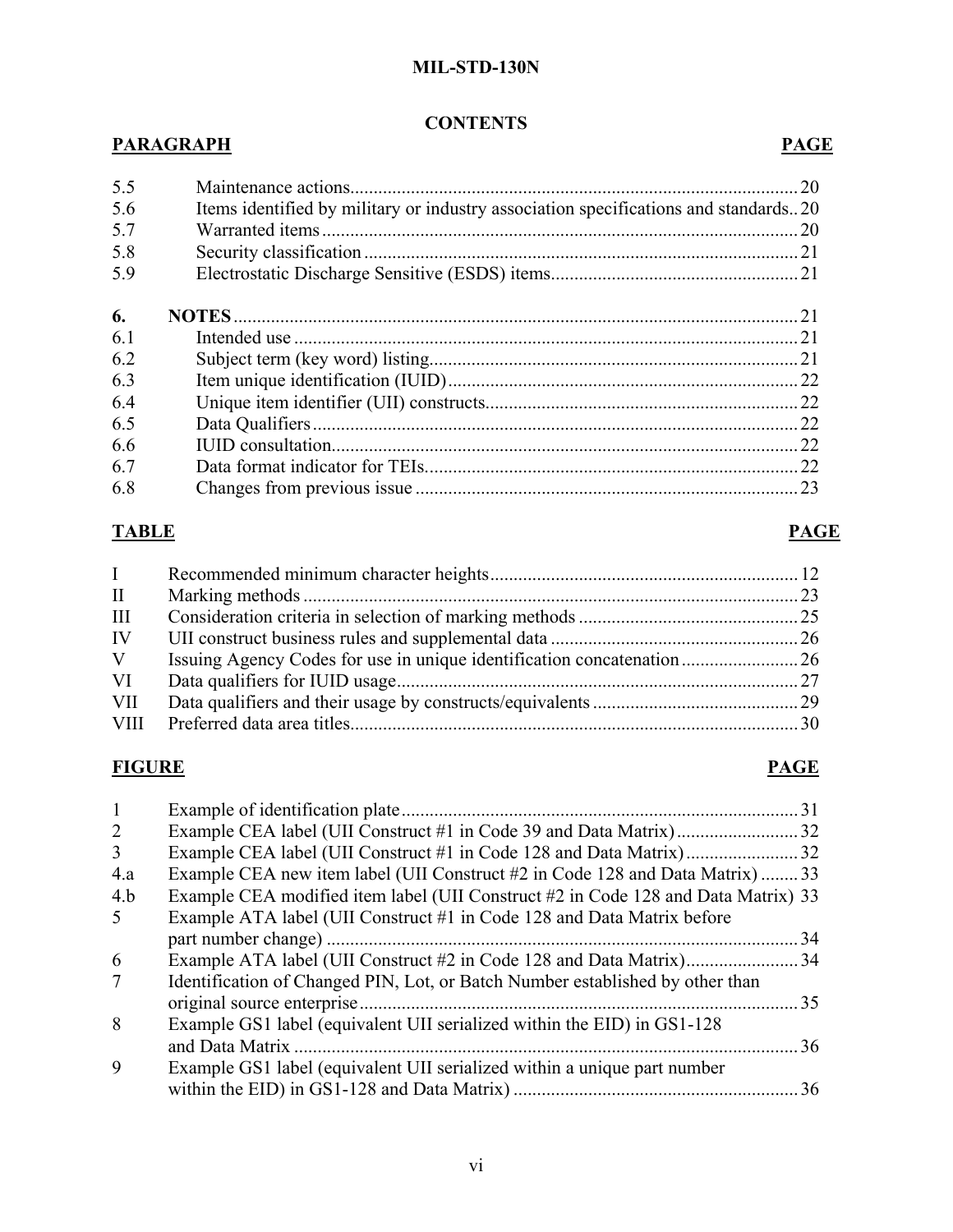## CONTENTS

| PARAGRAPH | | PAGE |
|---|---|---|
| 5.5 | Maintenance actions | 20 |
| 5.6 | Items identified by military or industry association specifications and standards | 20 |
| 5.7 | Warranted items | 20 |
| 5.8 | Security classification | 21 |
| 5.9 | Electrostatic Discharge Sensitive (ESDS) items | 21 |
| **6.** | **NOTES** | 21 |
| 6.1 | Intended use | 21 |
| 6.2 | Subject term (key word) listing | 21 |
| 6.3 | Item unique identification (IUID) | 22 |
| 6.4 | Unique item identifier (UII) constructs | 22 |
| 6.5 | Data Qualifiers | 22 |
| 6.6 | IUID consultation | 22 |
| 6.7 | Data format indicator for TEIs | 22 |
| 6.8 | Changes from previous issue | 23 |

| TABLE | | PAGE |
|---|---|---|
| I | Recommended minimum character heights | 12 |
| II | Marking methods | 23 |
| III | Consideration criteria in selection of marking methods | 25 |
| IV | UII construct business rules and supplemental data | 26 |
| V | Issuing Agency Codes for use in unique identification concatenation | 26 |
| VI | Data qualifiers for IUID usage | 27 |
| VII | Data qualifiers and their usage by constructs/equivalents | 29 |
| VIII | Preferred data area titles | 30 |

| FIGURE | | PAGE |
|---|---|---|
| 1 | Example of identification plate | 31 |
| 2 | Example CEA label (UII Construct #1 in Code 39 and Data Matrix) | 32 |
| 3 | Example CEA label (UII Construct #1 in Code 128 and Data Matrix) | 32 |
| 4.a | Example CEA new item label (UII Construct #2 in Code 128 and Data Matrix) | 33 |
| 4.b | Example CEA modified item label (UII Construct #2 in Code 128 and Data Matrix) | 33 |
| 5 | Example ATA label (UII Construct #1 in Code 128 and Data Matrix before part number change) | 34 |
| 6 | Example ATA label (UII Construct #2 in Code 128 and Data Matrix) | 34 |
| 7 | Identification of Changed PIN, Lot, or Batch Number established by other than original source enterprise | 35 |
| 8 | Example GS1 label (equivalent UII serialized within the EID) in GS1-128 and Data Matrix | 36 |
| 9 | Example GS1 label (equivalent UII serialized within a unique part number within the EID) in GS1-128 and Data Matrix) | 36 |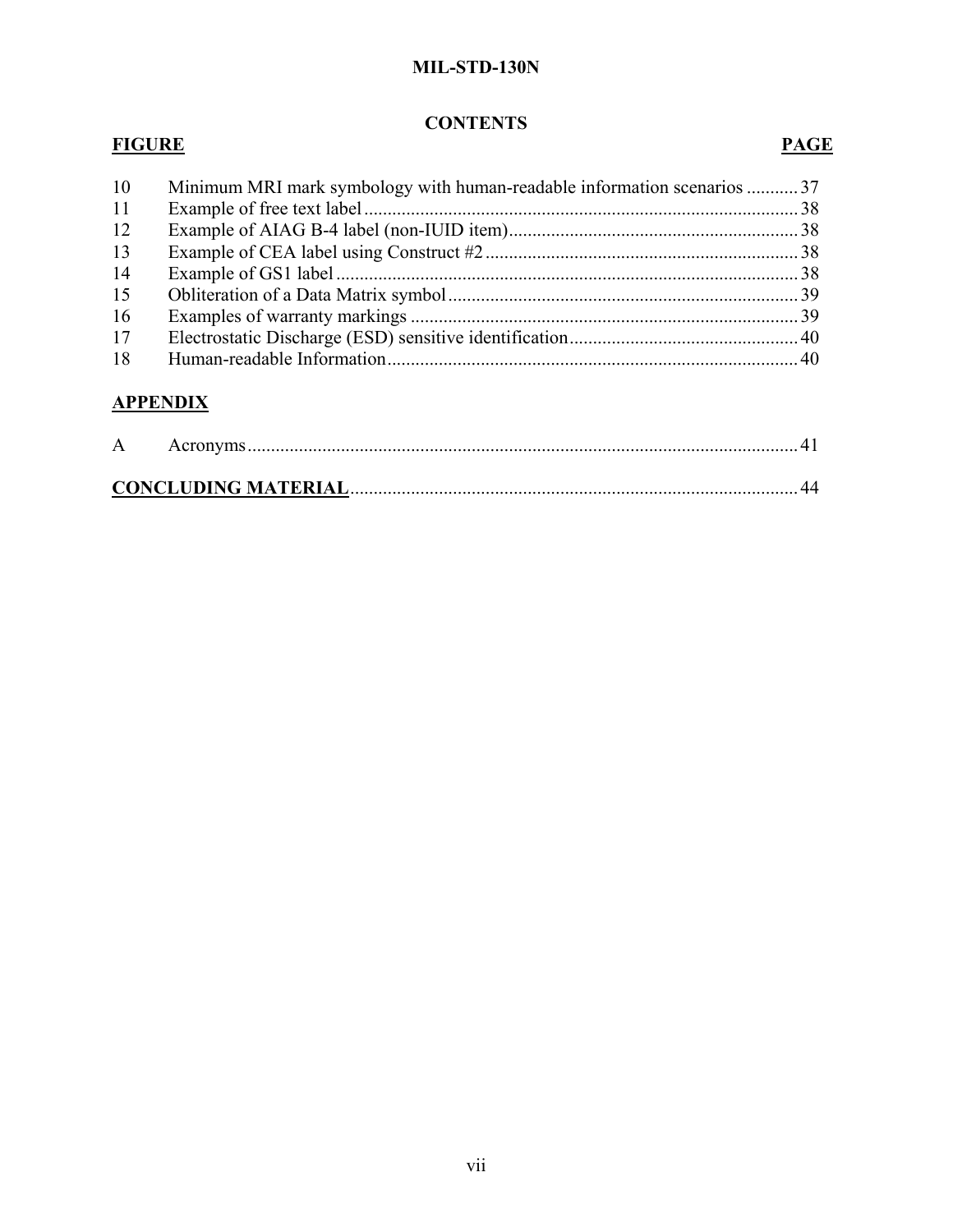## CONTENTS

| FIGURE | | PAGE |
|---|---|---|
| 10 | Minimum MRI mark symbology with human-readable information scenarios | 37 |
| 11 | Example of free text label | 38 |
| 12 | Example of AIAG B-4 label (non-IUID item) | 38 |
| 13 | Example of CEA label using Construct #2 | 38 |
| 14 | Example of GS1 label | 38 |
| 15 | Obliteration of a Data Matrix symbol | 39 |
| 16 | Examples of warranty markings | 39 |
| 17 | Electrostatic Discharge (ESD) sensitive identification | 40 |
| 18 | Human-readable Information | 40 |

**APPENDIX**

| | | |
|---|---|---|
| A | Acronyms | 41 |

**CONCLUDING MATERIAL** ... 44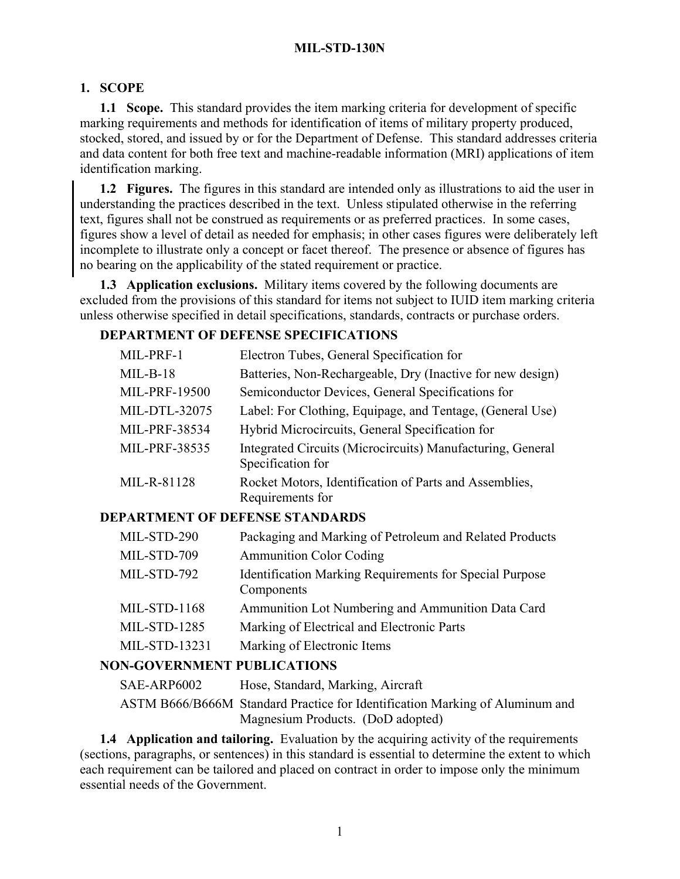## 1. SCOPE

**1.1 Scope.** This standard provides the item marking criteria for development of specific marking requirements and methods for identification of items of military property produced, stocked, stored, and issued by or for the Department of Defense. This standard addresses criteria and data content for both free text and machine-readable information (MRI) applications of item identification marking.

**1.2 Figures.** The figures in this standard are intended only as illustrations to aid the user in understanding the practices described in the text. Unless stipulated otherwise in the referring text, figures shall not be construed as requirements or as preferred practices. In some cases, figures show a level of detail as needed for emphasis; in other cases figures were deliberately left incomplete to illustrate only a concept or facet thereof. The presence or absence of figures has no bearing on the applicability of the stated requirement or practice.

**1.3 Application exclusions.** Military items covered by the following documents are excluded from the provisions of this standard for items not subject to IUID item marking criteria unless otherwise specified in detail specifications, standards, contracts or purchase orders.

**DEPARTMENT OF DEFENSE SPECIFICATIONS**

| | |
|---|---|
| MIL-PRF-1 | Electron Tubes, General Specification for |
| MIL-B-18 | Batteries, Non-Rechargeable, Dry (Inactive for new design) |
| MIL-PRF-19500 | Semiconductor Devices, General Specifications for |
| MIL-DTL-32075 | Label: For Clothing, Equipage, and Tentage, (General Use) |
| MIL-PRF-38534 | Hybrid Microcircuits, General Specification for |
| MIL-PRF-38535 | Integrated Circuits (Microcircuits) Manufacturing, General Specification for |
| MIL-R-81128 | Rocket Motors, Identification of Parts and Assemblies, Requirements for |

**DEPARTMENT OF DEFENSE STANDARDS**

| | |
|---|---|
| MIL-STD-290 | Packaging and Marking of Petroleum and Related Products |
| MIL-STD-709 | Ammunition Color Coding |
| MIL-STD-792 | Identification Marking Requirements for Special Purpose Components |
| MIL-STD-1168 | Ammunition Lot Numbering and Ammunition Data Card |
| MIL-STD-1285 | Marking of Electrical and Electronic Parts |
| MIL-STD-13231 | Marking of Electronic Items |

**NON-GOVERNMENT PUBLICATIONS**

| | |
|---|---|
| SAE-ARP6002 | Hose, Standard, Marking, Aircraft |
| ASTM B666/B666M | Standard Practice for Identification Marking of Aluminum and Magnesium Products. (DoD adopted) |

**1.4 Application and tailoring.** Evaluation by the acquiring activity of the requirements (sections, paragraphs, or sentences) in this standard is essential to determine the extent to which each requirement can be tailored and placed on contract in order to impose only the minimum essential needs of the Government.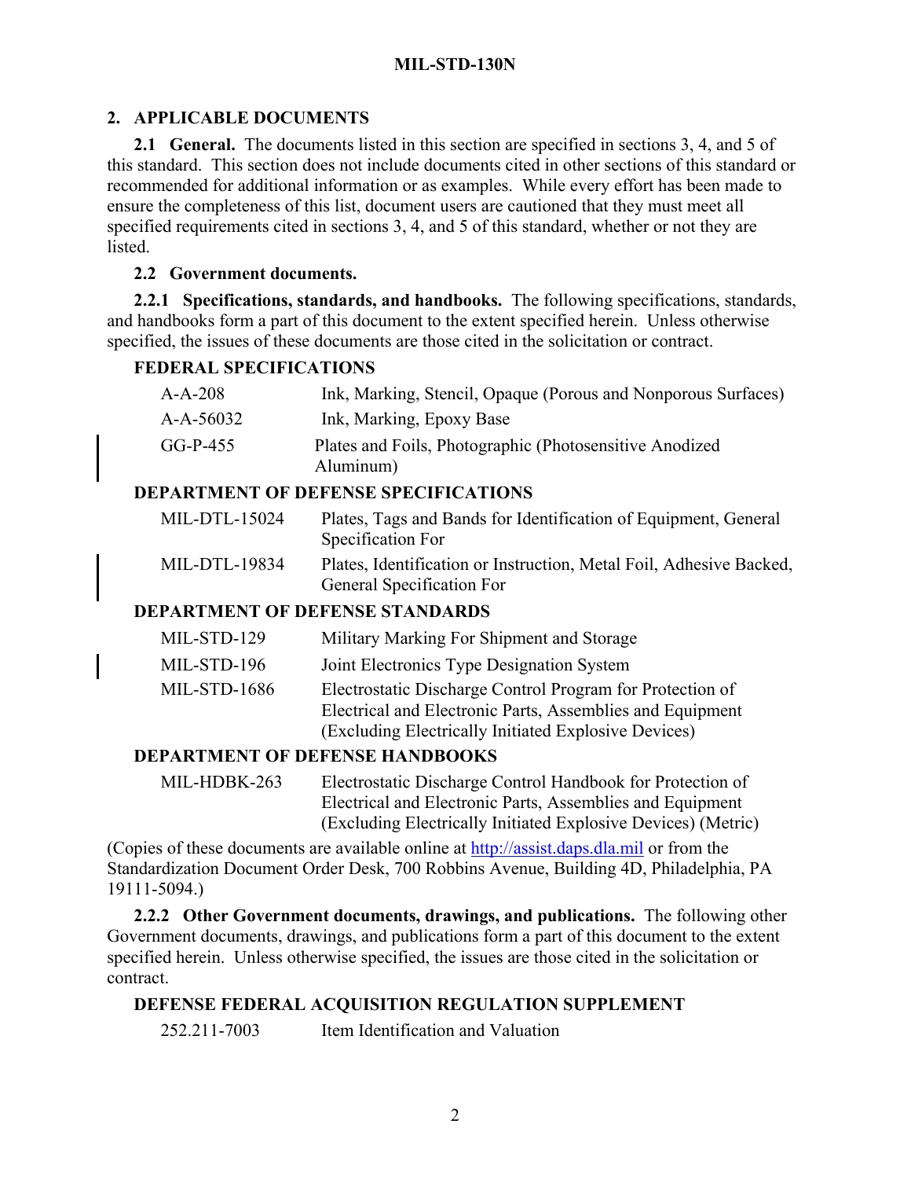## 2. APPLICABLE DOCUMENTS

**2.1 General.** The documents listed in this section are specified in sections 3, 4, and 5 of this standard. This section does not include documents cited in other sections of this standard or recommended for additional information or as examples. While every effort has been made to ensure the completeness of this list, document users are cautioned that they must meet all specified requirements cited in sections 3, 4, and 5 of this standard, whether or not they are listed.

**2.2 Government documents.**

**2.2.1 Specifications, standards, and handbooks.** The following specifications, standards, and handbooks form a part of this document to the extent specified herein. Unless otherwise specified, the issues of these documents are those cited in the solicitation or contract.

**FEDERAL SPECIFICATIONS**

| | |
|---|---|
| A-A-208 | Ink, Marking, Stencil, Opaque (Porous and Nonporous Surfaces) |
| A-A-56032 | Ink, Marking, Epoxy Base |
| GG-P-455 | Plates and Foils, Photographic (Photosensitive Anodized Aluminum) |

**DEPARTMENT OF DEFENSE SPECIFICATIONS**

| | |
|---|---|
| MIL-DTL-15024 | Plates, Tags and Bands for Identification of Equipment, General Specification For |
| MIL-DTL-19834 | Plates, Identification or Instruction, Metal Foil, Adhesive Backed, General Specification For |

**DEPARTMENT OF DEFENSE STANDARDS**

| | |
|---|---|
| MIL-STD-129 | Military Marking For Shipment and Storage |
| MIL-STD-196 | Joint Electronics Type Designation System |
| MIL-STD-1686 | Electrostatic Discharge Control Program for Protection of Electrical and Electronic Parts, Assemblies and Equipment (Excluding Electrically Initiated Explosive Devices) |

**DEPARTMENT OF DEFENSE HANDBOOKS**

| | |
|---|---|
| MIL-HDBK-263 | Electrostatic Discharge Control Handbook for Protection of Electrical and Electronic Parts, Assemblies and Equipment (Excluding Electrically Initiated Explosive Devices) (Metric) |

(Copies of these documents are available online at http://assist.daps.dla.mil or from the Standardization Document Order Desk, 700 Robbins Avenue, Building 4D, Philadelphia, PA 19111-5094.)

**2.2.2 Other Government documents, drawings, and publications.** The following other Government documents, drawings, and publications form a part of this document to the extent specified herein. Unless otherwise specified, the issues are those cited in the solicitation or contract.

**DEFENSE FEDERAL ACQUISITION REGULATION SUPPLEMENT**

| | |
|---|---|
| 252.211-7003 | Item Identification and Valuation |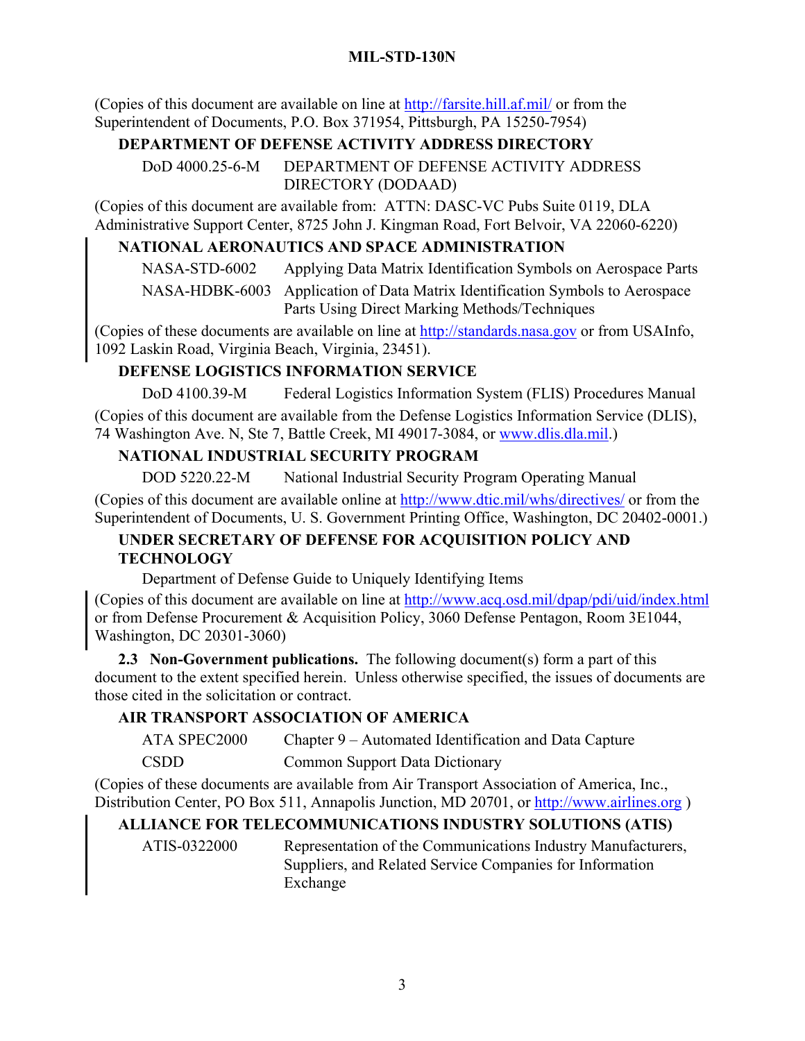(Copies of this document are available on line at http://farsite.hill.af.mil/ or from the Superintendent of Documents, P.O. Box 371954, Pittsburgh, PA 15250-7954)

**DEPARTMENT OF DEFENSE ACTIVITY ADDRESS DIRECTORY**

| | |
|---|---|
| DoD 4000.25-6-M | DEPARTMENT OF DEFENSE ACTIVITY ADDRESS DIRECTORY (DODAAD) |

(Copies of this document are available from: ATTN: DASC-VC Pubs Suite 0119, DLA Administrative Support Center, 8725 John J. Kingman Road, Fort Belvoir, VA 22060-6220)

**NATIONAL AERONAUTICS AND SPACE ADMINISTRATION**

| | |
|---|---|
| NASA-STD-6002 | Applying Data Matrix Identification Symbols on Aerospace Parts |
| NASA-HDBK-6003 | Application of Data Matrix Identification Symbols to Aerospace Parts Using Direct Marking Methods/Techniques |

(Copies of these documents are available on line at http://standards.nasa.gov or from USAInfo, 1092 Laskin Road, Virginia Beach, Virginia, 23451).

**DEFENSE LOGISTICS INFORMATION SERVICE**

| | |
|---|---|
| DoD 4100.39-M | Federal Logistics Information System (FLIS) Procedures Manual |

(Copies of this document are available from the Defense Logistics Information Service (DLIS), 74 Washington Ave. N, Ste 7, Battle Creek, MI 49017-3084, or www.dlis.dla.mil.)

**NATIONAL INDUSTRIAL SECURITY PROGRAM**

| | |
|---|---|
| DOD 5220.22-M | National Industrial Security Program Operating Manual |

(Copies of this document are available online at http://www.dtic.mil/whs/directives/ or from the Superintendent of Documents, U. S. Government Printing Office, Washington, DC 20402-0001.)

**UNDER SECRETARY OF DEFENSE FOR ACQUISITION POLICY AND TECHNOLOGY**

Department of Defense Guide to Uniquely Identifying Items

(Copies of this document are available on line at http://www.acq.osd.mil/dpap/pdi/uid/index.html or from Defense Procurement & Acquisition Policy, 3060 Defense Pentagon, Room 3E1044, Washington, DC 20301-3060)

**2.3 Non-Government publications.** The following document(s) form a part of this document to the extent specified herein. Unless otherwise specified, the issues of documents are those cited in the solicitation or contract.

**AIR TRANSPORT ASSOCIATION OF AMERICA**

| | |
|---|---|
| ATA SPEC2000 | Chapter 9 – Automated Identification and Data Capture |
| CSDD | Common Support Data Dictionary |

(Copies of these documents are available from Air Transport Association of America, Inc., Distribution Center, PO Box 511, Annapolis Junction, MD 20701, or http://www.airlines.org )

**ALLIANCE FOR TELECOMMUNICATIONS INDUSTRY SOLUTIONS (ATIS)**

| | |
|---|---|
| ATIS-0322000 | Representation of the Communications Industry Manufacturers, Suppliers, and Related Service Companies for Information Exchange |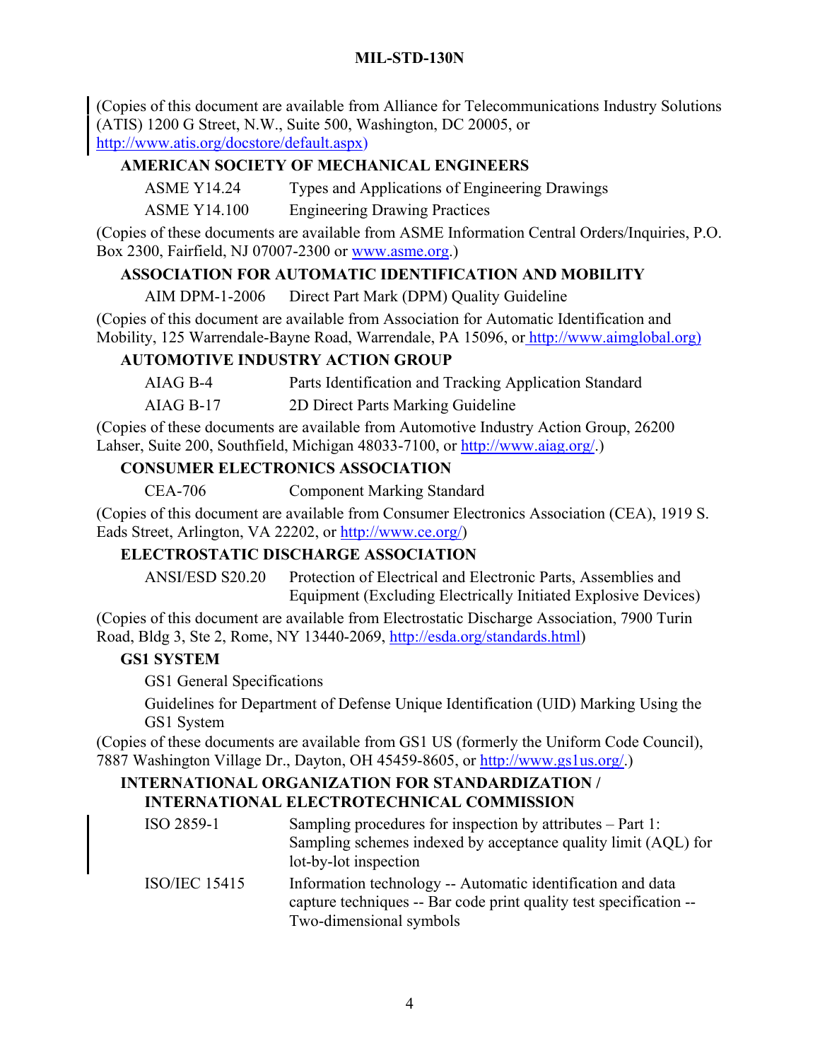(Copies of this document are available from Alliance for Telecommunications Industry Solutions (ATIS) 1200 G Street, N.W., Suite 500, Washington, DC 20005, or http://www.atis.org/docstore/default.aspx)

**AMERICAN SOCIETY OF MECHANICAL ENGINEERS**

| | |
|---|---|
| ASME Y14.24 | Types and Applications of Engineering Drawings |
| ASME Y14.100 | Engineering Drawing Practices |

(Copies of these documents are available from ASME Information Central Orders/Inquiries, P.O. Box 2300, Fairfield, NJ 07007-2300 or www.asme.org.)

**ASSOCIATION FOR AUTOMATIC IDENTIFICATION AND MOBILITY**

| | |
|---|---|
| AIM DPM-1-2006 | Direct Part Mark (DPM) Quality Guideline |

(Copies of this document are available from Association for Automatic Identification and Mobility, 125 Warrendale-Bayne Road, Warrendale, PA 15096, or http://www.aimglobal.org)

**AUTOMOTIVE INDUSTRY ACTION GROUP**

| | |
|---|---|
| AIAG B-4 | Parts Identification and Tracking Application Standard |
| AIAG B-17 | 2D Direct Parts Marking Guideline |

(Copies of these documents are available from Automotive Industry Action Group, 26200 Lahser, Suite 200, Southfield, Michigan 48033-7100, or http://www.aiag.org/.)

**CONSUMER ELECTRONICS ASSOCIATION**

| | |
|---|---|
| CEA-706 | Component Marking Standard |

(Copies of this document are available from Consumer Electronics Association (CEA), 1919 S. Eads Street, Arlington, VA 22202, or http://www.ce.org/)

**ELECTROSTATIC DISCHARGE ASSOCIATION**

| | |
|---|---|
| ANSI/ESD S20.20 | Protection of Electrical and Electronic Parts, Assemblies and Equipment (Excluding Electrically Initiated Explosive Devices) |

(Copies of this document are available from Electrostatic Discharge Association, 7900 Turin Road, Bldg 3, Ste 2, Rome, NY 13440-2069, http://esda.org/standards.html)

**GS1 SYSTEM**

GS1 General Specifications

Guidelines for Department of Defense Unique Identification (UID) Marking Using the GS1 System

(Copies of these documents are available from GS1 US (formerly the Uniform Code Council), 7887 Washington Village Dr., Dayton, OH 45459-8605, or http://www.gs1us.org/.)

**INTERNATIONAL ORGANIZATION FOR STANDARDIZATION / INTERNATIONAL ELECTROTECHNICAL COMMISSION**

| | |
|---|---|
| ISO 2859-1 | Sampling procedures for inspection by attributes – Part 1: Sampling schemes indexed by acceptance quality limit (AQL) for lot-by-lot inspection |
| ISO/IEC 15415 | Information technology -- Automatic identification and data capture techniques -- Bar code print quality test specification -- Two-dimensional symbols |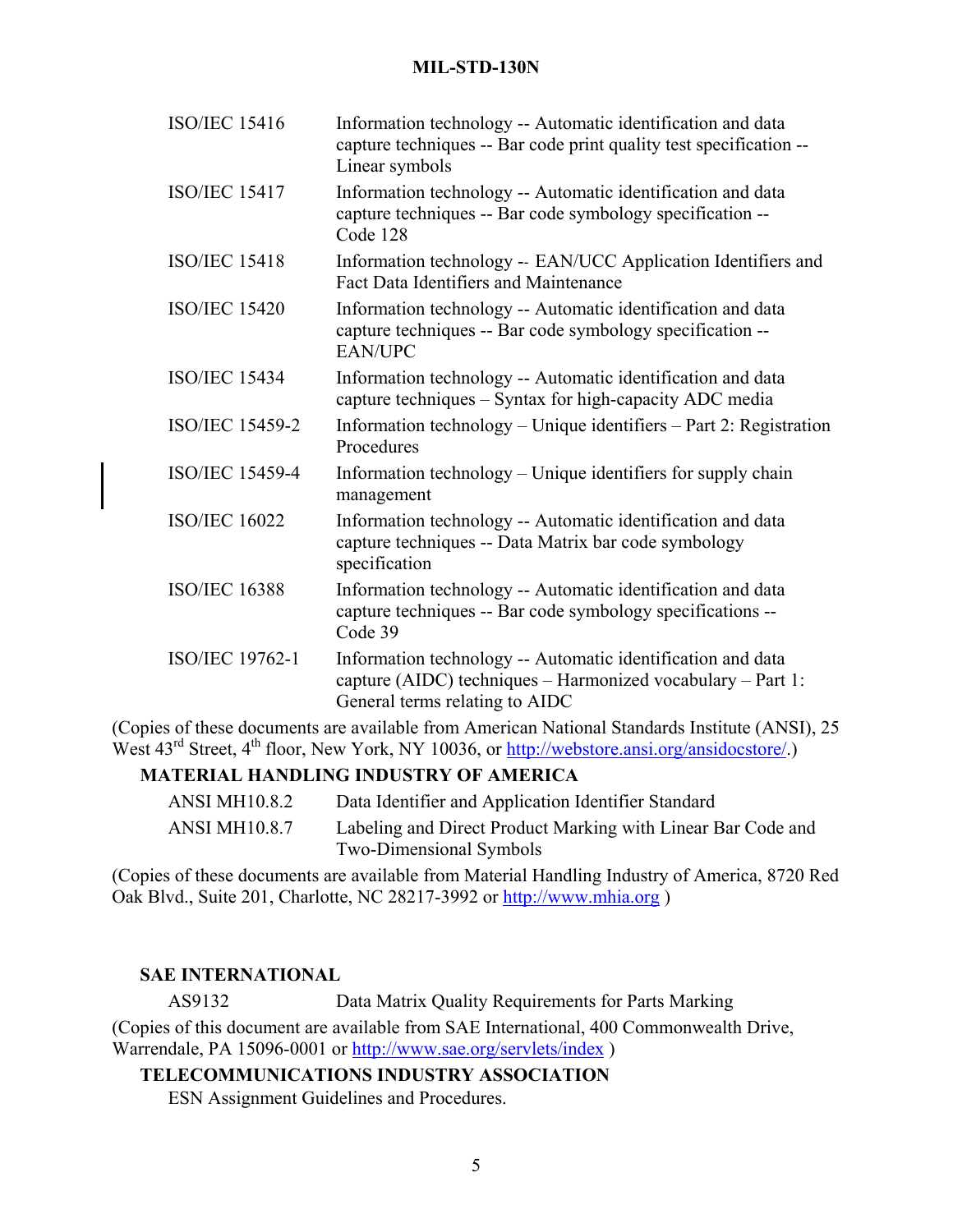| | |
|---|---|
| ISO/IEC 15416 | Information technology -- Automatic identification and data capture techniques -- Bar code print quality test specification -- Linear symbols |
| ISO/IEC 15417 | Information technology -- Automatic identification and data capture techniques -- Bar code symbology specification -- Code 128 |
| ISO/IEC 15418 | Information technology -- EAN/UCC Application Identifiers and Fact Data Identifiers and Maintenance |
| ISO/IEC 15420 | Information technology -- Automatic identification and data capture techniques -- Bar code symbology specification -- EAN/UPC |
| ISO/IEC 15434 | Information technology -- Automatic identification and data capture techniques – Syntax for high-capacity ADC media |
| ISO/IEC 15459-2 | Information technology – Unique identifiers – Part 2: Registration Procedures |
| ISO/IEC 15459-4 | Information technology – Unique identifiers for supply chain management |
| ISO/IEC 16022 | Information technology -- Automatic identification and data capture techniques -- Data Matrix bar code symbology specification |
| ISO/IEC 16388 | Information technology -- Automatic identification and data capture techniques -- Bar code symbology specifications -- Code 39 |
| ISO/IEC 19762-1 | Information technology -- Automatic identification and data capture (AIDC) techniques – Harmonized vocabulary – Part 1: General terms relating to AIDC |

(Copies of these documents are available from American National Standards Institute (ANSI), 25 West 43rd Street, 4th floor, New York, NY 10036, or http://webstore.ansi.org/ansidocstore/.)

**MATERIAL HANDLING INDUSTRY OF AMERICA**

| | |
|---|---|
| ANSI MH10.8.2 | Data Identifier and Application Identifier Standard |
| ANSI MH10.8.7 | Labeling and Direct Product Marking with Linear Bar Code and Two-Dimensional Symbols |

(Copies of these documents are available from Material Handling Industry of America, 8720 Red Oak Blvd., Suite 201, Charlotte, NC 28217-3992 or http://www.mhia.org )

**SAE INTERNATIONAL**

| | |
|---|---|
| AS9132 | Data Matrix Quality Requirements for Parts Marking |

(Copies of this document are available from SAE International, 400 Commonwealth Drive, Warrendale, PA 15096-0001 or http://www.sae.org/servlets/index )

**TELECOMMUNICATIONS INDUSTRY ASSOCIATION**

ESN Assignment Guidelines and Procedures.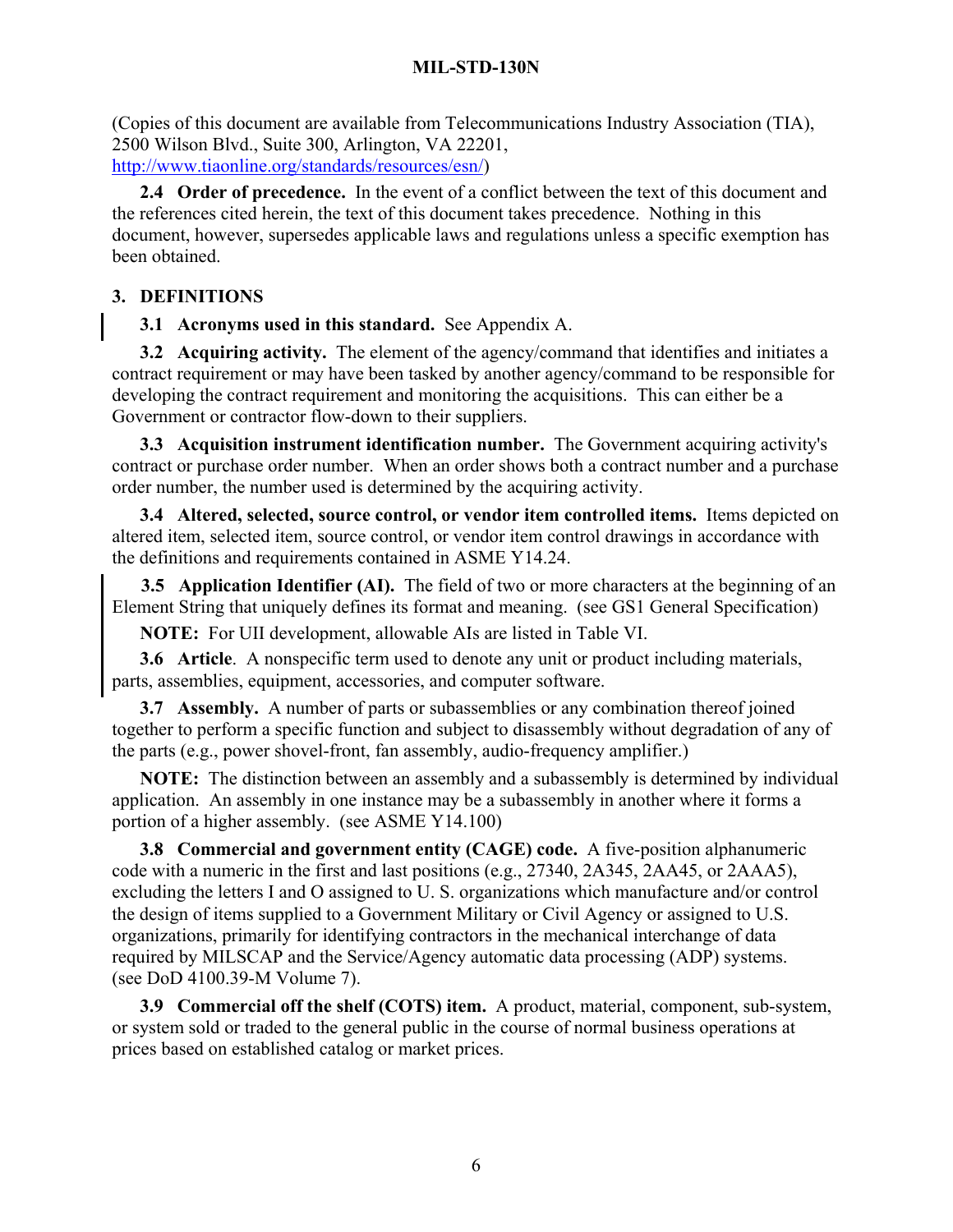(Copies of this document are available from Telecommunications Industry Association (TIA), 2500 Wilson Blvd., Suite 300, Arlington, VA 22201, http://www.tiaonline.org/standards/resources/esn/)

**2.4 Order of precedence.** In the event of a conflict between the text of this document and the references cited herein, the text of this document takes precedence. Nothing in this document, however, supersedes applicable laws and regulations unless a specific exemption has been obtained.

## 3. DEFINITIONS

**3.1 Acronyms used in this standard.** See Appendix A.

**3.2 Acquiring activity.** The element of the agency/command that identifies and initiates a contract requirement or may have been tasked by another agency/command to be responsible for developing the contract requirement and monitoring the acquisitions. This can either be a Government or contractor flow-down to their suppliers.

**3.3 Acquisition instrument identification number.** The Government acquiring activity's contract or purchase order number. When an order shows both a contract number and a purchase order number, the number used is determined by the acquiring activity.

**3.4 Altered, selected, source control, or vendor item controlled items.** Items depicted on altered item, selected item, source control, or vendor item control drawings in accordance with the definitions and requirements contained in ASME Y14.24.

**3.5 Application Identifier (AI).** The field of two or more characters at the beginning of an Element String that uniquely defines its format and meaning. (see GS1 General Specification)

**NOTE:** For UII development, allowable AIs are listed in Table VI.

**3.6 Article**. A nonspecific term used to denote any unit or product including materials, parts, assemblies, equipment, accessories, and computer software.

**3.7 Assembly.** A number of parts or subassemblies or any combination thereof joined together to perform a specific function and subject to disassembly without degradation of any of the parts (e.g., power shovel-front, fan assembly, audio-frequency amplifier.)

**NOTE:** The distinction between an assembly and a subassembly is determined by individual application. An assembly in one instance may be a subassembly in another where it forms a portion of a higher assembly. (see ASME Y14.100)

**3.8 Commercial and government entity (CAGE) code.** A five-position alphanumeric code with a numeric in the first and last positions (e.g., 27340, 2A345, 2AA45, or 2AAA5), excluding the letters I and O assigned to U. S. organizations which manufacture and/or control the design of items supplied to a Government Military or Civil Agency or assigned to U.S. organizations, primarily for identifying contractors in the mechanical interchange of data required by MILSCAP and the Service/Agency automatic data processing (ADP) systems. (see DoD 4100.39-M Volume 7).

**3.9 Commercial off the shelf (COTS) item.** A product, material, component, sub-system, or system sold or traded to the general public in the course of normal business operations at prices based on established catalog or market prices.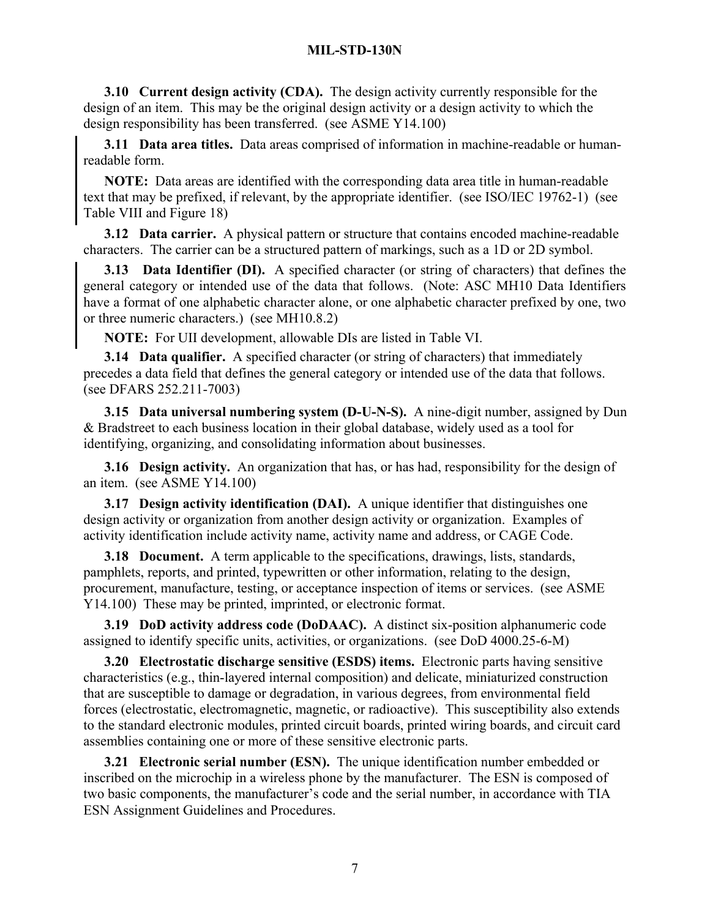**3.10 Current design activity (CDA).** The design activity currently responsible for the design of an item. This may be the original design activity or a design activity to which the design responsibility has been transferred. (see ASME Y14.100)

**3.11 Data area titles.** Data areas comprised of information in machine-readable or human-readable form.

**NOTE:** Data areas are identified with the corresponding data area title in human-readable text that may be prefixed, if relevant, by the appropriate identifier. (see ISO/IEC 19762-1) (see Table VIII and Figure 18)

**3.12 Data carrier.** A physical pattern or structure that contains encoded machine-readable characters. The carrier can be a structured pattern of markings, such as a 1D or 2D symbol.

**3.13 Data Identifier (DI).** A specified character (or string of characters) that defines the general category or intended use of the data that follows. (Note: ASC MH10 Data Identifiers have a format of one alphabetic character alone, or one alphabetic character prefixed by one, two or three numeric characters.) (see MH10.8.2)

**NOTE:** For UII development, allowable DIs are listed in Table VI.

**3.14 Data qualifier.** A specified character (or string of characters) that immediately precedes a data field that defines the general category or intended use of the data that follows. (see DFARS 252.211-7003)

**3.15 Data universal numbering system (D-U-N-S).** A nine-digit number, assigned by Dun & Bradstreet to each business location in their global database, widely used as a tool for identifying, organizing, and consolidating information about businesses.

**3.16 Design activity.** An organization that has, or has had, responsibility for the design of an item. (see ASME Y14.100)

**3.17 Design activity identification (DAI).** A unique identifier that distinguishes one design activity or organization from another design activity or organization. Examples of activity identification include activity name, activity name and address, or CAGE Code.

**3.18 Document.** A term applicable to the specifications, drawings, lists, standards, pamphlets, reports, and printed, typewritten or other information, relating to the design, procurement, manufacture, testing, or acceptance inspection of items or services. (see ASME Y14.100) These may be printed, imprinted, or electronic format.

**3.19 DoD activity address code (DoDAAC).** A distinct six-position alphanumeric code assigned to identify specific units, activities, or organizations. (see DoD 4000.25-6-M)

**3.20 Electrostatic discharge sensitive (ESDS) items.** Electronic parts having sensitive characteristics (e.g., thin-layered internal composition) and delicate, miniaturized construction that are susceptible to damage or degradation, in various degrees, from environmental field forces (electrostatic, electromagnetic, magnetic, or radioactive). This susceptibility also extends to the standard electronic modules, printed circuit boards, printed wiring boards, and circuit card assemblies containing one or more of these sensitive electronic parts.

**3.21 Electronic serial number (ESN).** The unique identification number embedded or inscribed on the microchip in a wireless phone by the manufacturer. The ESN is composed of two basic components, the manufacturer's code and the serial number, in accordance with TIA ESN Assignment Guidelines and Procedures.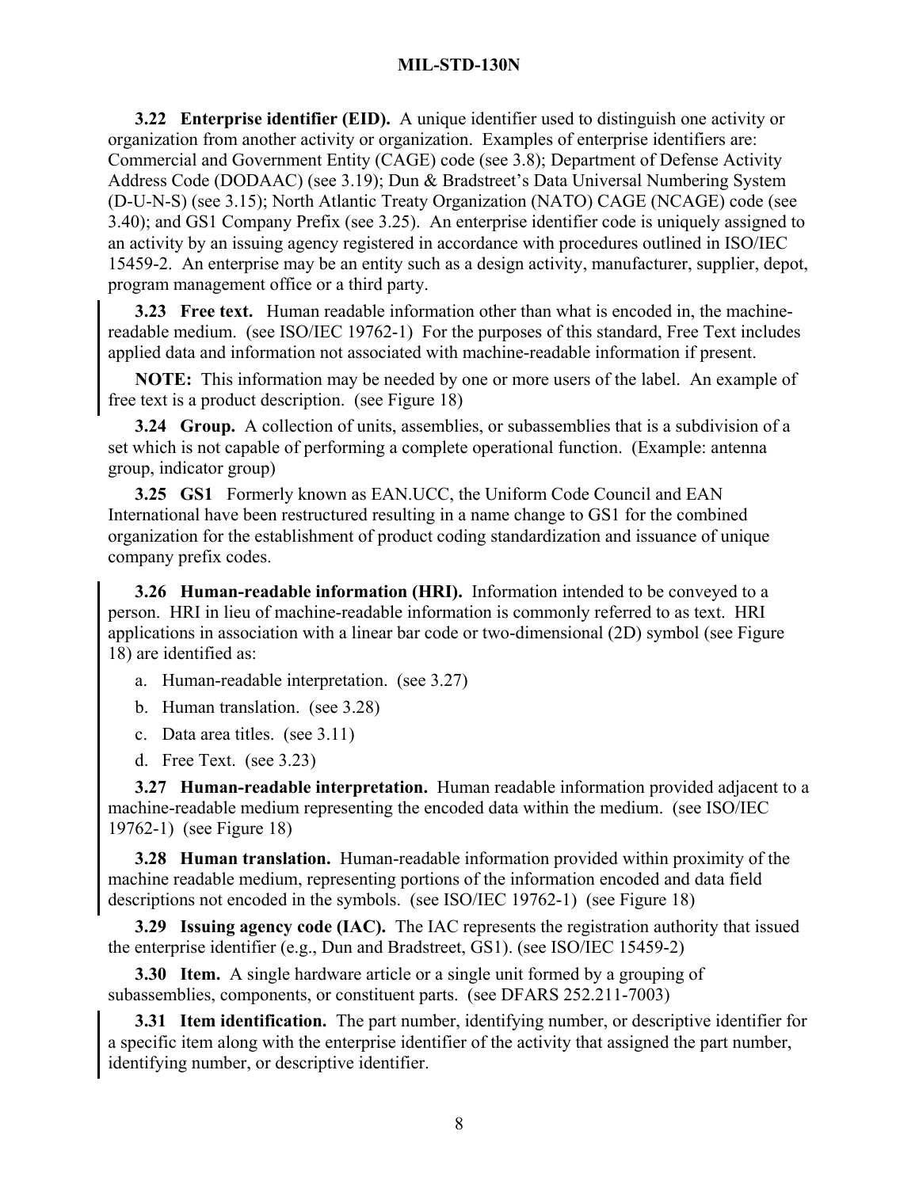**3.22 Enterprise identifier (EID).** A unique identifier used to distinguish one activity or organization from another activity or organization. Examples of enterprise identifiers are: Commercial and Government Entity (CAGE) code (see 3.8); Department of Defense Activity Address Code (DODAAC) (see 3.19); Dun & Bradstreet's Data Universal Numbering System (D-U-N-S) (see 3.15); North Atlantic Treaty Organization (NATO) CAGE (NCAGE) code (see 3.40); and GS1 Company Prefix (see 3.25). An enterprise identifier code is uniquely assigned to an activity by an issuing agency registered in accordance with procedures outlined in ISO/IEC 15459-2. An enterprise may be an entity such as a design activity, manufacturer, supplier, depot, program management office or a third party.

**3.23 Free text.** Human readable information other than what is encoded in, the machine-readable medium. (see ISO/IEC 19762-1) For the purposes of this standard, Free Text includes applied data and information not associated with machine-readable information if present.

**NOTE:** This information may be needed by one or more users of the label. An example of free text is a product description. (see Figure 18)

**3.24 Group.** A collection of units, assemblies, or subassemblies that is a subdivision of a set which is not capable of performing a complete operational function. (Example: antenna group, indicator group)

**3.25 GS1** Formerly known as EAN.UCC, the Uniform Code Council and EAN International have been restructured resulting in a name change to GS1 for the combined organization for the establishment of product coding standardization and issuance of unique company prefix codes.

**3.26 Human-readable information (HRI).** Information intended to be conveyed to a person. HRI in lieu of machine-readable information is commonly referred to as text. HRI applications in association with a linear bar code or two-dimensional (2D) symbol (see Figure 18) are identified as:

a. Human-readable interpretation. (see 3.27)

b. Human translation. (see 3.28)

c. Data area titles. (see 3.11)

d. Free Text. (see 3.23)

**3.27 Human-readable interpretation.** Human readable information provided adjacent to a machine-readable medium representing the encoded data within the medium. (see ISO/IEC 19762-1) (see Figure 18)

**3.28 Human translation.** Human-readable information provided within proximity of the machine readable medium, representing portions of the information encoded and data field descriptions not encoded in the symbols. (see ISO/IEC 19762-1) (see Figure 18)

**3.29 Issuing agency code (IAC).** The IAC represents the registration authority that issued the enterprise identifier (e.g., Dun and Bradstreet, GS1). (see ISO/IEC 15459-2)

**3.30 Item.** A single hardware article or a single unit formed by a grouping of subassemblies, components, or constituent parts. (see DFARS 252.211-7003)

**3.31 Item identification.** The part number, identifying number, or descriptive identifier for a specific item along with the enterprise identifier of the activity that assigned the part number, identifying number, or descriptive identifier.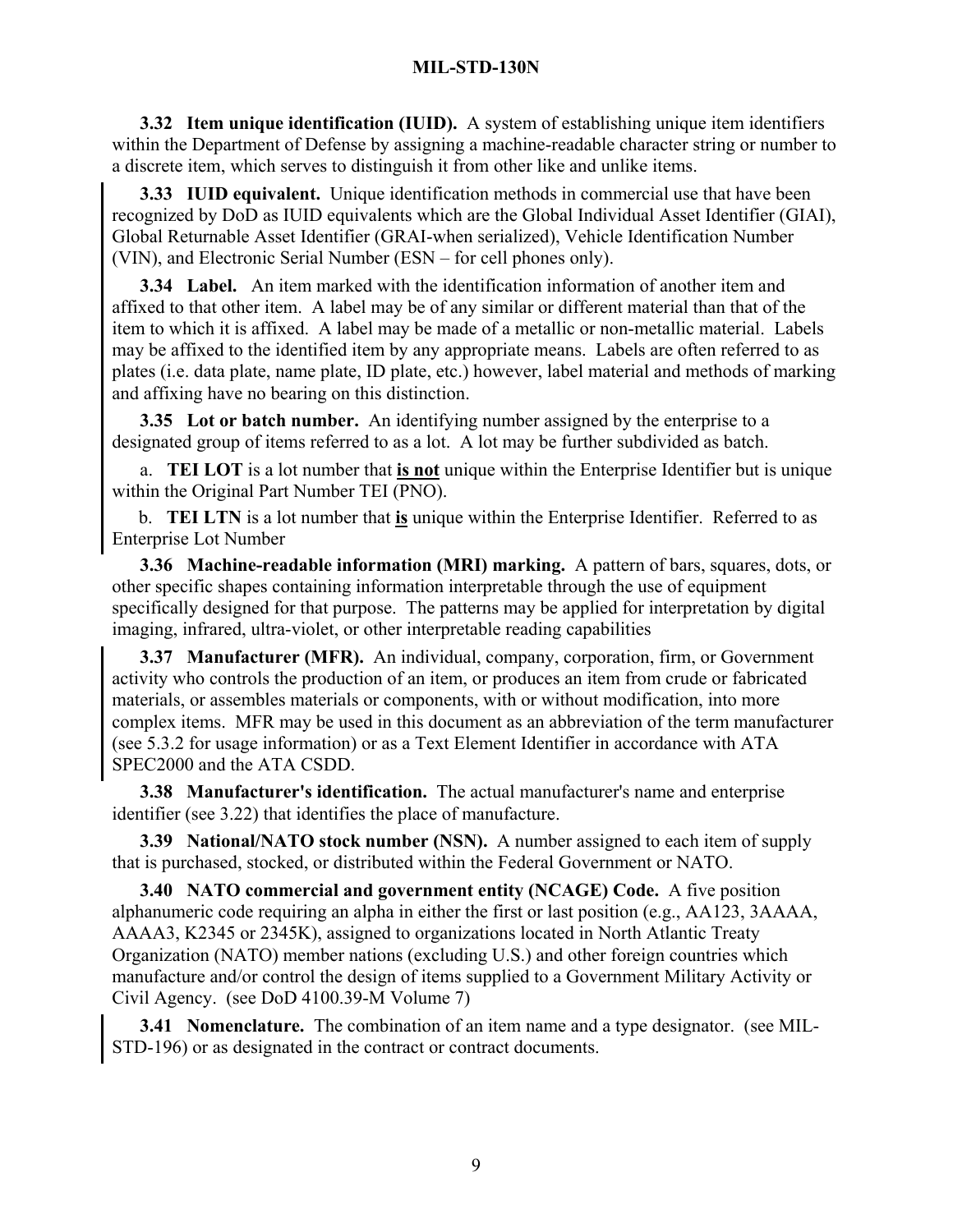**3.32 Item unique identification (IUID).** A system of establishing unique item identifiers within the Department of Defense by assigning a machine-readable character string or number to a discrete item, which serves to distinguish it from other like and unlike items.

**3.33 IUID equivalent.** Unique identification methods in commercial use that have been recognized by DoD as IUID equivalents which are the Global Individual Asset Identifier (GIAI), Global Returnable Asset Identifier (GRAI-when serialized), Vehicle Identification Number (VIN), and Electronic Serial Number (ESN – for cell phones only).

**3.34 Label.** An item marked with the identification information of another item and affixed to that other item. A label may be of any similar or different material than that of the item to which it is affixed. A label may be made of a metallic or non-metallic material. Labels may be affixed to the identified item by any appropriate means. Labels are often referred to as plates (i.e. data plate, name plate, ID plate, etc.) however, label material and methods of marking and affixing have no bearing on this distinction.

**3.35 Lot or batch number.** An identifying number assigned by the enterprise to a designated group of items referred to as a lot. A lot may be further subdivided as batch.

a. **TEI LOT** is a lot number that **is not** unique within the Enterprise Identifier but is unique within the Original Part Number TEI (PNO).

b. **TEI LTN** is a lot number that **is** unique within the Enterprise Identifier. Referred to as Enterprise Lot Number

**3.36 Machine-readable information (MRI) marking.** A pattern of bars, squares, dots, or other specific shapes containing information interpretable through the use of equipment specifically designed for that purpose. The patterns may be applied for interpretation by digital imaging, infrared, ultra-violet, or other interpretable reading capabilities

**3.37 Manufacturer (MFR).** An individual, company, corporation, firm, or Government activity who controls the production of an item, or produces an item from crude or fabricated materials, or assembles materials or components, with or without modification, into more complex items. MFR may be used in this document as an abbreviation of the term manufacturer (see 5.3.2 for usage information) or as a Text Element Identifier in accordance with ATA SPEC2000 and the ATA CSDD.

**3.38 Manufacturer's identification.** The actual manufacturer's name and enterprise identifier (see 3.22) that identifies the place of manufacture.

**3.39 National/NATO stock number (NSN).** A number assigned to each item of supply that is purchased, stocked, or distributed within the Federal Government or NATO.

**3.40 NATO commercial and government entity (NCAGE) Code.** A five position alphanumeric code requiring an alpha in either the first or last position (e.g., AA123, 3AAAA, AAAA3, K2345 or 2345K), assigned to organizations located in North Atlantic Treaty Organization (NATO) member nations (excluding U.S.) and other foreign countries which manufacture and/or control the design of items supplied to a Government Military Activity or Civil Agency. (see DoD 4100.39-M Volume 7)

**3.41 Nomenclature.** The combination of an item name and a type designator. (see MIL-STD-196) or as designated in the contract or contract documents.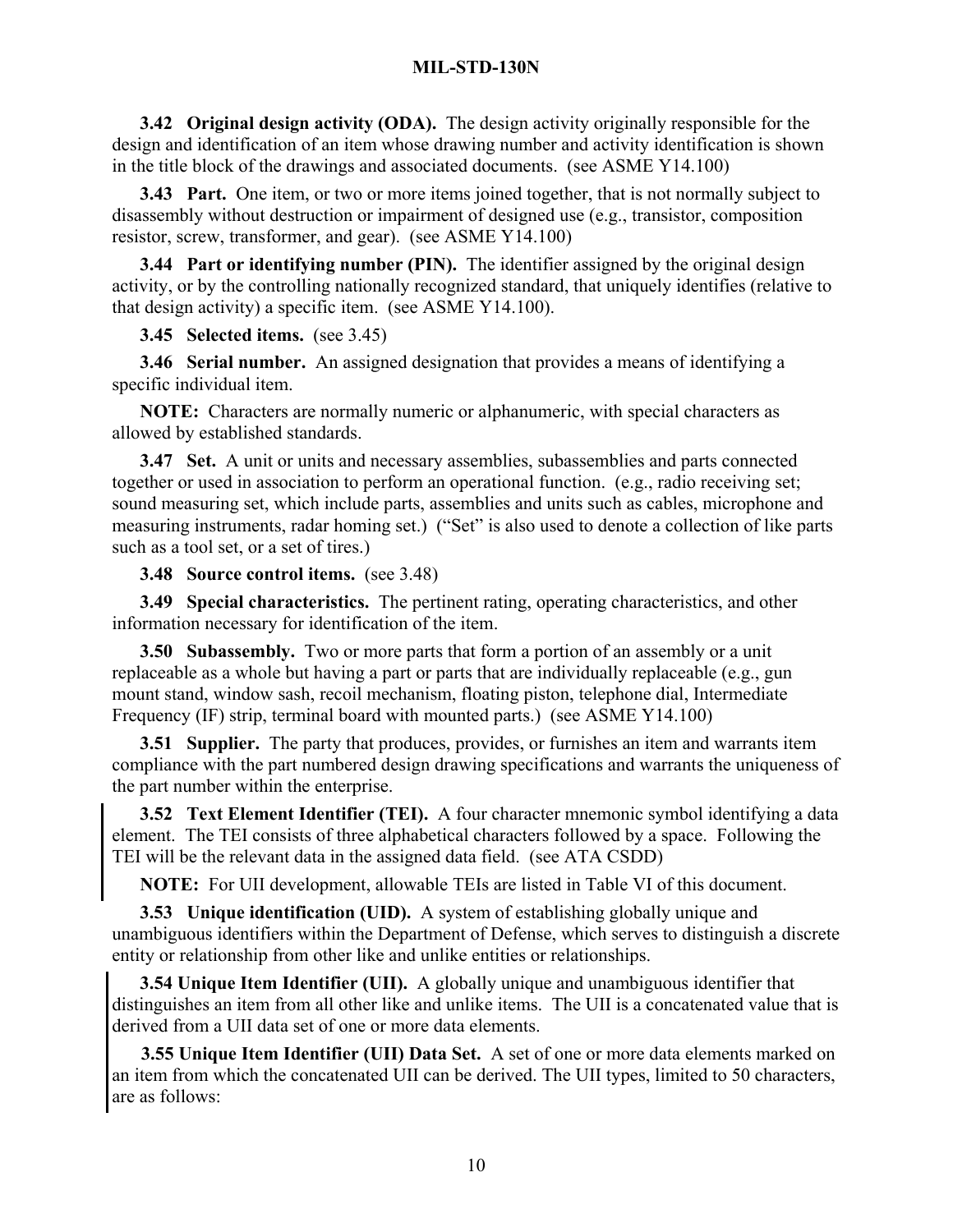**3.42 Original design activity (ODA).** The design activity originally responsible for the design and identification of an item whose drawing number and activity identification is shown in the title block of the drawings and associated documents. (see ASME Y14.100)

**3.43 Part.** One item, or two or more items joined together, that is not normally subject to disassembly without destruction or impairment of designed use (e.g., transistor, composition resistor, screw, transformer, and gear). (see ASME Y14.100)

**3.44 Part or identifying number (PIN).** The identifier assigned by the original design activity, or by the controlling nationally recognized standard, that uniquely identifies (relative to that design activity) a specific item. (see ASME Y14.100).

**3.45 Selected items.** (see 3.45)

**3.46 Serial number.** An assigned designation that provides a means of identifying a specific individual item.

**NOTE:** Characters are normally numeric or alphanumeric, with special characters as allowed by established standards.

**3.47 Set.** A unit or units and necessary assemblies, subassemblies and parts connected together or used in association to perform an operational function. (e.g., radio receiving set; sound measuring set, which include parts, assemblies and units such as cables, microphone and measuring instruments, radar homing set.) ("Set" is also used to denote a collection of like parts such as a tool set, or a set of tires.)

**3.48 Source control items.** (see 3.48)

**3.49 Special characteristics.** The pertinent rating, operating characteristics, and other information necessary for identification of the item.

**3.50 Subassembly.** Two or more parts that form a portion of an assembly or a unit replaceable as a whole but having a part or parts that are individually replaceable (e.g., gun mount stand, window sash, recoil mechanism, floating piston, telephone dial, Intermediate Frequency (IF) strip, terminal board with mounted parts.) (see ASME Y14.100)

**3.51 Supplier.** The party that produces, provides, or furnishes an item and warrants item compliance with the part numbered design drawing specifications and warrants the uniqueness of the part number within the enterprise.

**3.52 Text Element Identifier (TEI).** A four character mnemonic symbol identifying a data element. The TEI consists of three alphabetical characters followed by a space. Following the TEI will be the relevant data in the assigned data field. (see ATA CSDD)

**NOTE:** For UII development, allowable TEIs are listed in Table VI of this document.

**3.53 Unique identification (UID).** A system of establishing globally unique and unambiguous identifiers within the Department of Defense, which serves to distinguish a discrete entity or relationship from other like and unlike entities or relationships.

**3.54 Unique Item Identifier (UII).** A globally unique and unambiguous identifier that distinguishes an item from all other like and unlike items. The UII is a concatenated value that is derived from a UII data set of one or more data elements.

**3.55 Unique Item Identifier (UII) Data Set.** A set of one or more data elements marked on an item from which the concatenated UII can be derived. The UII types, limited to 50 characters, are as follows: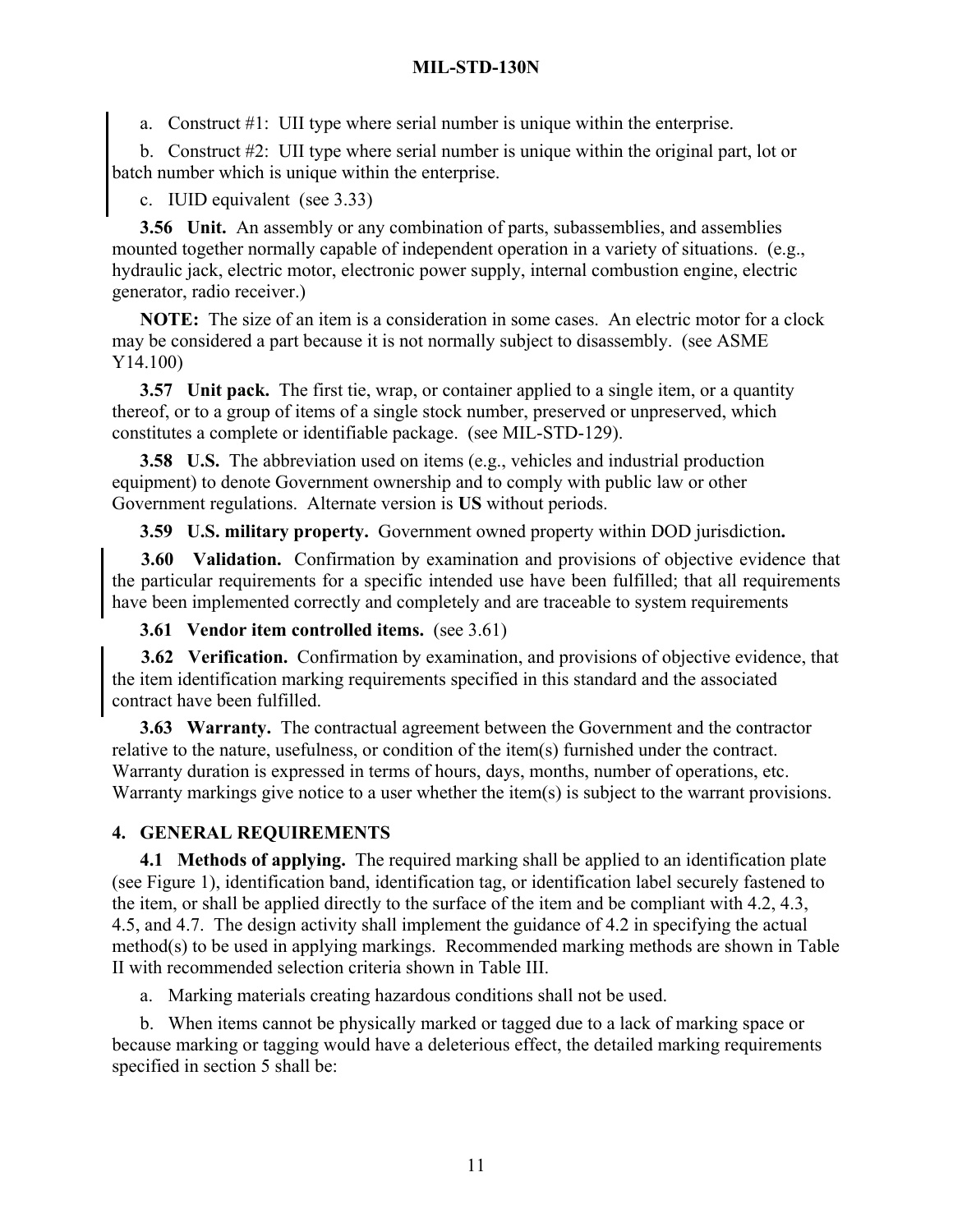a. Construct #1: UII type where serial number is unique within the enterprise.

b. Construct #2: UII type where serial number is unique within the original part, lot or batch number which is unique within the enterprise.

c. IUID equivalent (see 3.33)

**3.56 Unit.** An assembly or any combination of parts, subassemblies, and assemblies mounted together normally capable of independent operation in a variety of situations. (e.g., hydraulic jack, electric motor, electronic power supply, internal combustion engine, electric generator, radio receiver.)

**NOTE:** The size of an item is a consideration in some cases. An electric motor for a clock may be considered a part because it is not normally subject to disassembly. (see ASME Y14.100)

**3.57 Unit pack.** The first tie, wrap, or container applied to a single item, or a quantity thereof, or to a group of items of a single stock number, preserved or unpreserved, which constitutes a complete or identifiable package. (see MIL-STD-129).

**3.58 U.S.** The abbreviation used on items (e.g., vehicles and industrial production equipment) to denote Government ownership and to comply with public law or other Government regulations. Alternate version is **US** without periods.

**3.59 U.S. military property.** Government owned property within DOD jurisdiction**.**

**3.60 Validation.** Confirmation by examination and provisions of objective evidence that the particular requirements for a specific intended use have been fulfilled; that all requirements have been implemented correctly and completely and are traceable to system requirements

**3.61 Vendor item controlled items.** (see 3.61)

**3.62 Verification.** Confirmation by examination, and provisions of objective evidence, that the item identification marking requirements specified in this standard and the associated contract have been fulfilled.

**3.63 Warranty.** The contractual agreement between the Government and the contractor relative to the nature, usefulness, or condition of the item(s) furnished under the contract. Warranty duration is expressed in terms of hours, days, months, number of operations, etc. Warranty markings give notice to a user whether the item(s) is subject to the warrant provisions.

## 4. GENERAL REQUIREMENTS

**4.1 Methods of applying.** The required marking shall be applied to an identification plate (see Figure 1), identification band, identification tag, or identification label securely fastened to the item, or shall be applied directly to the surface of the item and be compliant with 4.2, 4.3, 4.5, and 4.7. The design activity shall implement the guidance of 4.2 in specifying the actual method(s) to be used in applying markings. Recommended marking methods are shown in Table II with recommended selection criteria shown in Table III.

a. Marking materials creating hazardous conditions shall not be used.

b. When items cannot be physically marked or tagged due to a lack of marking space or because marking or tagging would have a deleterious effect, the detailed marking requirements specified in section 5 shall be: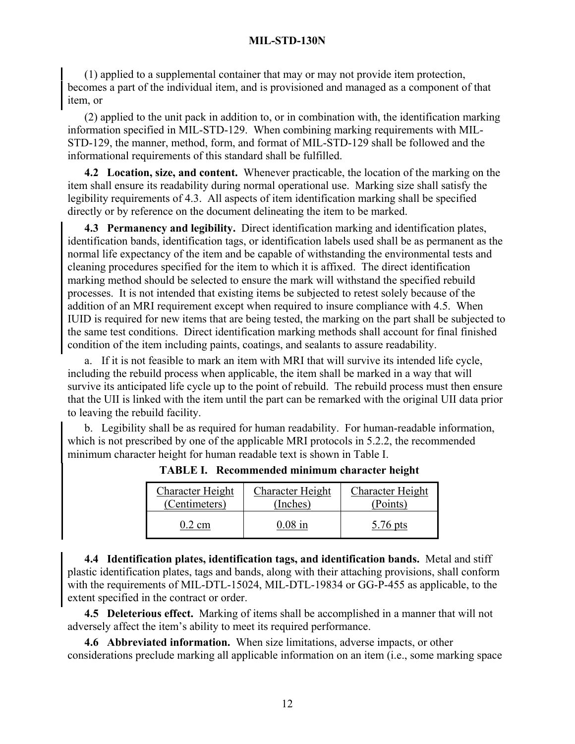(1) applied to a supplemental container that may or may not provide item protection, becomes a part of the individual item, and is provisioned and managed as a component of that item, or

(2) applied to the unit pack in addition to, or in combination with, the identification marking information specified in MIL-STD-129. When combining marking requirements with MIL-STD-129, the manner, method, form, and format of MIL-STD-129 shall be followed and the informational requirements of this standard shall be fulfilled.

**4.2 Location, size, and content.** Whenever practicable, the location of the marking on the item shall ensure its readability during normal operational use. Marking size shall satisfy the legibility requirements of 4.3. All aspects of item identification marking shall be specified directly or by reference on the document delineating the item to be marked.

**4.3 Permanency and legibility.** Direct identification marking and identification plates, identification bands, identification tags, or identification labels used shall be as permanent as the normal life expectancy of the item and be capable of withstanding the environmental tests and cleaning procedures specified for the item to which it is affixed. The direct identification marking method should be selected to ensure the mark will withstand the specified rebuild processes. It is not intended that existing items be subjected to retest solely because of the addition of an MRI requirement except when required to insure compliance with 4.5. When IUID is required for new items that are being tested, the marking on the part shall be subjected to the same test conditions. Direct identification marking methods shall account for final finished condition of the item including paints, coatings, and sealants to assure readability.

a. If it is not feasible to mark an item with MRI that will survive its intended life cycle, including the rebuild process when applicable, the item shall be marked in a way that will survive its anticipated life cycle up to the point of rebuild. The rebuild process must then ensure that the UII is linked with the item until the part can be remarked with the original UII data prior to leaving the rebuild facility.

b. Legibility shall be as required for human readability. For human-readable information, which is not prescribed by one of the applicable MRI protocols in 5.2.2, the recommended minimum character height for human readable text is shown in Table I.

**TABLE I. Recommended minimum character height**

| Character Height (Centimeters) | Character Height (Inches) | Character Height (Points) |
|---|---|---|
| 0.2 cm | 0.08 in | 5.76 pts |

**4.4 Identification plates, identification tags, and identification bands.** Metal and stiff plastic identification plates, tags and bands, along with their attaching provisions, shall conform with the requirements of MIL-DTL-15024, MIL-DTL-19834 or GG-P-455 as applicable, to the extent specified in the contract or order.

**4.5 Deleterious effect.** Marking of items shall be accomplished in a manner that will not adversely affect the item's ability to meet its required performance.

**4.6 Abbreviated information.** When size limitations, adverse impacts, or other considerations preclude marking all applicable information on an item (i.e., some marking space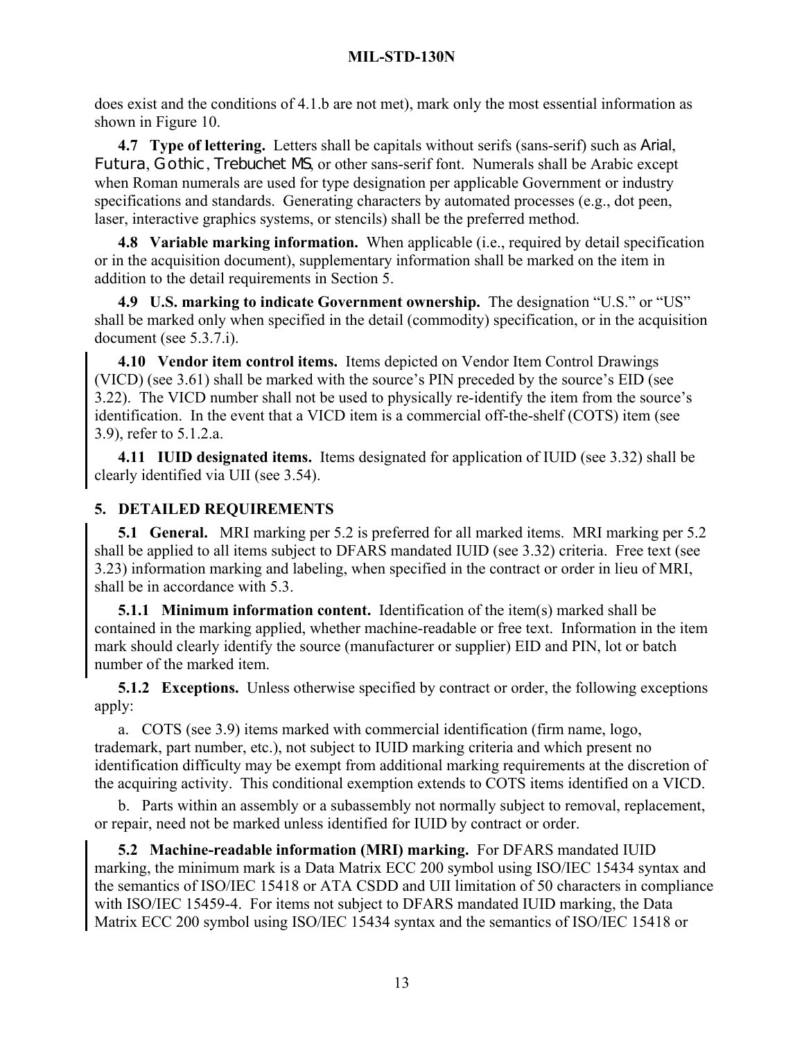does exist and the conditions of 4.1.b are not met), mark only the most essential information as shown in Figure 10.

**4.7 Type of lettering.** Letters shall be capitals without serifs (sans-serif) such as Arial, Futura, Gothic, Trebuchet MS, or other sans-serif font. Numerals shall be Arabic except when Roman numerals are used for type designation per applicable Government or industry specifications and standards. Generating characters by automated processes (e.g., dot peen, laser, interactive graphics systems, or stencils) shall be the preferred method.

**4.8 Variable marking information.** When applicable (i.e., required by detail specification or in the acquisition document), supplementary information shall be marked on the item in addition to the detail requirements in Section 5.

**4.9 U.S. marking to indicate Government ownership.** The designation "U.S." or "US" shall be marked only when specified in the detail (commodity) specification, or in the acquisition document (see 5.3.7.i).

**4.10 Vendor item control items.** Items depicted on Vendor Item Control Drawings (VICD) (see 3.61) shall be marked with the source's PIN preceded by the source's EID (see 3.22). The VICD number shall not be used to physically re-identify the item from the source's identification. In the event that a VICD item is a commercial off-the-shelf (COTS) item (see 3.9), refer to 5.1.2.a.

**4.11 IUID designated items.** Items designated for application of IUID (see 3.32) shall be clearly identified via UII (see 3.54).

## 5. DETAILED REQUIREMENTS

**5.1 General.** MRI marking per 5.2 is preferred for all marked items. MRI marking per 5.2 shall be applied to all items subject to DFARS mandated IUID (see 3.32) criteria. Free text (see 3.23) information marking and labeling, when specified in the contract or order in lieu of MRI, shall be in accordance with 5.3.

**5.1.1 Minimum information content.** Identification of the item(s) marked shall be contained in the marking applied, whether machine-readable or free text. Information in the item mark should clearly identify the source (manufacturer or supplier) EID and PIN, lot or batch number of the marked item.

**5.1.2 Exceptions.** Unless otherwise specified by contract or order, the following exceptions apply:

a. COTS (see 3.9) items marked with commercial identification (firm name, logo, trademark, part number, etc.), not subject to IUID marking criteria and which present no identification difficulty may be exempt from additional marking requirements at the discretion of the acquiring activity. This conditional exemption extends to COTS items identified on a VICD.

b. Parts within an assembly or a subassembly not normally subject to removal, replacement, or repair, need not be marked unless identified for IUID by contract or order.

**5.2 Machine-readable information (MRI) marking.** For DFARS mandated IUID marking, the minimum mark is a Data Matrix ECC 200 symbol using ISO/IEC 15434 syntax and the semantics of ISO/IEC 15418 or ATA CSDD and UII limitation of 50 characters in compliance with ISO/IEC 15459-4. For items not subject to DFARS mandated IUID marking, the Data Matrix ECC 200 symbol using ISO/IEC 15434 syntax and the semantics of ISO/IEC 15418 or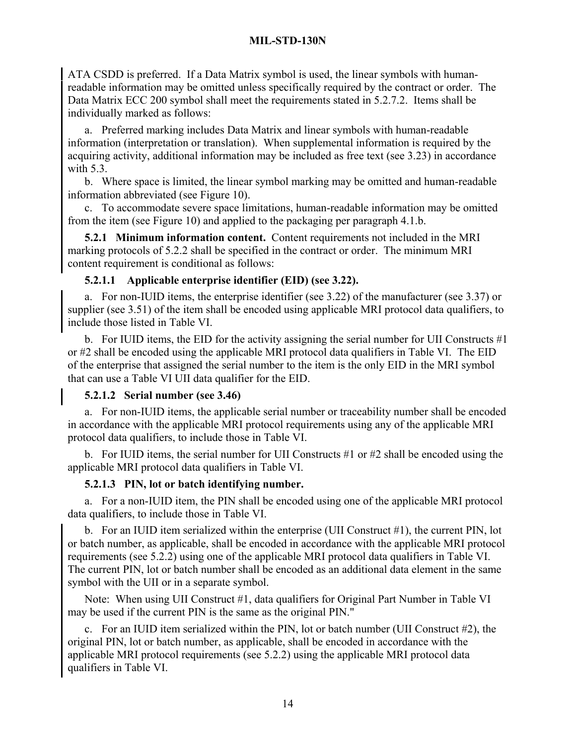ATA CSDD is preferred. If a Data Matrix symbol is used, the linear symbols with human-readable information may be omitted unless specifically required by the contract or order. The Data Matrix ECC 200 symbol shall meet the requirements stated in 5.2.7.2. Items shall be individually marked as follows:

a. Preferred marking includes Data Matrix and linear symbols with human-readable information (interpretation or translation). When supplemental information is required by the acquiring activity, additional information may be included as free text (see 3.23) in accordance with 5.3.

b. Where space is limited, the linear symbol marking may be omitted and human-readable information abbreviated (see Figure 10).

c. To accommodate severe space limitations, human-readable information may be omitted from the item (see Figure 10) and applied to the packaging per paragraph 4.1.b.

**5.2.1 Minimum information content.** Content requirements not included in the MRI marking protocols of 5.2.2 shall be specified in the contract or order. The minimum MRI content requirement is conditional as follows:

**5.2.1.1 Applicable enterprise identifier (EID) (see 3.22).**

a. For non-IUID items, the enterprise identifier (see 3.22) of the manufacturer (see 3.37) or supplier (see 3.51) of the item shall be encoded using applicable MRI protocol data qualifiers, to include those listed in Table VI.

b. For IUID items, the EID for the activity assigning the serial number for UII Constructs #1 or #2 shall be encoded using the applicable MRI protocol data qualifiers in Table VI. The EID of the enterprise that assigned the serial number to the item is the only EID in the MRI symbol that can use a Table VI UII data qualifier for the EID.

**5.2.1.2 Serial number (see 3.46)**

a. For non-IUID items, the applicable serial number or traceability number shall be encoded in accordance with the applicable MRI protocol requirements using any of the applicable MRI protocol data qualifiers, to include those in Table VI.

b. For IUID items, the serial number for UII Constructs #1 or #2 shall be encoded using the applicable MRI protocol data qualifiers in Table VI.

**5.2.1.3 PIN, lot or batch identifying number.**

a. For a non-IUID item, the PIN shall be encoded using one of the applicable MRI protocol data qualifiers, to include those in Table VI.

b. For an IUID item serialized within the enterprise (UII Construct #1), the current PIN, lot or batch number, as applicable, shall be encoded in accordance with the applicable MRI protocol requirements (see 5.2.2) using one of the applicable MRI protocol data qualifiers in Table VI. The current PIN, lot or batch number shall be encoded as an additional data element in the same symbol with the UII or in a separate symbol.

Note: When using UII Construct #1, data qualifiers for Original Part Number in Table VI may be used if the current PIN is the same as the original PIN."

c. For an IUID item serialized within the PIN, lot or batch number (UII Construct #2), the original PIN, lot or batch number, as applicable, shall be encoded in accordance with the applicable MRI protocol requirements (see 5.2.2) using the applicable MRI protocol data qualifiers in Table VI.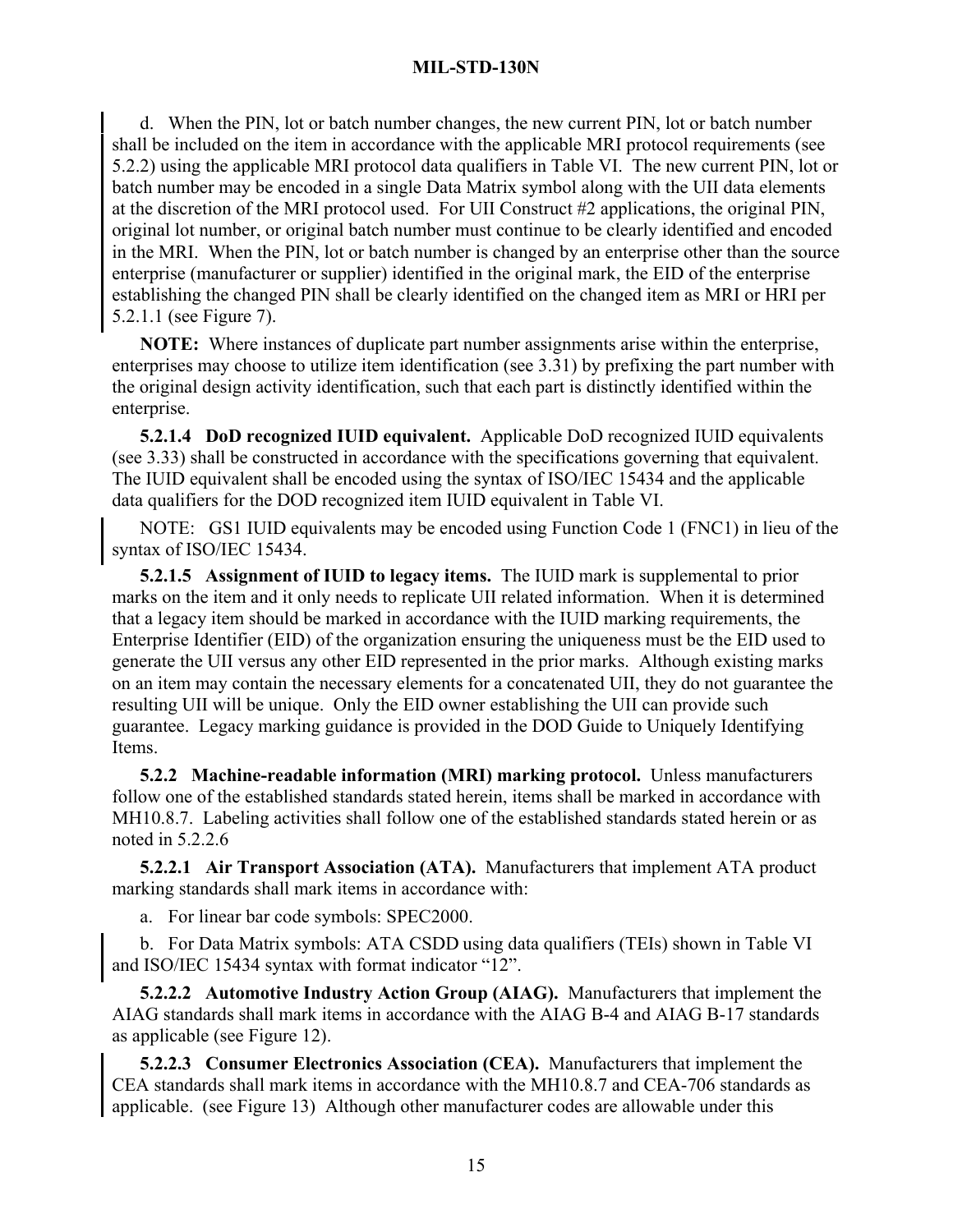d. When the PIN, lot or batch number changes, the new current PIN, lot or batch number shall be included on the item in accordance with the applicable MRI protocol requirements (see 5.2.2) using the applicable MRI protocol data qualifiers in Table VI. The new current PIN, lot or batch number may be encoded in a single Data Matrix symbol along with the UII data elements at the discretion of the MRI protocol used. For UII Construct #2 applications, the original PIN, original lot number, or original batch number must continue to be clearly identified and encoded in the MRI. When the PIN, lot or batch number is changed by an enterprise other than the source enterprise (manufacturer or supplier) identified in the original mark, the EID of the enterprise establishing the changed PIN shall be clearly identified on the changed item as MRI or HRI per 5.2.1.1 (see Figure 7).

**NOTE:** Where instances of duplicate part number assignments arise within the enterprise, enterprises may choose to utilize item identification (see 3.31) by prefixing the part number with the original design activity identification, such that each part is distinctly identified within the enterprise.

**5.2.1.4 DoD recognized IUID equivalent.** Applicable DoD recognized IUID equivalents (see 3.33) shall be constructed in accordance with the specifications governing that equivalent. The IUID equivalent shall be encoded using the syntax of ISO/IEC 15434 and the applicable data qualifiers for the DOD recognized item IUID equivalent in Table VI.

NOTE: GS1 IUID equivalents may be encoded using Function Code 1 (FNC1) in lieu of the syntax of ISO/IEC 15434.

**5.2.1.5 Assignment of IUID to legacy items.** The IUID mark is supplemental to prior marks on the item and it only needs to replicate UII related information. When it is determined that a legacy item should be marked in accordance with the IUID marking requirements, the Enterprise Identifier (EID) of the organization ensuring the uniqueness must be the EID used to generate the UII versus any other EID represented in the prior marks. Although existing marks on an item may contain the necessary elements for a concatenated UII, they do not guarantee the resulting UII will be unique. Only the EID owner establishing the UII can provide such guarantee. Legacy marking guidance is provided in the DOD Guide to Uniquely Identifying Items.

**5.2.2 Machine-readable information (MRI) marking protocol.** Unless manufacturers follow one of the established standards stated herein, items shall be marked in accordance with MH10.8.7. Labeling activities shall follow one of the established standards stated herein or as noted in 5.2.2.6

**5.2.2.1 Air Transport Association (ATA).** Manufacturers that implement ATA product marking standards shall mark items in accordance with:

a. For linear bar code symbols: SPEC2000.

b. For Data Matrix symbols: ATA CSDD using data qualifiers (TEIs) shown in Table VI and ISO/IEC 15434 syntax with format indicator "12".

**5.2.2.2 Automotive Industry Action Group (AIAG).** Manufacturers that implement the AIAG standards shall mark items in accordance with the AIAG B-4 and AIAG B-17 standards as applicable (see Figure 12).

**5.2.2.3 Consumer Electronics Association (CEA).** Manufacturers that implement the CEA standards shall mark items in accordance with the MH10.8.7 and CEA-706 standards as applicable. (see Figure 13) Although other manufacturer codes are allowable under this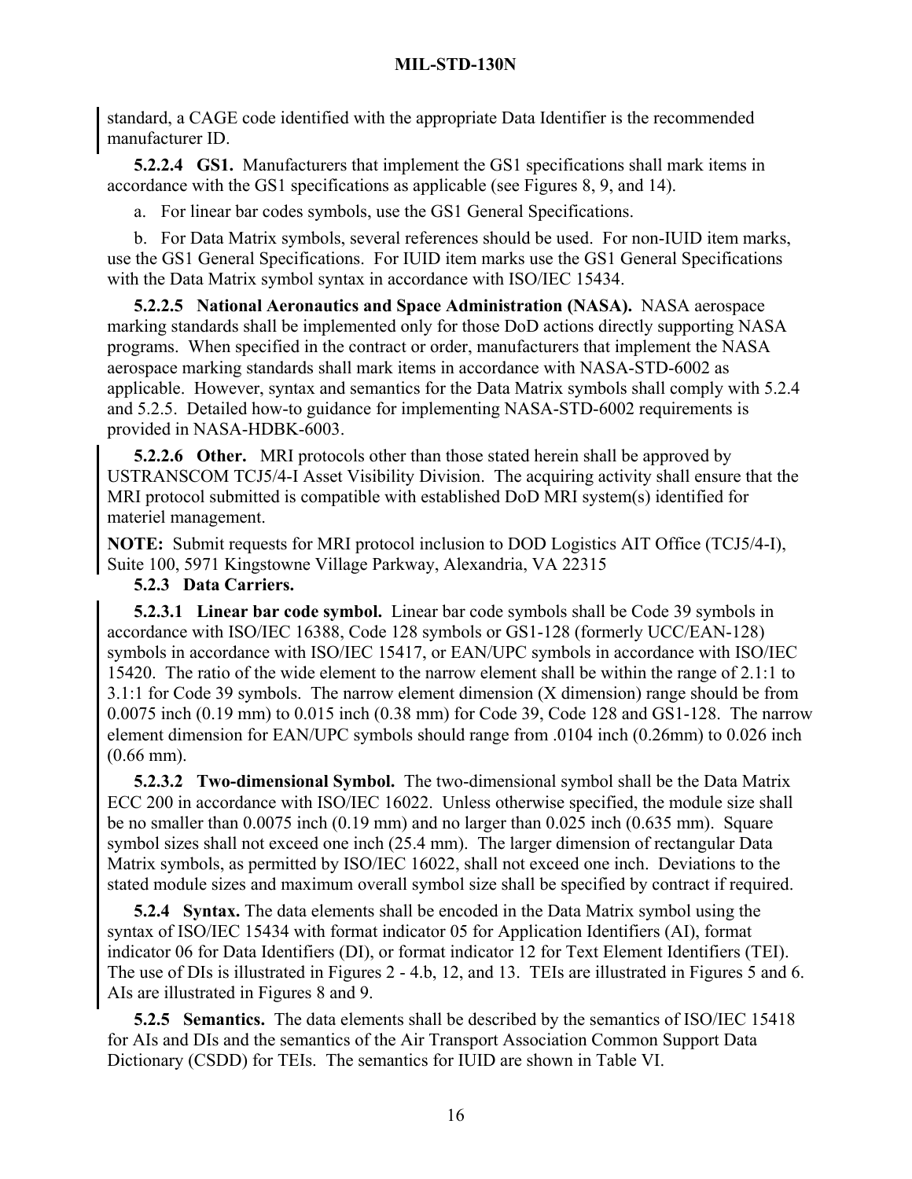standard, a CAGE code identified with the appropriate Data Identifier is the recommended manufacturer ID.

**5.2.2.4 GS1.** Manufacturers that implement the GS1 specifications shall mark items in accordance with the GS1 specifications as applicable (see Figures 8, 9, and 14).

a. For linear bar codes symbols, use the GS1 General Specifications.

b. For Data Matrix symbols, several references should be used. For non-IUID item marks, use the GS1 General Specifications. For IUID item marks use the GS1 General Specifications with the Data Matrix symbol syntax in accordance with ISO/IEC 15434.

**5.2.2.5 National Aeronautics and Space Administration (NASA).** NASA aerospace marking standards shall be implemented only for those DoD actions directly supporting NASA programs. When specified in the contract or order, manufacturers that implement the NASA aerospace marking standards shall mark items in accordance with NASA-STD-6002 as applicable. However, syntax and semantics for the Data Matrix symbols shall comply with 5.2.4 and 5.2.5. Detailed how-to guidance for implementing NASA-STD-6002 requirements is provided in NASA-HDBK-6003.

**5.2.2.6 Other.** MRI protocols other than those stated herein shall be approved by USTRANSCOM TCJ5/4-I Asset Visibility Division. The acquiring activity shall ensure that the MRI protocol submitted is compatible with established DoD MRI system(s) identified for materiel management.

**NOTE:** Submit requests for MRI protocol inclusion to DOD Logistics AIT Office (TCJ5/4-I), Suite 100, 5971 Kingstowne Village Parkway, Alexandria, VA 22315

**5.2.3 Data Carriers.**

**5.2.3.1 Linear bar code symbol.** Linear bar code symbols shall be Code 39 symbols in accordance with ISO/IEC 16388, Code 128 symbols or GS1-128 (formerly UCC/EAN-128) symbols in accordance with ISO/IEC 15417, or EAN/UPC symbols in accordance with ISO/IEC 15420. The ratio of the wide element to the narrow element shall be within the range of 2.1:1 to 3.1:1 for Code 39 symbols. The narrow element dimension (X dimension) range should be from 0.0075 inch (0.19 mm) to 0.015 inch (0.38 mm) for Code 39, Code 128 and GS1-128. The narrow element dimension for EAN/UPC symbols should range from .0104 inch (0.26mm) to 0.026 inch (0.66 mm).

**5.2.3.2 Two-dimensional Symbol.** The two-dimensional symbol shall be the Data Matrix ECC 200 in accordance with ISO/IEC 16022. Unless otherwise specified, the module size shall be no smaller than 0.0075 inch (0.19 mm) and no larger than 0.025 inch (0.635 mm). Square symbol sizes shall not exceed one inch (25.4 mm). The larger dimension of rectangular Data Matrix symbols, as permitted by ISO/IEC 16022, shall not exceed one inch. Deviations to the stated module sizes and maximum overall symbol size shall be specified by contract if required.

**5.2.4 Syntax.** The data elements shall be encoded in the Data Matrix symbol using the syntax of ISO/IEC 15434 with format indicator 05 for Application Identifiers (AI), format indicator 06 for Data Identifiers (DI), or format indicator 12 for Text Element Identifiers (TEI). The use of DIs is illustrated in Figures 2 - 4.b, 12, and 13. TEIs are illustrated in Figures 5 and 6. AIs are illustrated in Figures 8 and 9.

**5.2.5 Semantics.** The data elements shall be described by the semantics of ISO/IEC 15418 for AIs and DIs and the semantics of the Air Transport Association Common Support Data Dictionary (CSDD) for TEIs. The semantics for IUID are shown in Table VI.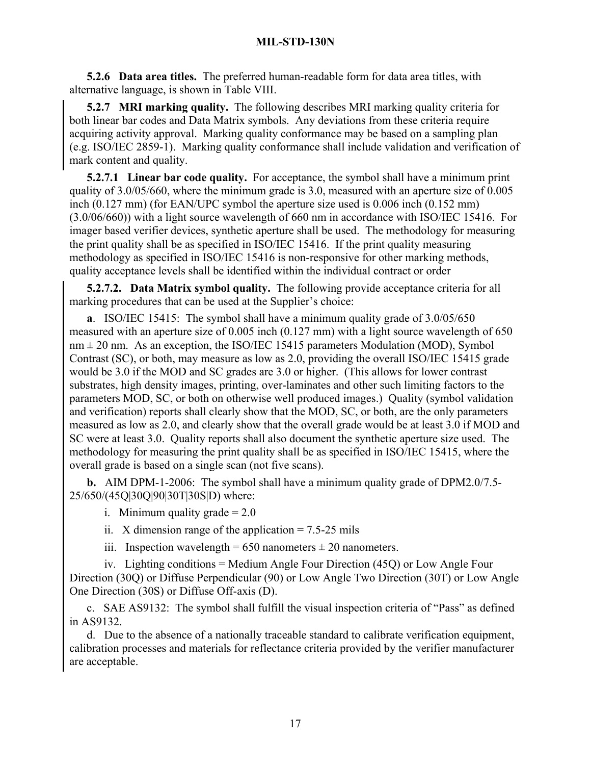**5.2.6 Data area titles.** The preferred human-readable form for data area titles, with alternative language, is shown in Table VIII.

**5.2.7 MRI marking quality.** The following describes MRI marking quality criteria for both linear bar codes and Data Matrix symbols. Any deviations from these criteria require acquiring activity approval. Marking quality conformance may be based on a sampling plan (e.g. ISO/IEC 2859-1). Marking quality conformance shall include validation and verification of mark content and quality.

**5.2.7.1 Linear bar code quality.** For acceptance, the symbol shall have a minimum print quality of 3.0/05/660, where the minimum grade is 3.0, measured with an aperture size of 0.005 inch (0.127 mm) (for EAN/UPC symbol the aperture size used is 0.006 inch (0.152 mm) (3.0/06/660)) with a light source wavelength of 660 nm in accordance with ISO/IEC 15416. For imager based verifier devices, synthetic aperture shall be used. The methodology for measuring the print quality shall be as specified in ISO/IEC 15416. If the print quality measuring methodology as specified in ISO/IEC 15416 is non-responsive for other marking methods, quality acceptance levels shall be identified within the individual contract or order

**5.2.7.2. Data Matrix symbol quality.** The following provide acceptance criteria for all marking procedures that can be used at the Supplier's choice:

**a**. ISO/IEC 15415: The symbol shall have a minimum quality grade of 3.0/05/650 measured with an aperture size of 0.005 inch (0.127 mm) with a light source wavelength of 650 nm ± 20 nm. As an exception, the ISO/IEC 15415 parameters Modulation (MOD), Symbol Contrast (SC), or both, may measure as low as 2.0, providing the overall ISO/IEC 15415 grade would be 3.0 if the MOD and SC grades are 3.0 or higher. (This allows for lower contrast substrates, high density images, printing, over-laminates and other such limiting factors to the parameters MOD, SC, or both on otherwise well produced images.) Quality (symbol validation and verification) reports shall clearly show that the MOD, SC, or both, are the only parameters measured as low as 2.0, and clearly show that the overall grade would be at least 3.0 if MOD and SC were at least 3.0. Quality reports shall also document the synthetic aperture size used. The methodology for measuring the print quality shall be as specified in ISO/IEC 15415, where the overall grade is based on a single scan (not five scans).

**b.** AIM DPM-1-2006: The symbol shall have a minimum quality grade of DPM2.0/7.5-25/650/(45Q|30Q|90|30T|30S|D) where:

i. Minimum quality grade = 2.0

ii. X dimension range of the application = 7.5-25 mils

iii. Inspection wavelength = 650 nanometers ± 20 nanometers.

iv. Lighting conditions = Medium Angle Four Direction (45Q) or Low Angle Four Direction (30Q) or Diffuse Perpendicular (90) or Low Angle Two Direction (30T) or Low Angle One Direction (30S) or Diffuse Off-axis (D).

c. SAE AS9132: The symbol shall fulfill the visual inspection criteria of "Pass" as defined in AS9132.

d. Due to the absence of a nationally traceable standard to calibrate verification equipment, calibration processes and materials for reflectance criteria provided by the verifier manufacturer are acceptable.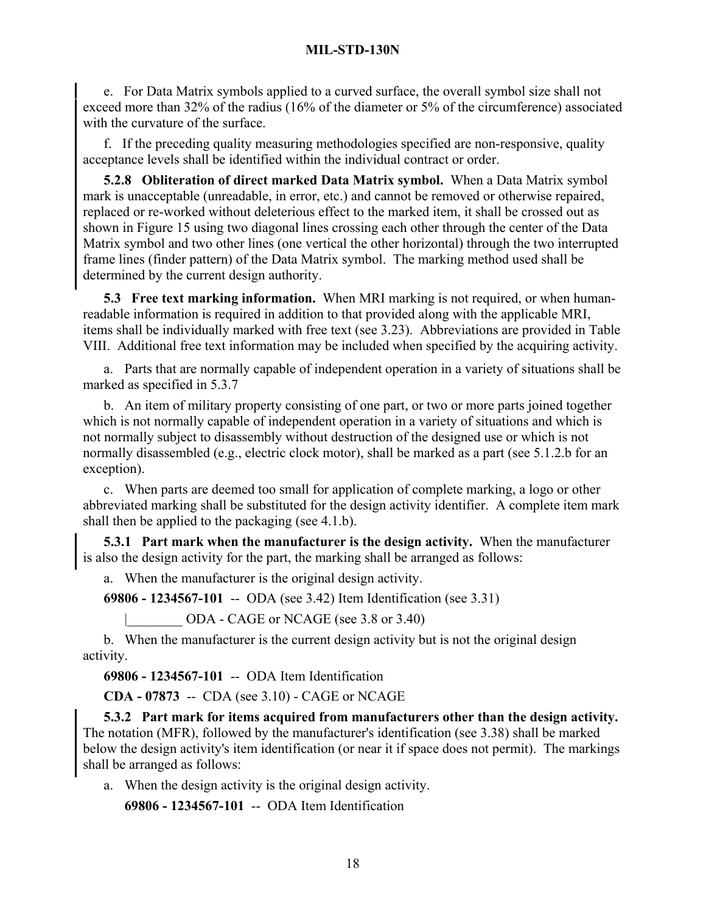e. For Data Matrix symbols applied to a curved surface, the overall symbol size shall not exceed more than 32% of the radius (16% of the diameter or 5% of the circumference) associated with the curvature of the surface.

f. If the preceding quality measuring methodologies specified are non-responsive, quality acceptance levels shall be identified within the individual contract or order.

**5.2.8 Obliteration of direct marked Data Matrix symbol.** When a Data Matrix symbol mark is unacceptable (unreadable, in error, etc.) and cannot be removed or otherwise repaired, replaced or re-worked without deleterious effect to the marked item, it shall be crossed out as shown in Figure 15 using two diagonal lines crossing each other through the center of the Data Matrix symbol and two other lines (one vertical the other horizontal) through the two interrupted frame lines (finder pattern) of the Data Matrix symbol. The marking method used shall be determined by the current design authority.

**5.3 Free text marking information.** When MRI marking is not required, or when human-readable information is required in addition to that provided along with the applicable MRI, items shall be individually marked with free text (see 3.23). Abbreviations are provided in Table VIII. Additional free text information may be included when specified by the acquiring activity.

a. Parts that are normally capable of independent operation in a variety of situations shall be marked as specified in 5.3.7

b. An item of military property consisting of one part, or two or more parts joined together which is not normally capable of independent operation in a variety of situations and which is not normally subject to disassembly without destruction of the designed use or which is not normally disassembled (e.g., electric clock motor), shall be marked as a part (see 5.1.2.b for an exception).

c. When parts are deemed too small for application of complete marking, a logo or other abbreviated marking shall be substituted for the design activity identifier. A complete item mark shall then be applied to the packaging (see 4.1.b).

**5.3.1 Part mark when the manufacturer is the design activity.** When the manufacturer is also the design activity for the part, the marking shall be arranged as follows:

a. When the manufacturer is the original design activity.

**69806 - 1234567-101** -- ODA (see 3.42) Item Identification (see 3.31)

|________ ODA - CAGE or NCAGE (see 3.8 or 3.40)

b. When the manufacturer is the current design activity but is not the original design activity.

**69806 - 1234567-101** -- ODA Item Identification

**CDA - 07873** -- CDA (see 3.10) - CAGE or NCAGE

**5.3.2 Part mark for items acquired from manufacturers other than the design activity.** The notation (MFR), followed by the manufacturer's identification (see 3.38) shall be marked below the design activity's item identification (or near it if space does not permit). The markings shall be arranged as follows:

a. When the design activity is the original design activity.

**69806 - 1234567-101** -- ODA Item Identification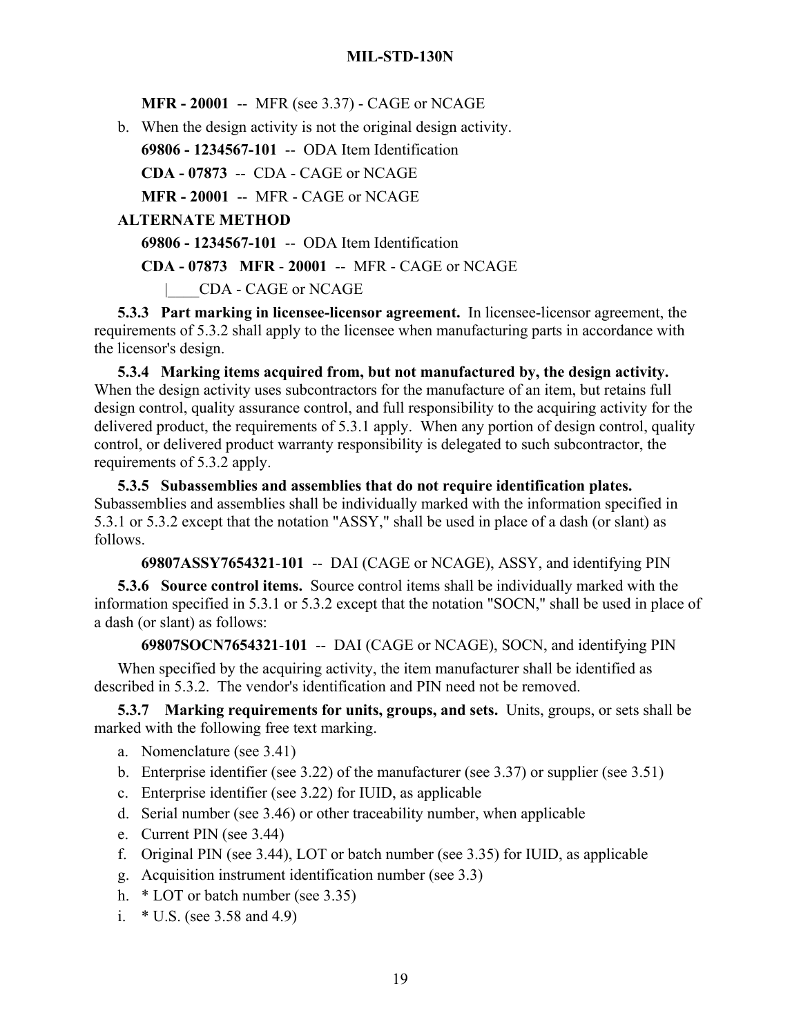**MFR - 20001** -- MFR (see 3.37) - CAGE or NCAGE

b. When the design activity is not the original design activity.

**69806 - 1234567-101** -- ODA Item Identification

**CDA - 07873** -- CDA - CAGE or NCAGE

**MFR - 20001** -- MFR - CAGE or NCAGE

**ALTERNATE METHOD**

**69806 - 1234567-101** -- ODA Item Identification

**CDA - 07873 MFR - 20001** -- MFR - CAGE or NCAGE

|____CDA - CAGE or NCAGE

**5.3.3 Part marking in licensee-licensor agreement.** In licensee-licensor agreement, the requirements of 5.3.2 shall apply to the licensee when manufacturing parts in accordance with the licensor's design.

**5.3.4 Marking items acquired from, but not manufactured by, the design activity.** When the design activity uses subcontractors for the manufacture of an item, but retains full design control, quality assurance control, and full responsibility to the acquiring activity for the delivered product, the requirements of 5.3.1 apply. When any portion of design control, quality control, or delivered product warranty responsibility is delegated to such subcontractor, the requirements of 5.3.2 apply.

**5.3.5 Subassemblies and assemblies that do not require identification plates.** Subassemblies and assemblies shall be individually marked with the information specified in 5.3.1 or 5.3.2 except that the notation "ASSY," shall be used in place of a dash (or slant) as follows.

**69807ASSY7654321-101** -- DAI (CAGE or NCAGE), ASSY, and identifying PIN

**5.3.6 Source control items.** Source control items shall be individually marked with the information specified in 5.3.1 or 5.3.2 except that the notation "SOCN," shall be used in place of a dash (or slant) as follows:

**69807SOCN7654321-101** -- DAI (CAGE or NCAGE), SOCN, and identifying PIN

When specified by the acquiring activity, the item manufacturer shall be identified as described in 5.3.2. The vendor's identification and PIN need not be removed.

**5.3.7 Marking requirements for units, groups, and sets.** Units, groups, or sets shall be marked with the following free text marking.

a. Nomenclature (see 3.41)
b. Enterprise identifier (see 3.22) of the manufacturer (see 3.37) or supplier (see 3.51)
c. Enterprise identifier (see 3.22) for IUID, as applicable
d. Serial number (see 3.46) or other traceability number, when applicable
e. Current PIN (see 3.44)
f. Original PIN (see 3.44), LOT or batch number (see 3.35) for IUID, as applicable
g. Acquisition instrument identification number (see 3.3)
h. * LOT or batch number (see 3.35)
i. * U.S. (see 3.58 and 4.9)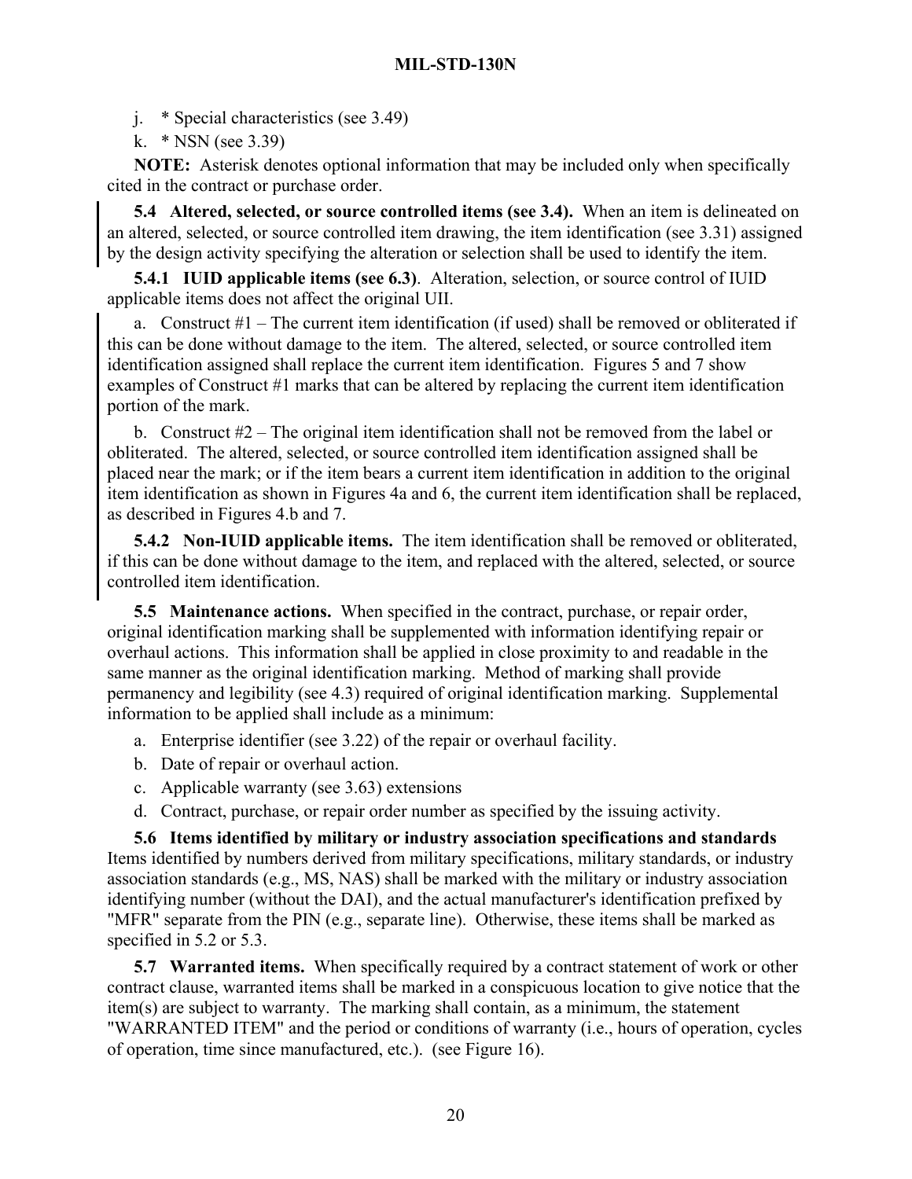j. * Special characteristics (see 3.49)

k. * NSN (see 3.39)

**NOTE:** Asterisk denotes optional information that may be included only when specifically cited in the contract or purchase order.

**5.4 Altered, selected, or source controlled items (see 3.4).** When an item is delineated on an altered, selected, or source controlled item drawing, the item identification (see 3.31) assigned by the design activity specifying the alteration or selection shall be used to identify the item.

**5.4.1 IUID applicable items (see 6.3)**. Alteration, selection, or source control of IUID applicable items does not affect the original UII.

a. Construct #1 – The current item identification (if used) shall be removed or obliterated if this can be done without damage to the item. The altered, selected, or source controlled item identification assigned shall replace the current item identification. Figures 5 and 7 show examples of Construct #1 marks that can be altered by replacing the current item identification portion of the mark.

b. Construct #2 – The original item identification shall not be removed from the label or obliterated. The altered, selected, or source controlled item identification assigned shall be placed near the mark; or if the item bears a current item identification in addition to the original item identification as shown in Figures 4a and 6, the current item identification shall be replaced, as described in Figures 4.b and 7.

**5.4.2 Non-IUID applicable items.** The item identification shall be removed or obliterated, if this can be done without damage to the item, and replaced with the altered, selected, or source controlled item identification.

**5.5 Maintenance actions.** When specified in the contract, purchase, or repair order, original identification marking shall be supplemented with information identifying repair or overhaul actions. This information shall be applied in close proximity to and readable in the same manner as the original identification marking. Method of marking shall provide permanency and legibility (see 4.3) required of original identification marking. Supplemental information to be applied shall include as a minimum:

a. Enterprise identifier (see 3.22) of the repair or overhaul facility.

b. Date of repair or overhaul action.

c. Applicable warranty (see 3.63) extensions

d. Contract, purchase, or repair order number as specified by the issuing activity.

**5.6 Items identified by military or industry association specifications and standards** Items identified by numbers derived from military specifications, military standards, or industry association standards (e.g., MS, NAS) shall be marked with the military or industry association identifying number (without the DAI), and the actual manufacturer's identification prefixed by "MFR" separate from the PIN (e.g., separate line). Otherwise, these items shall be marked as specified in 5.2 or 5.3.

**5.7 Warranted items.** When specifically required by a contract statement of work or other contract clause, warranted items shall be marked in a conspicuous location to give notice that the item(s) are subject to warranty. The marking shall contain, as a minimum, the statement "WARRANTED ITEM" and the period or conditions of warranty (i.e., hours of operation, cycles of operation, time since manufactured, etc.). (see Figure 16).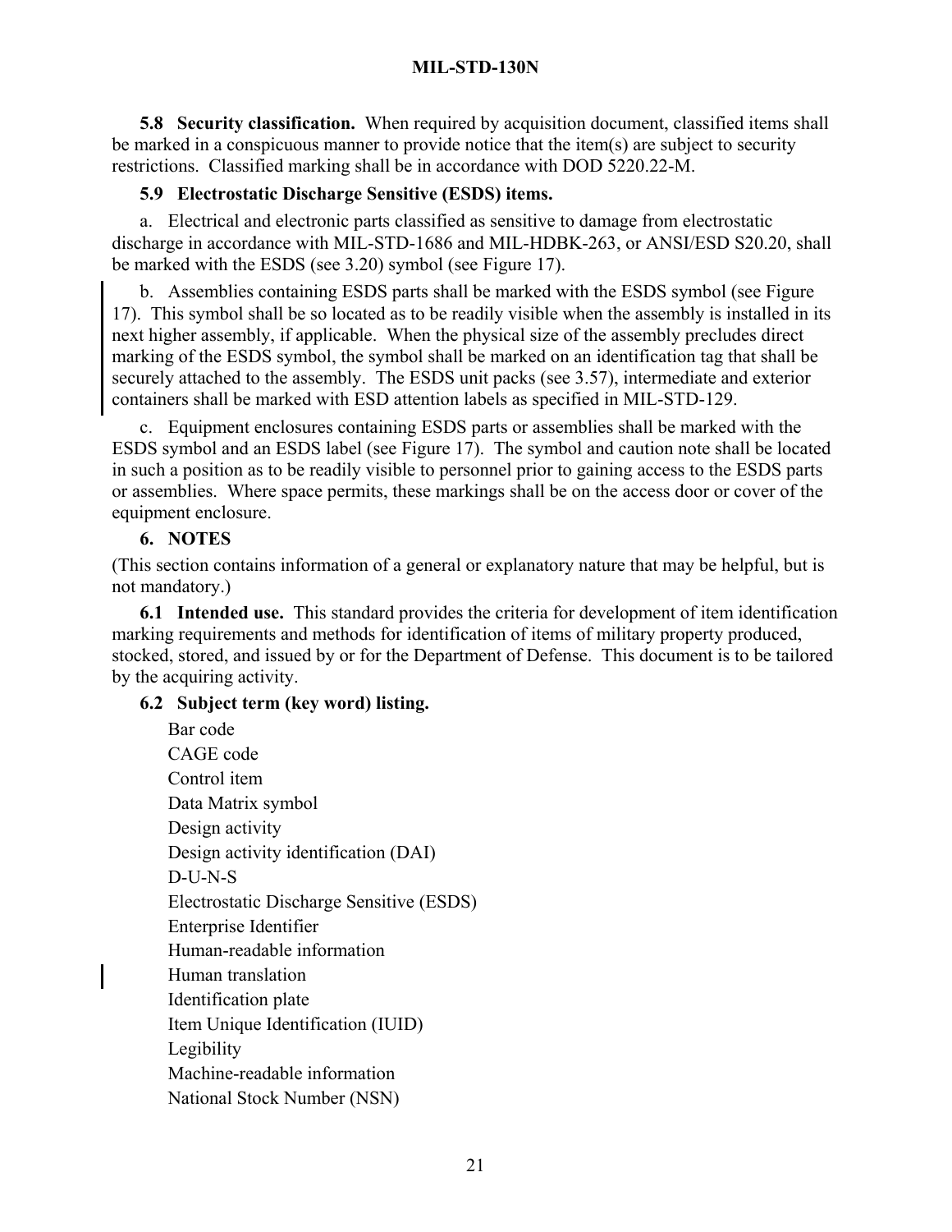**5.8 Security classification.** When required by acquisition document, classified items shall be marked in a conspicuous manner to provide notice that the item(s) are subject to security restrictions. Classified marking shall be in accordance with DOD 5220.22-M.

**5.9 Electrostatic Discharge Sensitive (ESDS) items.**

a. Electrical and electronic parts classified as sensitive to damage from electrostatic discharge in accordance with MIL-STD-1686 and MIL-HDBK-263, or ANSI/ESD S20.20, shall be marked with the ESDS (see 3.20) symbol (see Figure 17).

b. Assemblies containing ESDS parts shall be marked with the ESDS symbol (see Figure 17). This symbol shall be so located as to be readily visible when the assembly is installed in its next higher assembly, if applicable. When the physical size of the assembly precludes direct marking of the ESDS symbol, the symbol shall be marked on an identification tag that shall be securely attached to the assembly. The ESDS unit packs (see 3.57), intermediate and exterior containers shall be marked with ESD attention labels as specified in MIL-STD-129.

c. Equipment enclosures containing ESDS parts or assemblies shall be marked with the ESDS symbol and an ESDS label (see Figure 17). The symbol and caution note shall be located in such a position as to be readily visible to personnel prior to gaining access to the ESDS parts or assemblies. Where space permits, these markings shall be on the access door or cover of the equipment enclosure.

## 6. NOTES

(This section contains information of a general or explanatory nature that may be helpful, but is not mandatory.)

**6.1 Intended use.** This standard provides the criteria for development of item identification marking requirements and methods for identification of items of military property produced, stocked, stored, and issued by or for the Department of Defense. This document is to be tailored by the acquiring activity.

**6.2 Subject term (key word) listing.**

Bar code
CAGE code
Control item
Data Matrix symbol
Design activity
Design activity identification (DAI)
D-U-N-S
Electrostatic Discharge Sensitive (ESDS)
Enterprise Identifier
Human-readable information
Human translation
Identification plate
Item Unique Identification (IUID)
Legibility
Machine-readable information
National Stock Number (NSN)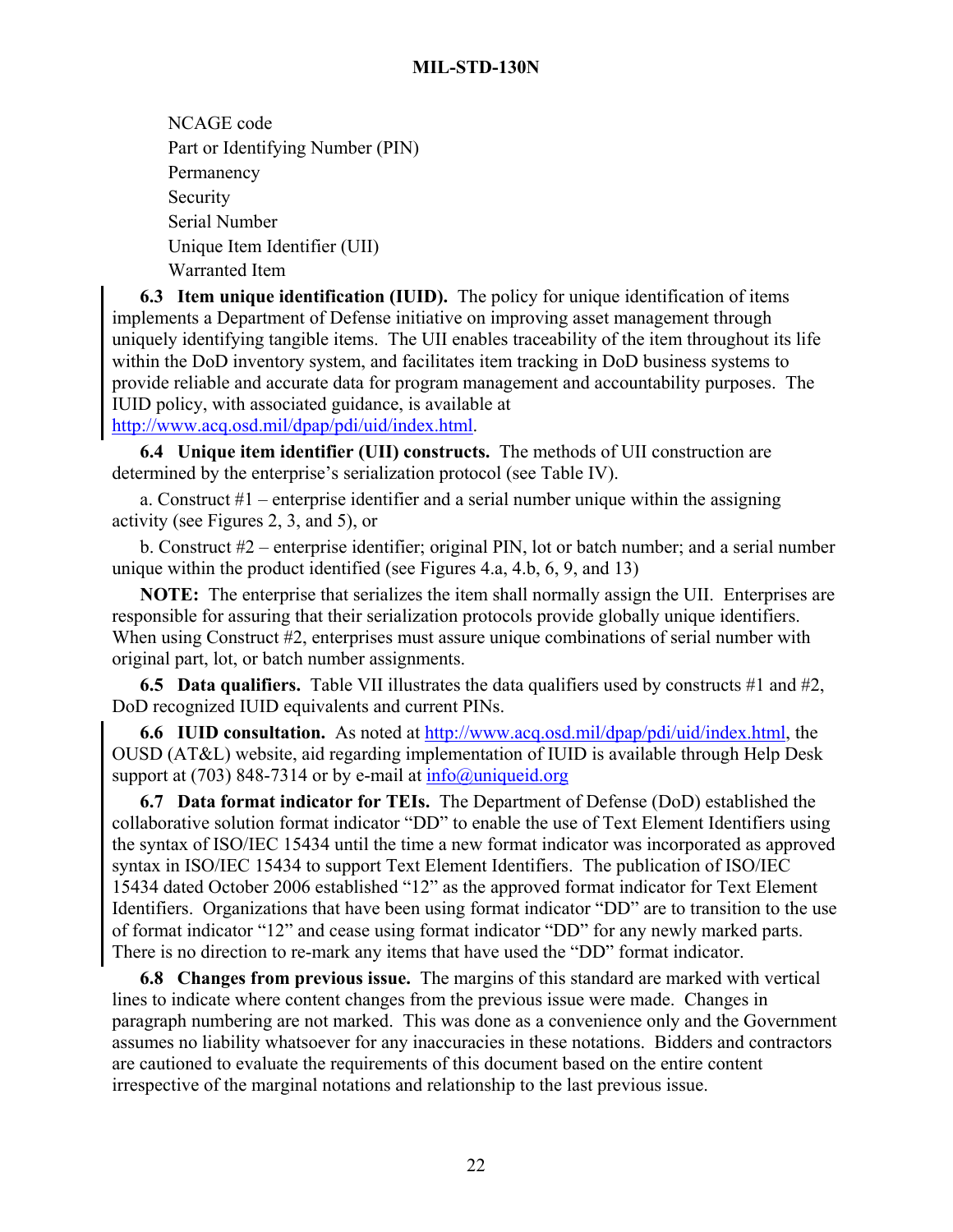NCAGE code
Part or Identifying Number (PIN)
Permanency
Security
Serial Number
Unique Item Identifier (UII)
Warranted Item

**6.3 Item unique identification (IUID).** The policy for unique identification of items implements a Department of Defense initiative on improving asset management through uniquely identifying tangible items. The UII enables traceability of the item throughout its life within the DoD inventory system, and facilitates item tracking in DoD business systems to provide reliable and accurate data for program management and accountability purposes. The IUID policy, with associated guidance, is available at http://www.acq.osd.mil/dpap/pdi/uid/index.html.

**6.4 Unique item identifier (UII) constructs.** The methods of UII construction are determined by the enterprise's serialization protocol (see Table IV).

a. Construct #1 – enterprise identifier and a serial number unique within the assigning activity (see Figures 2, 3, and 5), or

b. Construct #2 – enterprise identifier; original PIN, lot or batch number; and a serial number unique within the product identified (see Figures 4.a, 4.b, 6, 9, and 13)

**NOTE:** The enterprise that serializes the item shall normally assign the UII. Enterprises are responsible for assuring that their serialization protocols provide globally unique identifiers. When using Construct #2, enterprises must assure unique combinations of serial number with original part, lot, or batch number assignments.

**6.5 Data qualifiers.** Table VII illustrates the data qualifiers used by constructs #1 and #2, DoD recognized IUID equivalents and current PINs.

**6.6 IUID consultation.** As noted at http://www.acq.osd.mil/dpap/pdi/uid/index.html, the OUSD (AT&L) website, aid regarding implementation of IUID is available through Help Desk support at (703) 848-7314 or by e-mail at info@uniqueid.org

**6.7 Data format indicator for TEIs.** The Department of Defense (DoD) established the collaborative solution format indicator "DD" to enable the use of Text Element Identifiers using the syntax of ISO/IEC 15434 until the time a new format indicator was incorporated as approved syntax in ISO/IEC 15434 to support Text Element Identifiers. The publication of ISO/IEC 15434 dated October 2006 established "12" as the approved format indicator for Text Element Identifiers. Organizations that have been using format indicator "DD" are to transition to the use of format indicator "12" and cease using format indicator "DD" for any newly marked parts. There is no direction to re-mark any items that have used the "DD" format indicator.

**6.8 Changes from previous issue.** The margins of this standard are marked with vertical lines to indicate where content changes from the previous issue were made. Changes in paragraph numbering are not marked. This was done as a convenience only and the Government assumes no liability whatsoever for any inaccuracies in these notations. Bidders and contractors are cautioned to evaluate the requirements of this document based on the entire content irrespective of the marginal notations and relationship to the last previous issue.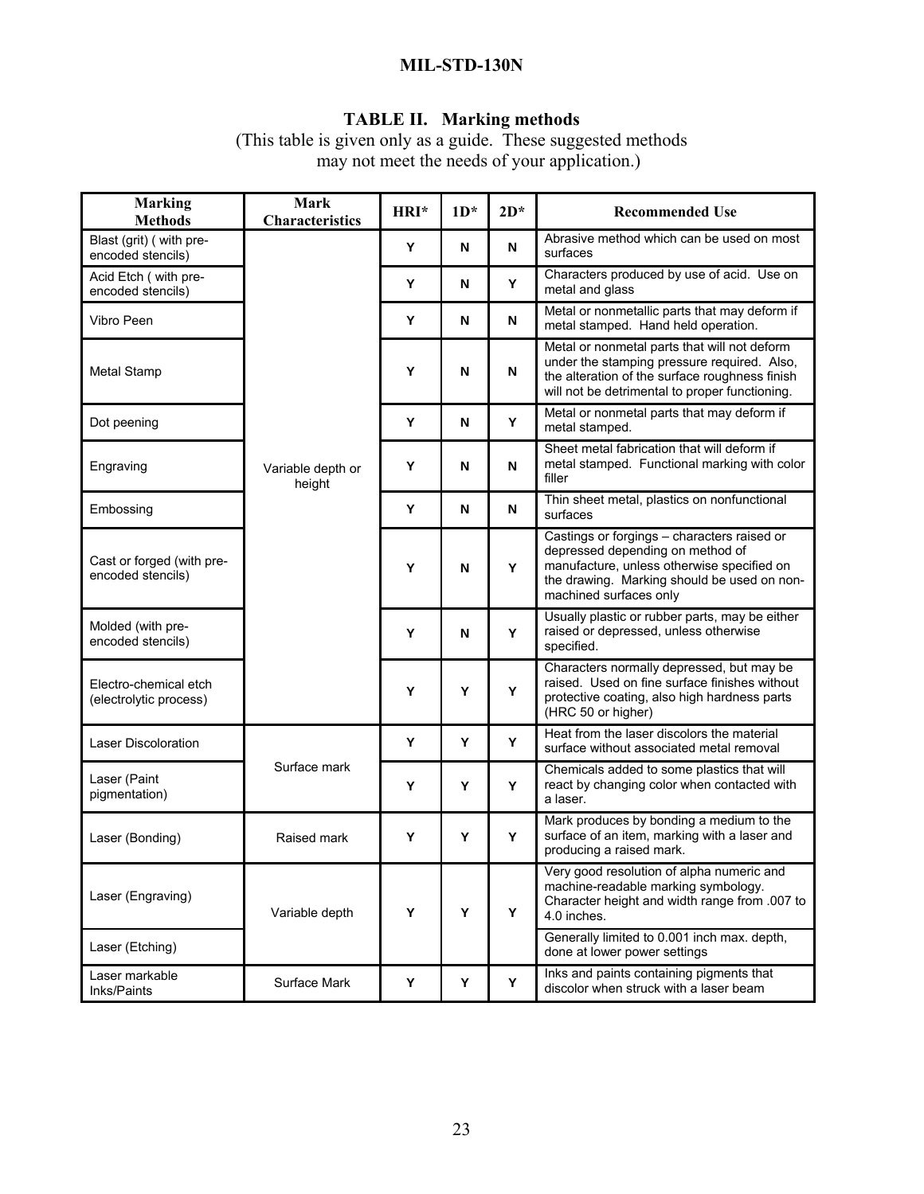## TABLE II. Marking methods

(This table is given only as a guide. These suggested methods may not meet the needs of your application.)

| Marking Methods | Mark Characteristics | HRI* | 1D* | 2D* | Recommended Use |
|---|---|---|---|---|---|
| Blast (grit) ( with pre-encoded stencils) | Variable depth or height | Y | N | N | Abrasive method which can be used on most surfaces |
| Acid Etch ( with pre-encoded stencils) | | Y | N | Y | Characters produced by use of acid. Use on metal and glass |
| Vibro Peen | | Y | N | N | Metal or nonmetallic parts that may deform if metal stamped. Hand held operation. |
| Metal Stamp | | Y | N | N | Metal or nonmetal parts that will not deform under the stamping pressure required. Also, the alteration of the surface roughness finish will not be detrimental to proper functioning. |
| Dot peening | | Y | N | Y | Metal or nonmetal parts that may deform if metal stamped. |
| Engraving | | Y | N | N | Sheet metal fabrication that will deform if metal stamped. Functional marking with color filler |
| Embossing | | Y | N | N | Thin sheet metal, plastics on nonfunctional surfaces |
| Cast or forged (with pre-encoded stencils) | | Y | N | Y | Castings or forgings – characters raised or depressed depending on method of manufacture, unless otherwise specified on the drawing. Marking should be used on non-machined surfaces only |
| Molded (with pre-encoded stencils) | | Y | N | Y | Usually plastic or rubber parts, may be either raised or depressed, unless otherwise specified. |
| Electro-chemical etch (electrolytic process) | | Y | Y | Y | Characters normally depressed, but may be raised. Used on fine surface finishes without protective coating, also high hardness parts (HRC 50 or higher) |
| Laser Discoloration | Surface mark | Y | Y | Y | Heat from the laser discolors the material surface without associated metal removal |
| Laser (Paint pigmentation) | | Y | Y | Y | Chemicals added to some plastics that will react by changing color when contacted with a laser. |
| Laser (Bonding) | Raised mark | Y | Y | Y | Mark produces by bonding a medium to the surface of an item, marking with a laser and producing a raised mark. |
| Laser (Engraving) | Variable depth | Y | Y | Y | Very good resolution of alpha numeric and machine-readable marking symbology. Character height and width range from .007 to 4.0 inches. |
| Laser (Etching) | | | | | Generally limited to 0.001 inch max. depth, done at lower power settings |
| Laser markable Inks/Paints | Surface Mark | Y | Y | Y | Inks and paints containing pigments that discolor when struck with a laser beam |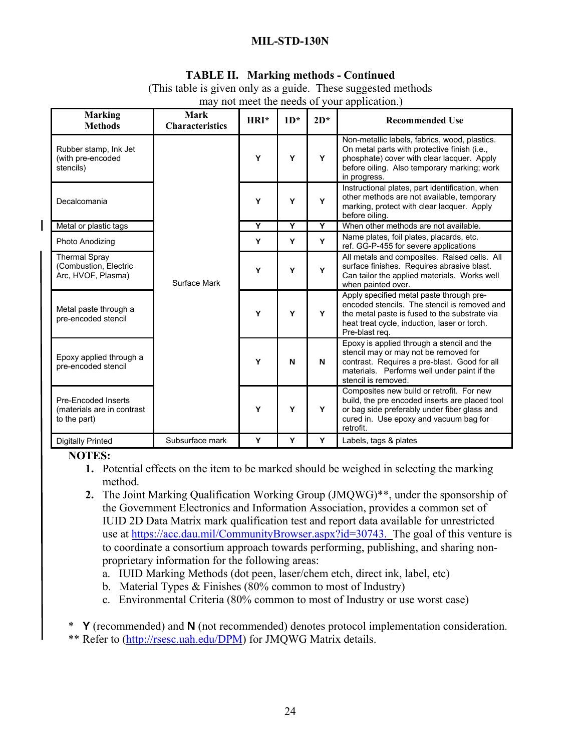**TABLE II. Marking methods - Continued**
(This table is given only as a guide. These suggested methods may not meet the needs of your application.)

| Marking Methods | Mark Characteristics | HRI* | 1D* | 2D* | Recommended Use |
|---|---|---|---|---|---|
| Rubber stamp, Ink Jet (with pre-encoded stencils) | Surface Mark | Y | Y | Y | Non-metallic labels, fabrics, wood, plastics. On metal parts with protective finish (i.e., phosphate) cover with clear lacquer. Apply before oiling. Also temporary marking; work in progress. |
| Decalcomania | Surface Mark | Y | Y | Y | Instructional plates, part identification, when other methods are not available, temporary marking, protect with clear lacquer. Apply before oiling. |
| Metal or plastic tags | Surface Mark | Y | Y | Y | When other methods are not available. |
| Photo Anodizing | Surface Mark | Y | Y | Y | Name plates, foil plates, placards, etc. ref. GG-P-455 for severe applications |
| Thermal Spray (Combustion, Electric Arc, HVOF, Plasma) | Surface Mark | Y | Y | Y | All metals and composites. Raised cells. All surface finishes. Requires abrasive blast. Can tailor the applied materials. Works well when painted over. |
| Metal paste through a pre-encoded stencil | Surface Mark | Y | Y | Y | Apply specified metal paste through pre-encoded stencils. The stencil is removed and the metal paste is fused to the substrate via heat treat cycle, induction, laser or torch. Pre-blast req. |
| Epoxy applied through a pre-encoded stencil | Surface Mark | Y | N | N | Epoxy is applied through a stencil and the stencil may or may not be removed for contrast. Requires a pre-blast. Good for all materials. Performs well under paint if the stencil is removed. |
| Pre-Encoded Inserts (materials are in contrast to the part) | Surface Mark | Y | Y | Y | Composites new build or retrofit. For new build, the pre encoded inserts are placed tool or bag side preferably under fiber glass and cured in. Use epoxy and vacuum bag for retrofit. |
| Digitally Printed | Subsurface mark | Y | Y | Y | Labels, tags & plates |

**NOTES:**

1. Potential effects on the item to be marked should be weighed in selecting the marking method.
2. The Joint Marking Qualification Working Group (JMQWG)**, under the sponsorship of the Government Electronics and Information Association, provides a common set of IUID 2D Data Matrix mark qualification test and report data available for unrestricted use at https://acc.dau.mil/CommunityBrowser.aspx?id=30743. The goal of this venture is to coordinate a consortium approach towards performing, publishing, and sharing non-proprietary information for the following areas:
   a. IUID Marking Methods (dot peen, laser/chem etch, direct ink, label, etc)
   b. Material Types & Finishes (80% common to most of Industry)
   c. Environmental Criteria (80% common to most of Industry or use worst case)

\* **Y** (recommended) and **N** (not recommended) denotes protocol implementation consideration.
** Refer to (http://rsesc.uah.edu/DPM) for JMQWG Matrix details.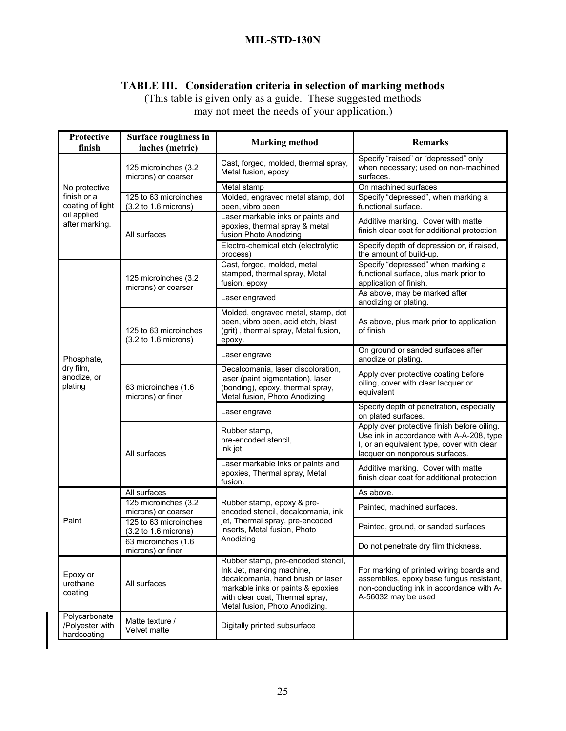**TABLE III. Consideration criteria in selection of marking methods**
(This table is given only as a guide. These suggested methods may not meet the needs of your application.)

| Protective finish | Surface roughness in inches (metric) | Marking method | Remarks |
|---|---|---|---|
| No protective finish or a coating of light oil applied after marking. | 125 microinches (3.2 microns) or coarser | Cast, forged, molded, thermal spray, Metal fusion, epoxy | Specify "raised" or "depressed" only when necessary; used on non-machined surfaces. |
| | | Metal stamp | On machined surfaces |
| | 125 to 63 microinches (3.2 to 1.6 microns) | Molded, engraved metal stamp, dot peen, vibro peen | Specify "depressed", when marking a functional surface. |
| | All surfaces | Laser markable inks or paints and epoxies, thermal spray & metal fusion Photo Anodizing | Additive marking. Cover with matte finish clear coat for additional protection |
| | | Electro-chemical etch (electrolytic process) | Specify depth of depression or, if raised, the amount of build-up. |
| Phosphate, dry film, anodize, or plating | 125 microinches (3.2 microns) or coarser | Cast, forged, molded, metal stamped, thermal spray, Metal fusion, epoxy | Specify "depressed" when marking a functional surface, plus mark prior to application of finish. |
| | | Laser engraved | As above, may be marked after anodizing or plating. |
| | 125 to 63 microinches (3.2 to 1.6 microns) | Molded, engraved metal, stamp, dot peen, vibro peen, acid etch, blast (grit) , thermal spray, Metal fusion, epoxy. | As above, plus mark prior to application of finish |
| | | Laser engrave | On ground or sanded surfaces after anodize or plating. |
| | 63 microinches (1.6 microns) or finer | Decalcomania, laser discoloration, laser (paint pigmentation), laser (bonding), epoxy, thermal spray, Metal fusion, Photo Anodizing | Apply over protective coating before oiling, cover with clear lacquer or equivalent |
| | | Laser engrave | Specify depth of penetration, especially on plated surfaces. |
| | All surfaces | Rubber stamp, pre-encoded stencil, ink jet | Apply over protective finish before oiling. Use ink in accordance with A-A-208, type I, or an equivalent type, cover with clear lacquer on nonporous surfaces. |
| | | Laser markable inks or paints and epoxies, Thermal spray, Metal fusion. | Additive marking. Cover with matte finish clear coat for additional protection |
| Paint | All surfaces | Rubber stamp, epoxy & pre-encoded stencil, decalcomania, ink jet, Thermal spray, pre-encoded inserts, Metal fusion, Photo Anodizing | As above. |
| | 125 microinches (3.2 microns) or coarser | | Painted, machined surfaces. |
| | 125 to 63 microinches (3.2 to 1.6 microns) | | Painted, ground, or sanded surfaces |
| | 63 microinches (1.6 microns) or finer | | Do not penetrate dry film thickness. |
| Epoxy or urethane coating | All surfaces | Rubber stamp, pre-encoded stencil, Ink Jet, marking machine, decalcomania, hand brush or laser markable inks or paints & epoxies with clear coat, Thermal spray, Metal fusion, Photo Anodizing. | For marking of printed wiring boards and assemblies, epoxy base fungus resistant, non-conducting ink in accordance with A-A-56032 may be used |
| Polycarbonate /Polyester with hardcoating | Matte texture / Velvet matte | Digitally printed subsurface | |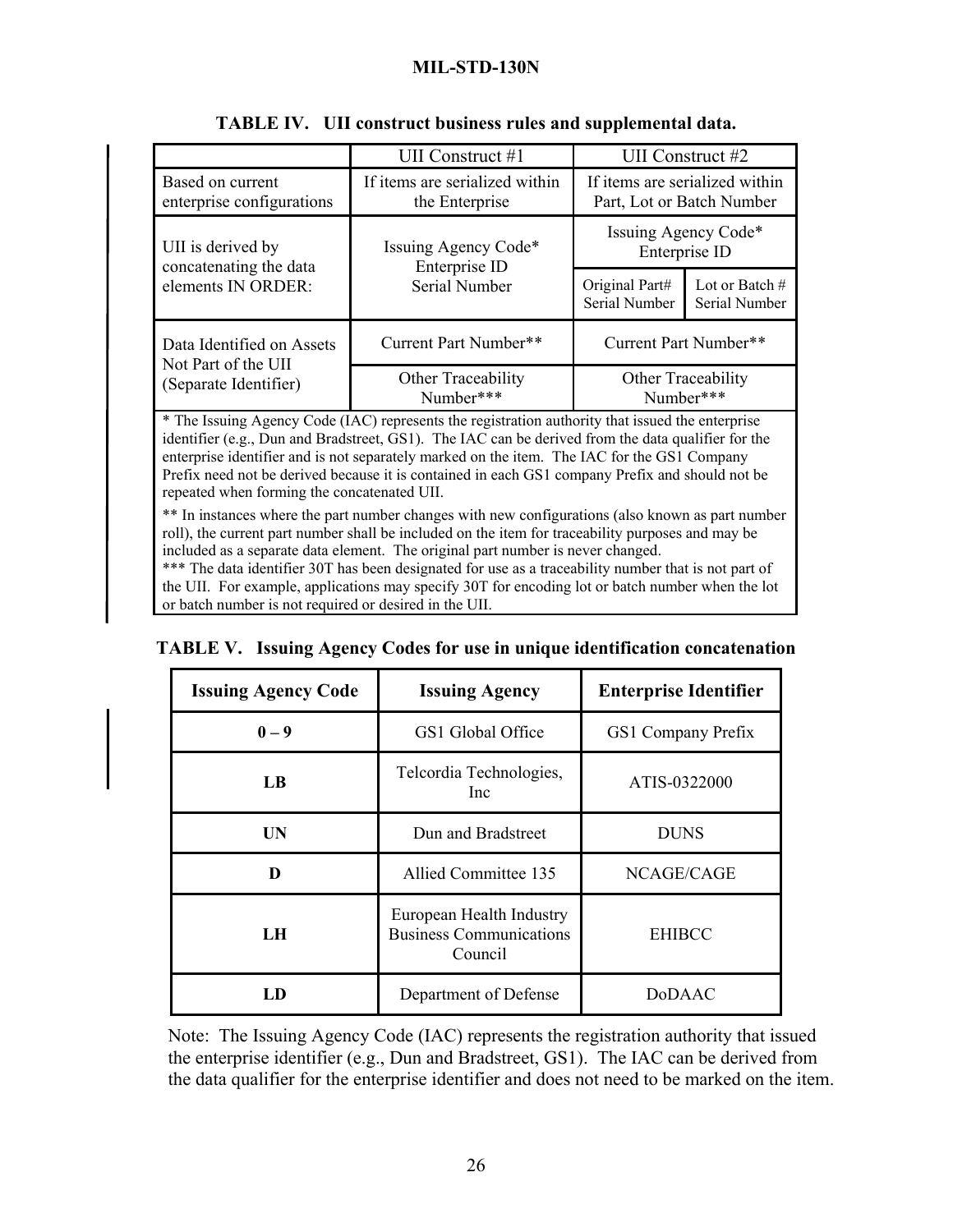**TABLE IV. UII construct business rules and supplemental data.**

| | UII Construct #1 | UII Construct #2 | |
|---|---|---|---|
| Based on current enterprise configurations | If items are serialized within the Enterprise | If items are serialized within Part, Lot or Batch Number | |
| UII is derived by concatenating the data elements IN ORDER: | Issuing Agency Code* Enterprise ID Serial Number | Issuing Agency Code* Enterprise ID | |
| | | Original Part# Serial Number | Lot or Batch # Serial Number |
| Data Identified on Assets Not Part of the UII (Separate Identifier) | Current Part Number** | Current Part Number** | |
| | Other Traceability Number*** | Other Traceability Number*** | |

\* The Issuing Agency Code (IAC) represents the registration authority that issued the enterprise identifier (e.g., Dun and Bradstreet, GS1). The IAC can be derived from the data qualifier for the enterprise identifier and is not separately marked on the item. The IAC for the GS1 Company Prefix need not be derived because it is contained in each GS1 company Prefix and should not be repeated when forming the concatenated UII.

\*\* In instances where the part number changes with new configurations (also known as part number roll), the current part number shall be included on the item for traceability purposes and may be included as a separate data element. The original part number is never changed.

\*\*\* The data identifier 30T has been designated for use as a traceability number that is not part of the UII. For example, applications may specify 30T for encoding lot or batch number when the lot or batch number is not required or desired in the UII.

**TABLE V. Issuing Agency Codes for use in unique identification concatenation**

| Issuing Agency Code | Issuing Agency | Enterprise Identifier |
|---|---|---|
| **0 – 9** | GS1 Global Office | GS1 Company Prefix |
| **LB** | Telcordia Technologies, Inc | ATIS-0322000 |
| **UN** | Dun and Bradstreet | DUNS |
| **D** | Allied Committee 135 | NCAGE/CAGE |
| **LH** | European Health Industry Business Communications Council | EHIBCC |
| **LD** | Department of Defense | DoDAAC |

Note: The Issuing Agency Code (IAC) represents the registration authority that issued the enterprise identifier (e.g., Dun and Bradstreet, GS1). The IAC can be derived from the data qualifier for the enterprise identifier and does not need to be marked on the item.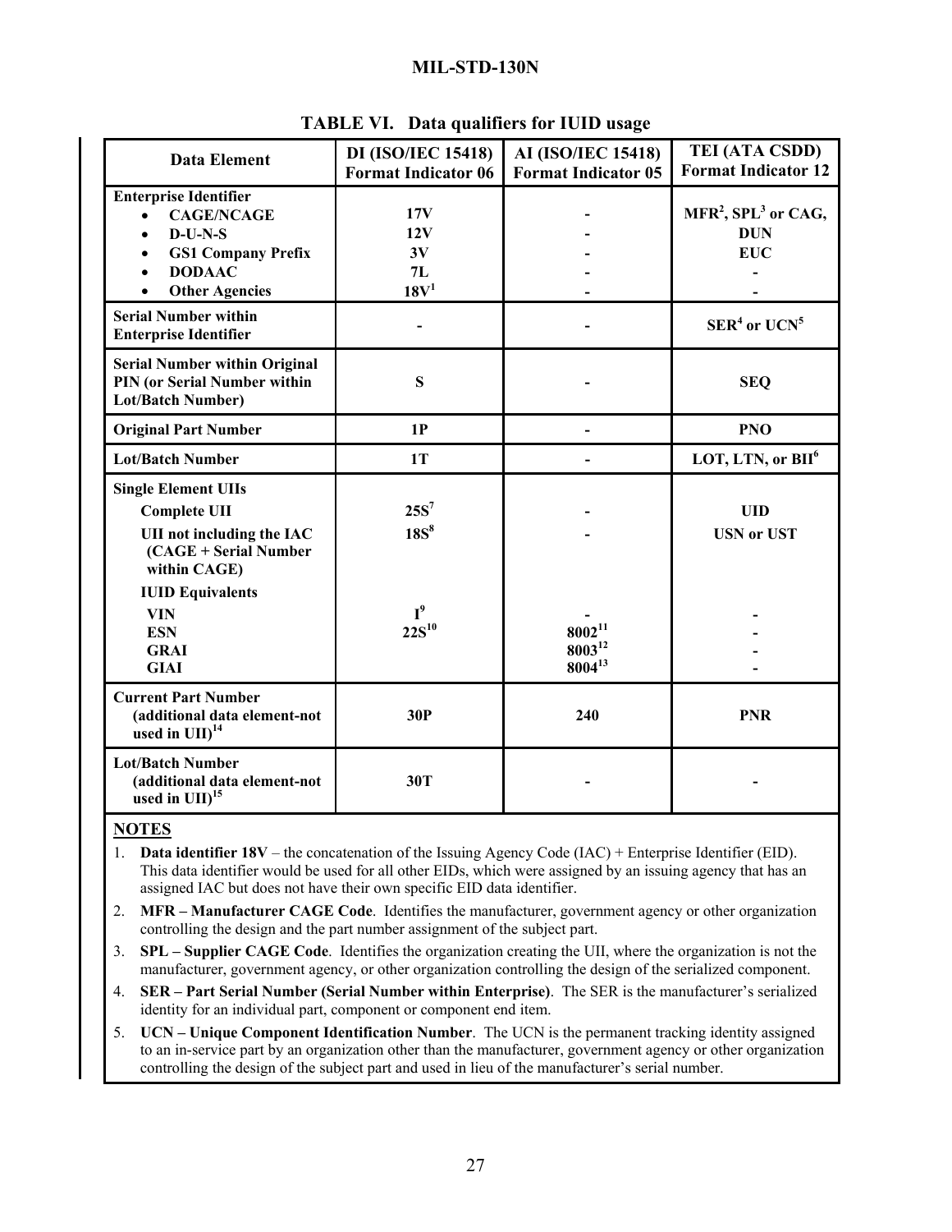**TABLE VI. Data qualifiers for IUID usage**

| Data Element | DI (ISO/IEC 15418) Format Indicator 06 | AI (ISO/IEC 15418) Format Indicator 05 | TEI (ATA CSDD) Format Indicator 12 |
|---|---|---|---|
| **Enterprise Identifier** | | | |
| • CAGE/NCAGE | 17V | - | MFR[2], SPL[3] or CAG, |
| • D-U-N-S | 12V | - | DUN |
| • GS1 Company Prefix | 3V | - | EUC |
| • DODAAC | 7L | - | - |
| • Other Agencies | 18V[1] | - | - |
| **Serial Number within Enterprise Identifier** | - | - | SER[4] or UCN[5] |
| **Serial Number within Original PIN (or Serial Number within Lot/Batch Number)** | S | - | SEQ |
| **Original Part Number** | 1P | - | PNO |
| **Lot/Batch Number** | 1T | - | LOT, LTN, or BII[6] |
| **Single Element UIIs** | | | |
| Complete UII | 25S[7] | - | UID |
| UII not including the IAC (CAGE + Serial Number within CAGE) | 18S[8] | - | USN or UST |
| **IUID Equivalents** | | | |
| VIN | I[9] | - | - |
| ESN | 22S[10] | 8002[11] | - |
| GRAI | | 8003[12] | - |
| GIAI | | 8004[13] | - |
| **Current Part Number (additional data element-not used in UII)[14]** | 30P | 240 | PNR |
| **Lot/Batch Number (additional data element-not used in UII)[15]** | 30T | - | - |

**NOTES**

1. **Data identifier 18V** – the concatenation of the Issuing Agency Code (IAC) + Enterprise Identifier (EID). This data identifier would be used for all other EIDs, which were assigned by an issuing agency that has an assigned IAC but does not have their own specific EID data identifier.
2. **MFR – Manufacturer CAGE Code**. Identifies the manufacturer, government agency or other organization controlling the design and the part number assignment of the subject part.
3. **SPL – Supplier CAGE Code**. Identifies the organization creating the UII, where the organization is not the manufacturer, government agency, or other organization controlling the design of the serialized component.
4. **SER – Part Serial Number (Serial Number within Enterprise)**. The SER is the manufacturer's serialized identity for an individual part, component or component end item.
5. **UCN – Unique Component Identification Number**. The UCN is the permanent tracking identity assigned to an in-service part by an organization other than the manufacturer, government agency or other organization controlling the design of the subject part and used in lieu of the manufacturer's serial number.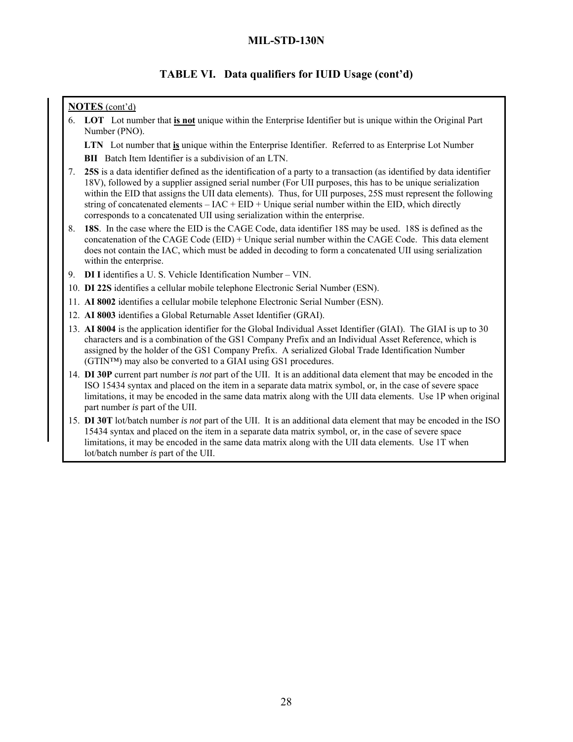## TABLE VI. Data qualifiers for IUID Usage (cont'd)

**NOTES** (cont'd)

6. **LOT** Lot number that **is not** unique within the Enterprise Identifier but is unique within the Original Part Number (PNO).

   **LTN** Lot number that **is** unique within the Enterprise Identifier. Referred to as Enterprise Lot Number

   **BII** Batch Item Identifier is a subdivision of an LTN.

7. **25S** is a data identifier defined as the identification of a party to a transaction (as identified by data identifier 18V), followed by a supplier assigned serial number (For UII purposes, this has to be unique serialization within the EID that assigns the UII data elements). Thus, for UII purposes, 25S must represent the following string of concatenated elements – IAC + EID + Unique serial number within the EID, which directly corresponds to a concatenated UII using serialization within the enterprise.

8. **18S**. In the case where the EID is the CAGE Code, data identifier 18S may be used. 18S is defined as the concatenation of the CAGE Code (EID) + Unique serial number within the CAGE Code. This data element does not contain the IAC, which must be added in decoding to form a concatenated UII using serialization within the enterprise.

9. **DI I** identifies a U. S. Vehicle Identification Number – VIN.

10. **DI 22S** identifies a cellular mobile telephone Electronic Serial Number (ESN).

11. **AI 8002** identifies a cellular mobile telephone Electronic Serial Number (ESN).

12. **AI 8003** identifies a Global Returnable Asset Identifier (GRAI).

13. **AI 8004** is the application identifier for the Global Individual Asset Identifier (GIAI). The GIAI is up to 30 characters and is a combination of the GS1 Company Prefix and an Individual Asset Reference, which is assigned by the holder of the GS1 Company Prefix. A serialized Global Trade Identification Number (GTIN™) may also be converted to a GIAI using GS1 procedures.

14. **DI 30P** current part number *is not* part of the UII. It is an additional data element that may be encoded in the ISO 15434 syntax and placed on the item in a separate data matrix symbol, or, in the case of severe space limitations, it may be encoded in the same data matrix along with the UII data elements. Use 1P when original part number *is* part of the UII.

15. **DI 30T** lot/batch number *is not* part of the UII. It is an additional data element that may be encoded in the ISO 15434 syntax and placed on the item in a separate data matrix symbol, or, in the case of severe space limitations, it may be encoded in the same data matrix along with the UII data elements. Use 1T when lot/batch number *is* part of the UII.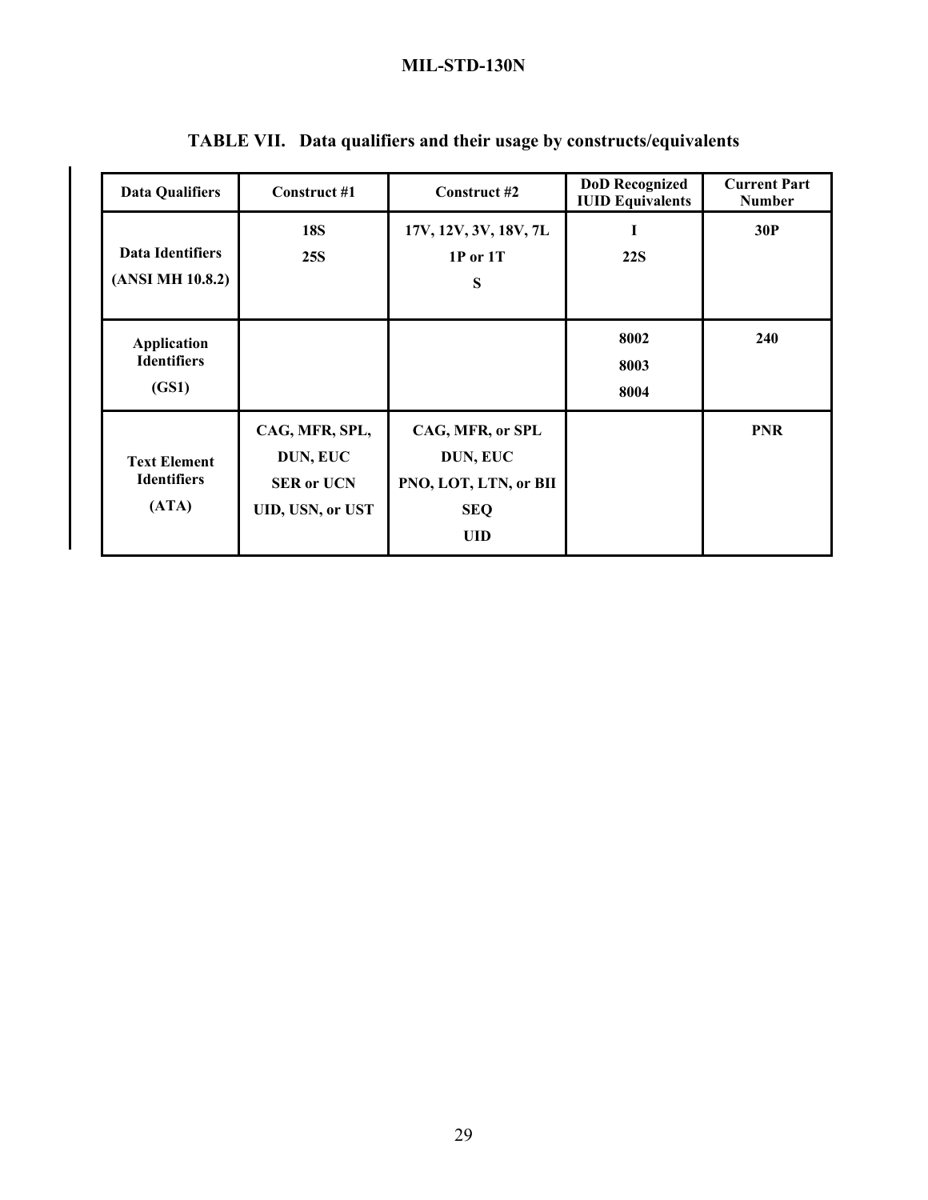**TABLE VII. Data qualifiers and their usage by constructs/equivalents**

| Data Qualifiers | Construct #1 | Construct #2 | DoD Recognized IUID Equivalents | Current Part Number |
|---|---|---|---|---|
| **Data Identifiers (ANSI MH 10.8.2)** | **18S**<br>**25S** | **17V, 12V, 3V, 18V, 7L**<br>**1P or 1T**<br>**S** | **I**<br>**22S** | **30P** |
| **Application Identifiers (GS1)** | | | **8002**<br>**8003**<br>**8004** | **240** |
| **Text Element Identifiers (ATA)** | **CAG, MFR, SPL,**<br>**DUN, EUC**<br>**SER or UCN**<br>**UID, USN, or UST** | **CAG, MFR, or SPL**<br>**DUN, EUC**<br>**PNO, LOT, LTN, or BII**<br>**SEQ**<br>**UID** | | **PNR** |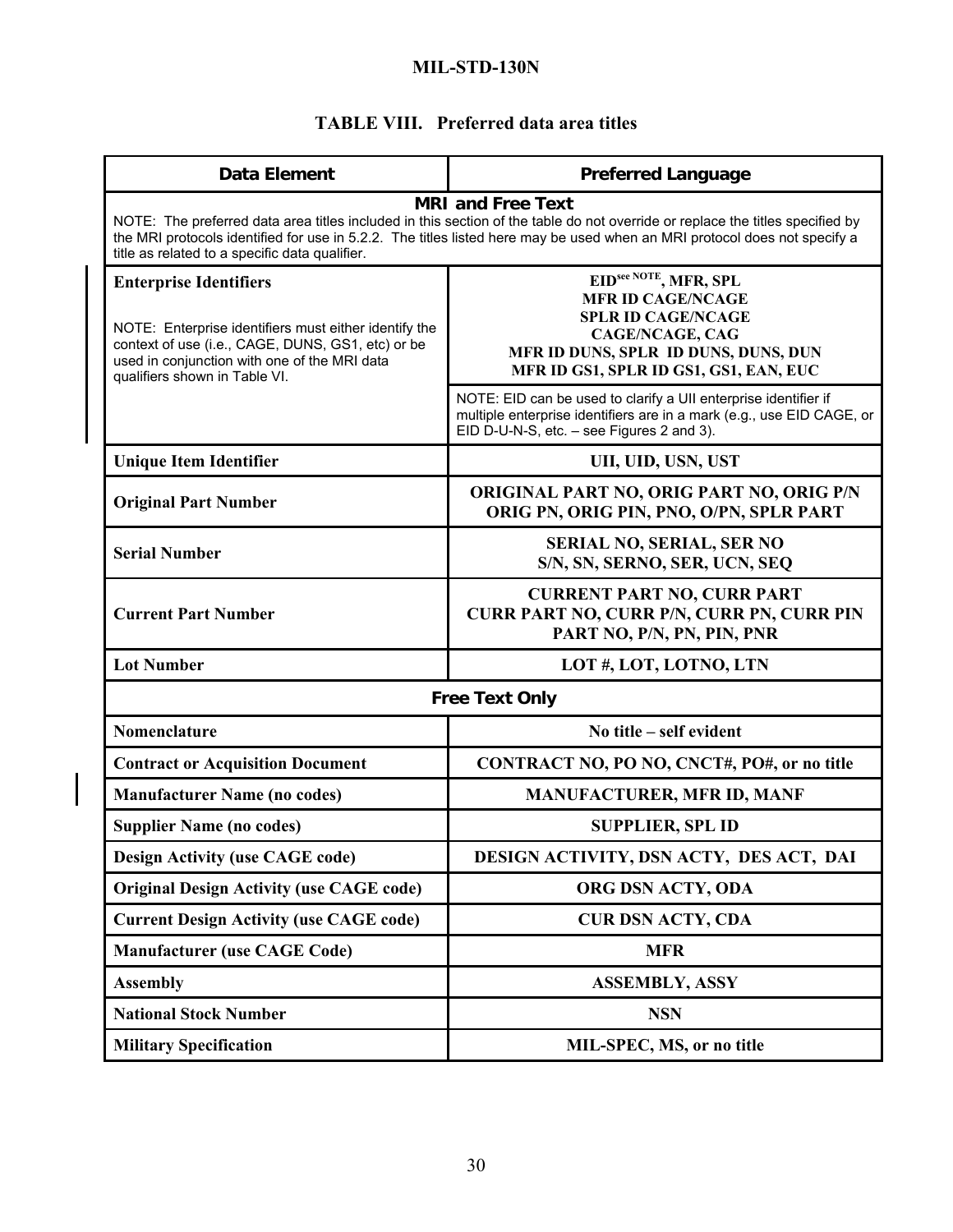**TABLE VIII. Preferred data area titles**

| Data Element | Preferred Language |
|---|---|
| **MRI and Free Text** NOTE: The preferred data area titles included in this section of the table do not override or replace the titles specified by the MRI protocols identified for use in 5.2.2. The titles listed here may be used when an MRI protocol does not specify a title as related to a specific data qualifier. | |
| **Enterprise Identifiers** NOTE: Enterprise identifiers must either identify the context of use (i.e., CAGE, DUNS, GS1, etc) or be used in conjunction with one of the MRI data qualifiers shown in Table VI. | **EID[see NOTE], MFR, SPL MFR ID CAGE/NCAGE SPLR ID CAGE/NCAGE CAGE/NCAGE, CAG MFR ID DUNS, SPLR ID DUNS, DUNS, DUN MFR ID GS1, SPLR ID GS1, GS1, EAN, EUC** NOTE: EID can be used to clarify a UII enterprise identifier if multiple enterprise identifiers are in a mark (e.g., use EID CAGE, or EID D-U-N-S, etc. – see Figures 2 and 3). |
| **Unique Item Identifier** | **UII, UID, USN, UST** |
| **Original Part Number** | **ORIGINAL PART NO, ORIG PART NO, ORIG P/N ORIG PN, ORIG PIN, PNO, O/PN, SPLR PART** |
| **Serial Number** | **SERIAL NO, SERIAL, SER NO S/N, SN, SERNO, SER, UCN, SEQ** |
| **Current Part Number** | **CURRENT PART NO, CURR PART CURR PART NO, CURR P/N, CURR PN, CURR PIN PART NO, P/N, PN, PIN, PNR** |
| **Lot Number** | **LOT #, LOT, LOTNO, LTN** |
| **Free Text Only** | |
| **Nomenclature** | **No title – self evident** |
| **Contract or Acquisition Document** | **CONTRACT NO, PO NO, CNCT#, PO#, or no title** |
| **Manufacturer Name (no codes)** | **MANUFACTURER, MFR ID, MANF** |
| **Supplier Name (no codes)** | **SUPPLIER, SPL ID** |
| **Design Activity (use CAGE code)** | **DESIGN ACTIVITY, DSN ACTY, DES ACT, DAI** |
| **Original Design Activity (use CAGE code)** | **ORG DSN ACTY, ODA** |
| **Current Design Activity (use CAGE code)** | **CUR DSN ACTY, CDA** |
| **Manufacturer (use CAGE Code)** | **MFR** |
| **Assembly** | **ASSEMBLY, ASSY** |
| **National Stock Number** | **NSN** |
| **Military Specification** | **MIL-SPEC, MS, or no title** |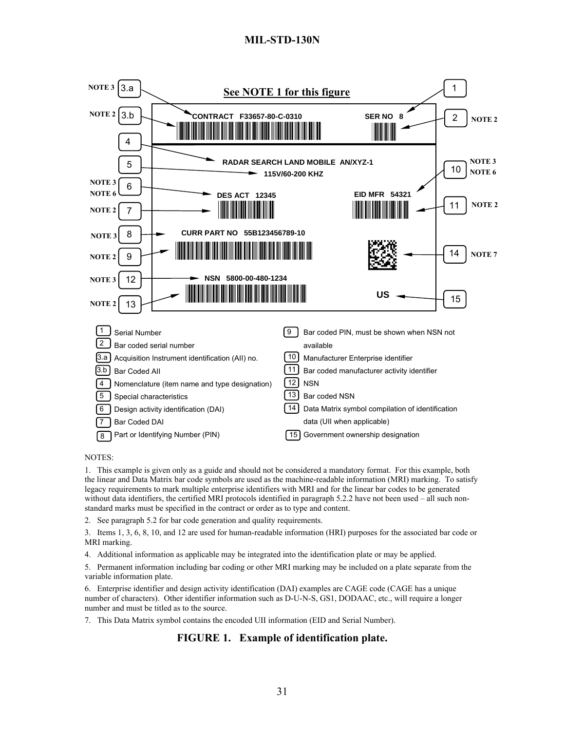See NOTE 1 for this figure

CONTRACT F33657-80-C-0310

SER NO 8

RADAR SEARCH LAND MOBILE AN/XYZ-1

115V/60-200 KHZ

DES ACT 12345

EID MFR 54321

CURR PART NO 55B123456789-10

NSN 5800-00-480-1234

US

| | | | |
|---|---|---|---|
| 1 | Serial Number | 9 | Bar coded PIN, must be shown when NSN not available |
| 2 | Bar coded serial number | 10 | Manufacturer Enterprise identifier |
| 3.a | Acquisition Instrument identification (AII) no. | 11 | Bar coded manufacturer activity identifier |
| 3.b | Bar Coded AII | 12 | NSN |
| 4 | Nomenclature (item name and type designation) | 13 | Bar coded NSN |
| 5 | Special characteristics | 14 | Data Matrix symbol compilation of identification data (UII when applicable) |
| 6 | Design activity identification (DAI) | 15 | Government ownership designation |
| 7 | Bar Coded DAI | | |
| 8 | Part or Identifying Number (PIN) | | |

NOTES:

1. This example is given only as a guide and should not be considered a mandatory format. For this example, both the linear and Data Matrix bar code symbols are used as the machine-readable information (MRI) marking. To satisfy legacy requirements to mark multiple enterprise identifiers with MRI and for the linear bar codes to be generated without data identifiers, the certified MRI protocols identified in paragraph 5.2.2 have not been used – all such non-standard marks must be specified in the contract or order as to type and content.

2. See paragraph 5.2 for bar code generation and quality requirements.

3. Items 1, 3, 6, 8, 10, and 12 are used for human-readable information (HRI) purposes for the associated bar code or MRI marking.

4. Additional information as applicable may be integrated into the identification plate or may be applied.

5. Permanent information including bar coding or other MRI marking may be included on a plate separate from the variable information plate.

6. Enterprise identifier and design activity identification (DAI) examples are CAGE code (CAGE has a unique number of characters). Other identifier information such as D-U-N-S, GS1, DODAAC, etc., will require a longer number and must be titled as to the source.

7. This Data Matrix symbol contains the encoded UII information (EID and Serial Number).

**FIGURE 1. Example of identification plate.**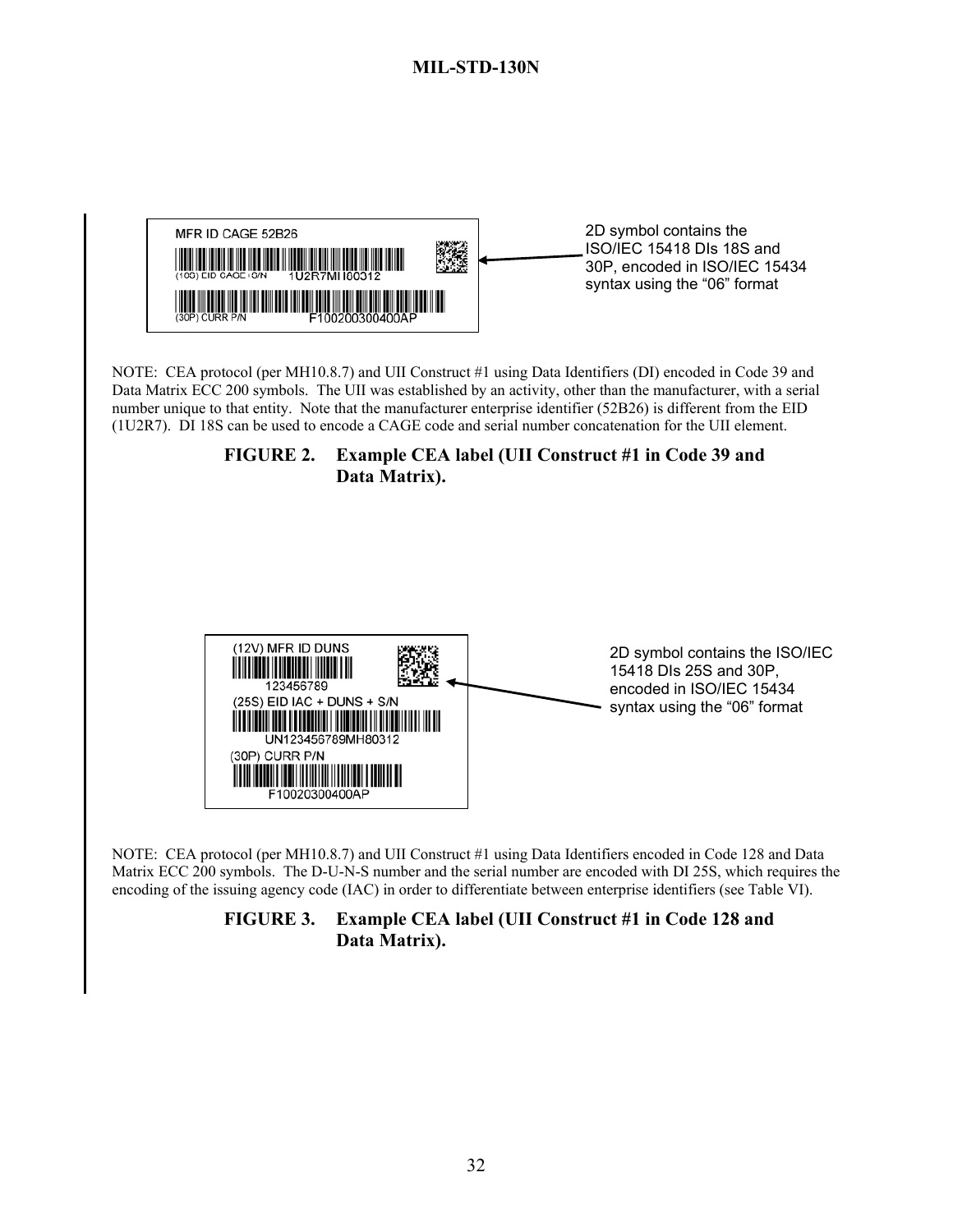MFR ID CAGE 52B26

(18S) EID CAGE+S/N 1U2R7MH80312

(30P) CURR P/N F100200300400AP

2D symbol contains the ISO/IEC 15418 DIs 18S and 30P, encoded in ISO/IEC 15434 syntax using the "06" format

NOTE: CEA protocol (per MH10.8.7) and UII Construct #1 using Data Identifiers (DI) encoded in Code 39 and Data Matrix ECC 200 symbols. The UII was established by an activity, other than the manufacturer, with a serial number unique to that entity. Note that the manufacturer enterprise identifier (52B26) is different from the EID (1U2R7). DI 18S can be used to encode a CAGE code and serial number concatenation for the UII element.

**FIGURE 2. Example CEA label (UII Construct #1 in Code 39 and Data Matrix).**

(12V) MFR ID DUNS

123456789

(25S) EID IAC + DUNS + S/N

UN123456789MH80312

(30P) CURR P/N

F10020300400AP

2D symbol contains the ISO/IEC 15418 DIs 25S and 30P, encoded in ISO/IEC 15434 syntax using the "06" format

NOTE: CEA protocol (per MH10.8.7) and UII Construct #1 using Data Identifiers encoded in Code 128 and Data Matrix ECC 200 symbols. The D-U-N-S number and the serial number are encoded with DI 25S, which requires the encoding of the issuing agency code (IAC) in order to differentiate between enterprise identifiers (see Table VI).

**FIGURE 3. Example CEA label (UII Construct #1 in Code 128 and Data Matrix).**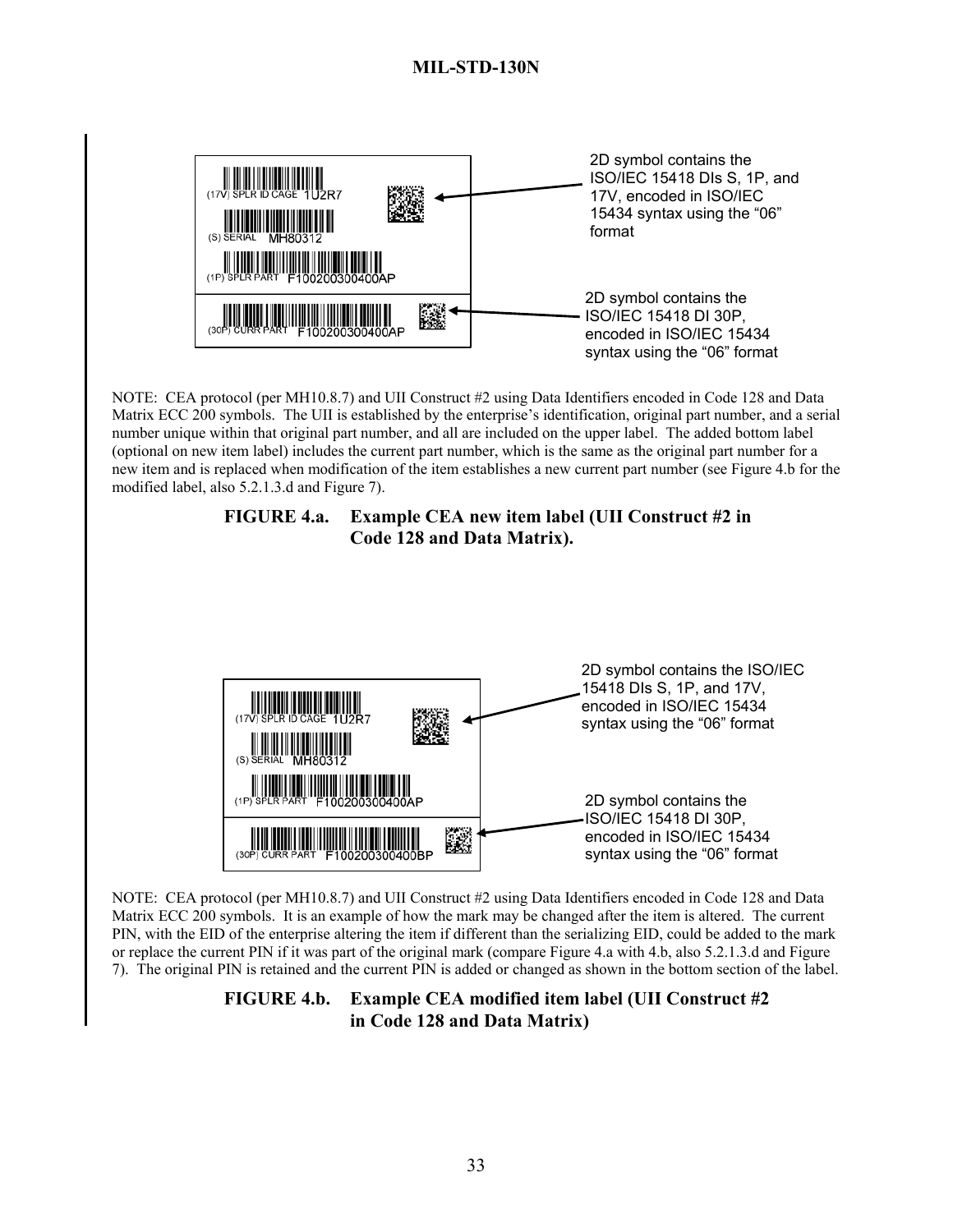(17V) SPLR ID CAGE 1U2R7

(S) SERIAL MH80312

(1P) SPLR PART F100200300400AP

(30P) CURR PART F100200300400AP

2D symbol contains the ISO/IEC 15418 DIs S, 1P, and 17V, encoded in ISO/IEC 15434 syntax using the "06" format

2D symbol contains the ISO/IEC 15418 DI 30P, encoded in ISO/IEC 15434 syntax using the "06" format

NOTE: CEA protocol (per MH10.8.7) and UII Construct #2 using Data Identifiers encoded in Code 128 and Data Matrix ECC 200 symbols. The UII is established by the enterprise's identification, original part number, and a serial number unique within that original part number, and all are included on the upper label. The added bottom label (optional on new item label) includes the current part number, which is the same as the original part number for a new item and is replaced when modification of the item establishes a new current part number (see Figure 4.b for the modified label, also 5.2.1.3.d and Figure 7).

**FIGURE 4.a. Example CEA new item label (UII Construct #2 in Code 128 and Data Matrix).**

(17V) SPLR ID CAGE 1U2R7

(S) SERIAL MH80312

(1P) SPLR PART F100200300400AP

(30P) CURR PART F100200300400BP

2D symbol contains the ISO/IEC 15418 DIs S, 1P, and 17V, encoded in ISO/IEC 15434 syntax using the "06" format

2D symbol contains the ISO/IEC 15418 DI 30P, encoded in ISO/IEC 15434 syntax using the "06" format

NOTE: CEA protocol (per MH10.8.7) and UII Construct #2 using Data Identifiers encoded in Code 128 and Data Matrix ECC 200 symbols. It is an example of how the mark may be changed after the item is altered. The current PIN, with the EID of the enterprise altering the item if different than the serializing EID, could be added to the mark or replace the current PIN if it was part of the original mark (compare Figure 4.a with 4.b, also 5.2.1.3.d and Figure 7). The original PIN is retained and the current PIN is added or changed as shown in the bottom section of the label.

**FIGURE 4.b. Example CEA modified item label (UII Construct #2 in Code 128 and Data Matrix)**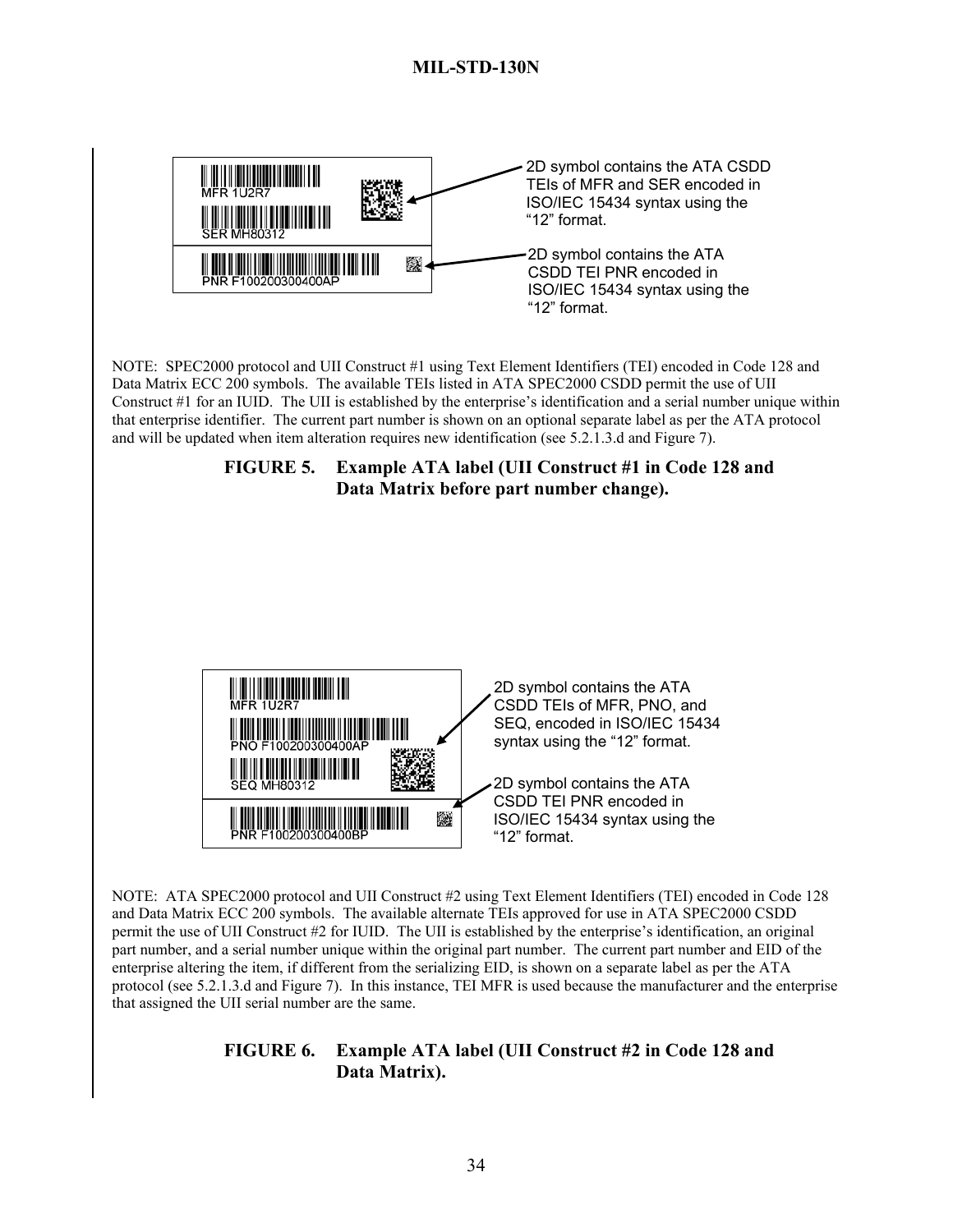MFR 1U2R7

SER MH80312

PNR F100200300400AP

2D symbol contains the ATA CSDD TEIs of MFR and SER encoded in ISO/IEC 15434 syntax using the "12" format.

2D symbol contains the ATA CSDD TEI PNR encoded in ISO/IEC 15434 syntax using the "12" format.

NOTE: SPEC2000 protocol and UII Construct #1 using Text Element Identifiers (TEI) encoded in Code 128 and Data Matrix ECC 200 symbols. The available TEIs listed in ATA SPEC2000 CSDD permit the use of UII Construct #1 for an IUID. The UII is established by the enterprise's identification and a serial number unique within that enterprise identifier. The current part number is shown on an optional separate label as per the ATA protocol and will be updated when item alteration requires new identification (see 5.2.1.3.d and Figure 7).

**FIGURE 5. Example ATA label (UII Construct #1 in Code 128 and Data Matrix before part number change).**

MFR 1U2R7

PNO F100200300400AP

SEQ MH80312

PNR F100200300400BP

2D symbol contains the ATA CSDD TEIs of MFR, PNO, and SEQ, encoded in ISO/IEC 15434 syntax using the "12" format.

2D symbol contains the ATA CSDD TEI PNR encoded in ISO/IEC 15434 syntax using the "12" format.

NOTE: ATA SPEC2000 protocol and UII Construct #2 using Text Element Identifiers (TEI) encoded in Code 128 and Data Matrix ECC 200 symbols. The available alternate TEIs approved for use in ATA SPEC2000 CSDD permit the use of UII Construct #2 for IUID. The UII is established by the enterprise's identification, an original part number, and a serial number unique within the original part number. The current part number and EID of the enterprise altering the item, if different from the serializing EID, is shown on a separate label as per the ATA protocol (see 5.2.1.3.d and Figure 7). In this instance, TEI MFR is used because the manufacturer and the enterprise that assigned the UII serial number are the same.

**FIGURE 6. Example ATA label (UII Construct #2 in Code 128 and Data Matrix).**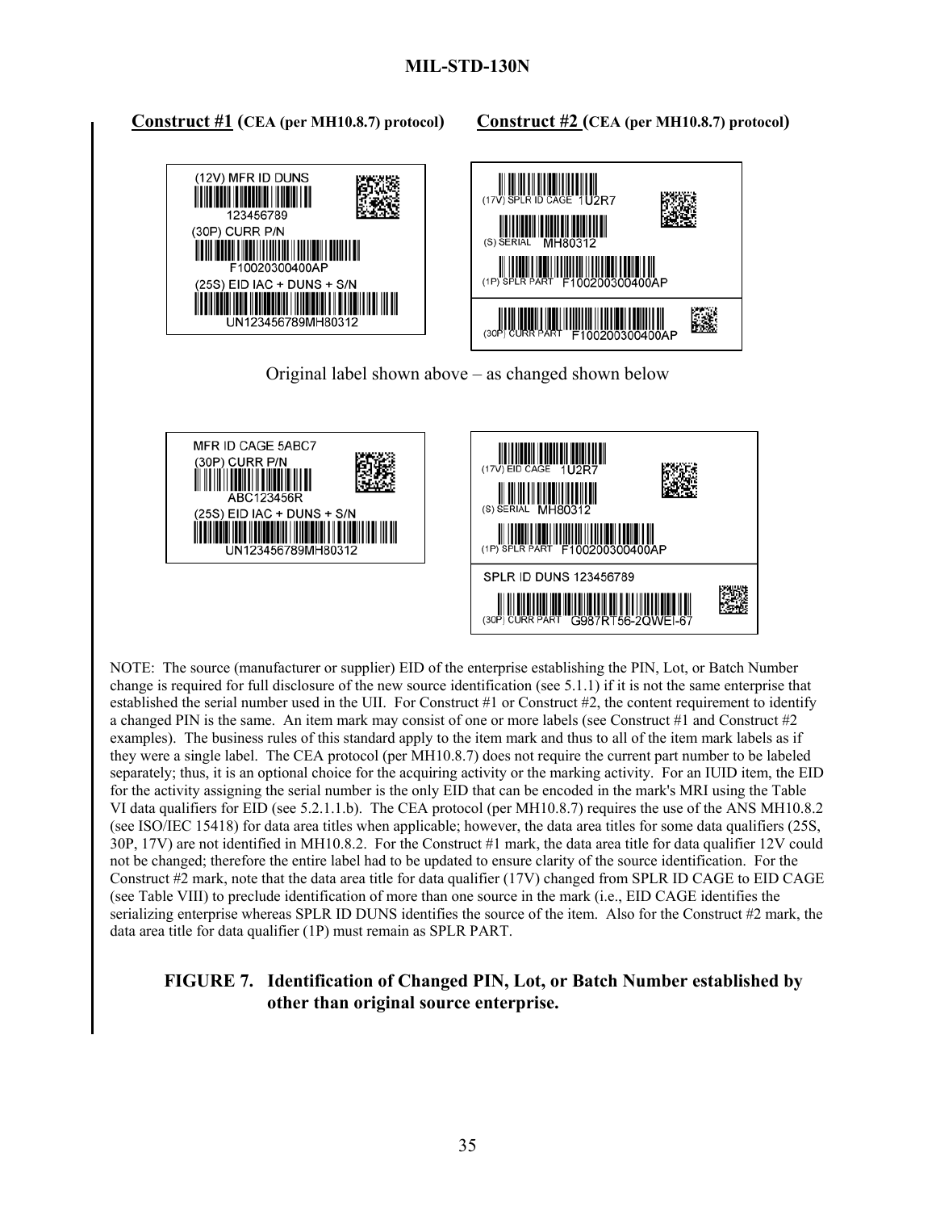**Construct #1 (CEA (per MH10.8.7) protocol)** **Construct #2 (CEA (per MH10.8.7) protocol)**

(12V) MFR ID DUNS
123456789
(30P) CURR P/N
F10020300400AP
(25S) EID IAC + DUNS + S/N
UN123456789MH80312

(17V) SPLR ID CAGE 1U2R7
(S) SERIAL MH80312
(1P) SPLR PART F100200300400AP
(30P) CURR PART F100200300400AP

Original label shown above – as changed shown below

MFR ID CAGE 5ABC7
(30P) CURR P/N
ABC123456R
(25S) EID IAC + DUNS + S/N
UN123456789MH80312

(17V) EID CAGE 1U2R7
(S) SERIAL MH80312
(1P) SPLR PART F100200300400AP
SPLR ID DUNS 123456789
(30P) CURR PART G987RT56-2QWEI-67

NOTE: The source (manufacturer or supplier) EID of the enterprise establishing the PIN, Lot, or Batch Number change is required for full disclosure of the new source identification (see 5.1.1) if it is not the same enterprise that established the serial number used in the UII. For Construct #1 or Construct #2, the content requirement to identify a changed PIN is the same. An item mark may consist of one or more labels (see Construct #1 and Construct #2 examples). The business rules of this standard apply to the item mark and thus to all of the item mark labels as if they were a single label. The CEA protocol (per MH10.8.7) does not require the current part number to be labeled separately; thus, it is an optional choice for the acquiring activity or the marking activity. For an IUID item, the EID for the activity assigning the serial number is the only EID that can be encoded in the mark's MRI using the Table VI data qualifiers for EID (see 5.2.1.1.b). The CEA protocol (per MH10.8.7) requires the use of the ANS MH10.8.2 (see ISO/IEC 15418) for data area titles when applicable; however, the data area titles for some data qualifiers (25S, 30P, 17V) are not identified in MH10.8.2. For the Construct #1 mark, the data area title for data qualifier 12V could not be changed; therefore the entire label had to be updated to ensure clarity of the source identification. For the Construct #2 mark, note that the data area title for data qualifier (17V) changed from SPLR ID CAGE to EID CAGE (see Table VIII) to preclude identification of more than one source in the mark (i.e., EID CAGE identifies the serializing enterprise whereas SPLR ID DUNS identifies the source of the item. Also for the Construct #2 mark, the data area title for data qualifier (1P) must remain as SPLR PART.

**FIGURE 7. Identification of Changed PIN, Lot, or Batch Number established by other than original source enterprise.**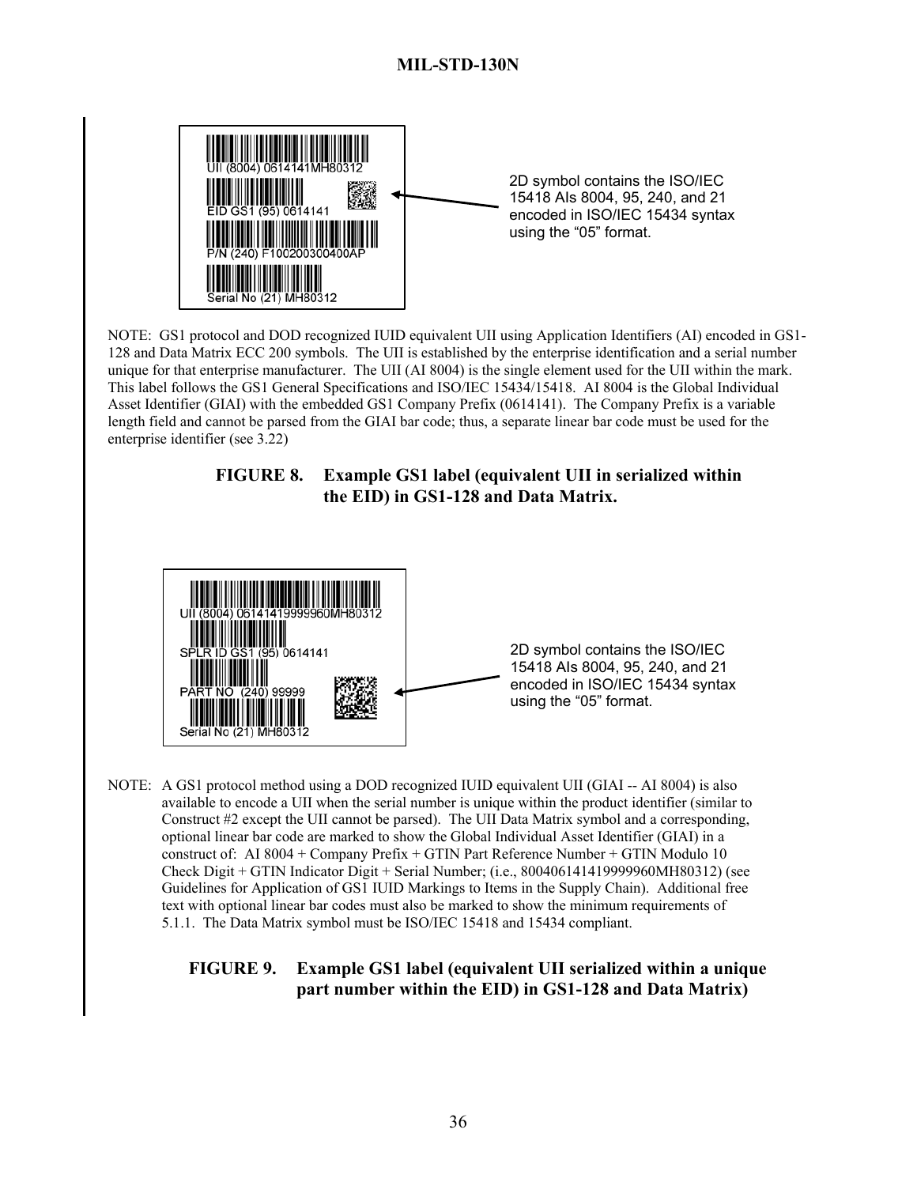UII (8004) 0614141MH80312

EID GS1 (95) 0614141

P/N (240) F100200300400AP

Serial No (21) MH80312

2D symbol contains the ISO/IEC 15418 AIs 8004, 95, 240, and 21 encoded in ISO/IEC 15434 syntax using the "05" format.

NOTE: GS1 protocol and DOD recognized IUID equivalent UII using Application Identifiers (AI) encoded in GS1-128 and Data Matrix ECC 200 symbols. The UII is established by the enterprise identification and a serial number unique for that enterprise manufacturer. The UII (AI 8004) is the single element used for the UII within the mark. This label follows the GS1 General Specifications and ISO/IEC 15434/15418. AI 8004 is the Global Individual Asset Identifier (GIAI) with the embedded GS1 Company Prefix (0614141). The Company Prefix is a variable length field and cannot be parsed from the GIAI bar code; thus, a separate linear bar code must be used for the enterprise identifier (see 3.22)

**FIGURE 8. Example GS1 label (equivalent UII in serialized within the EID) in GS1-128 and Data Matrix.**

UII (8004) 06141419999960MH80312

SPLR ID GS1 (95) 0614141

PART NO (240) 99999

Serial No (21) MH80312

2D symbol contains the ISO/IEC 15418 AIs 8004, 95, 240, and 21 encoded in ISO/IEC 15434 syntax using the "05" format.

NOTE: A GS1 protocol method using a DOD recognized IUID equivalent UII (GIAI -- AI 8004) is also available to encode a UII when the serial number is unique within the product identifier (similar to Construct #2 except the UII cannot be parsed). The UII Data Matrix symbol and a corresponding, optional linear bar code are marked to show the Global Individual Asset Identifier (GIAI) in a construct of: AI 8004 + Company Prefix + GTIN Part Reference Number + GTIN Modulo 10 Check Digit + GTIN Indicator Digit + Serial Number; (i.e., 800406141419999960MH80312) (see Guidelines for Application of GS1 IUID Markings to Items in the Supply Chain). Additional free text with optional linear bar codes must also be marked to show the minimum requirements of 5.1.1. The Data Matrix symbol must be ISO/IEC 15418 and 15434 compliant.

**FIGURE 9. Example GS1 label (equivalent UII serialized within a unique part number within the EID) in GS1-128 and Data Matrix)**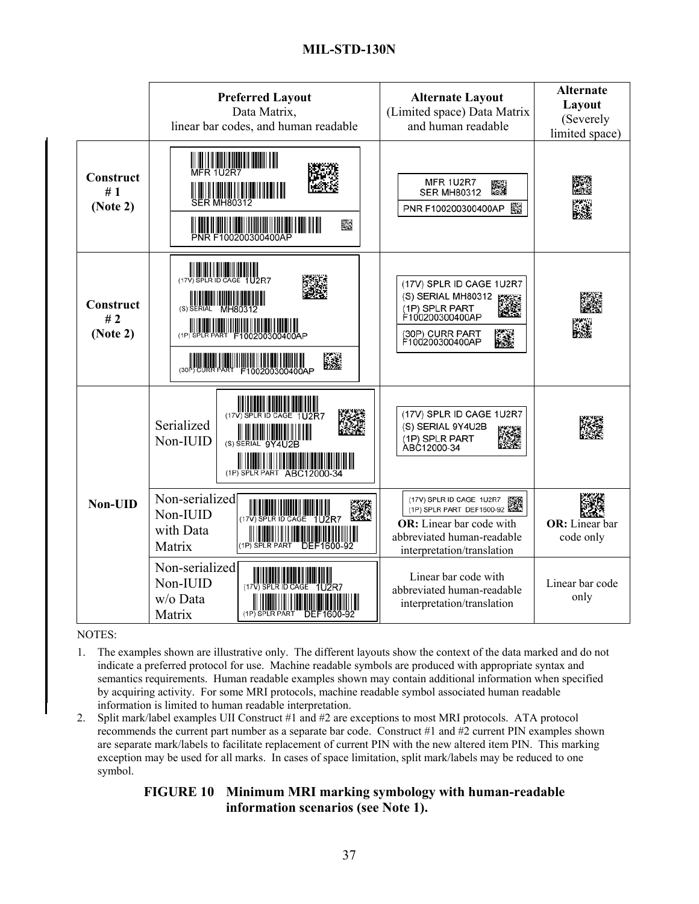| | Preferred Layout Data Matrix, linear bar codes, and human readable | Alternate Layout (Limited space) Data Matrix and human readable | Alternate Layout (Severely limited space) |
|---|---|---|---|
| **Construct # 1 (Note 2)** | MFR 1U2R7<br>SER MH80312<br>PNR F100200300400AP | MFR 1U2R7<br>SER MH80312<br>PNR F100200300400AP | |
| **Construct # 2 (Note 2)** | (17V) SPLR ID CAGE 1U2R7<br>(S) SERIAL MH80312<br>(1P) SPLR PART F100200300400AP<br>(30P) CURR PART F100200300400AP | (17V) SPLR ID CAGE 1U2R7<br>(S) SERIAL MH80312<br>(1P) SPLR PART F100200300400AP<br>(30P) CURR PART F100200300400AP | |
| **Non-UID** | Serialized Non-IUID<br>(17V) SPLR ID CAGE 1U2R7<br>(S) SERIAL 9Y4U2B<br>(1P) SPLR PART ABC12000-34 | (17V) SPLR ID CAGE 1U2R7<br>(S) SERIAL 9Y4U2B<br>(1P) SPLR PART ABC12000-34 | |
| | Non-serialized Non-IUID with Data Matrix<br>(17V) SPLR ID CAGE 1U2R7<br>(1P) SPLR PART DEF1600-92 | (17V) SPLR ID CAGE 1U2R7<br>(1P) SPLR PART DEF1600-92<br>**OR:** Linear bar code with abbreviated human-readable interpretation/translation | **OR:** Linear bar code only |
| | Non-serialized Non-IUID w/o Data Matrix<br>(17V) SPLR ID CAGE 1U2R7<br>(1P) SPLR PART DEF1600-92 | Linear bar code with abbreviated human-readable interpretation/translation | Linear bar code only |

NOTES:

1. The examples shown are illustrative only. The different layouts show the context of the data marked and do not indicate a preferred protocol for use. Machine readable symbols are produced with appropriate syntax and semantics requirements. Human readable examples shown may contain additional information when specified by acquiring activity. For some MRI protocols, machine readable symbol associated human readable information is limited to human readable interpretation.
2. Split mark/label examples UII Construct #1 and #2 are exceptions to most MRI protocols. ATA protocol recommends the current part number as a separate bar code. Construct #1 and #2 current PIN examples shown are separate mark/labels to facilitate replacement of current PIN with the new altered item PIN. This marking exception may be used for all marks. In cases of space limitation, split mark/labels may be reduced to one symbol.

**FIGURE 10 Minimum MRI marking symbology with human-readable information scenarios (see Note 1).**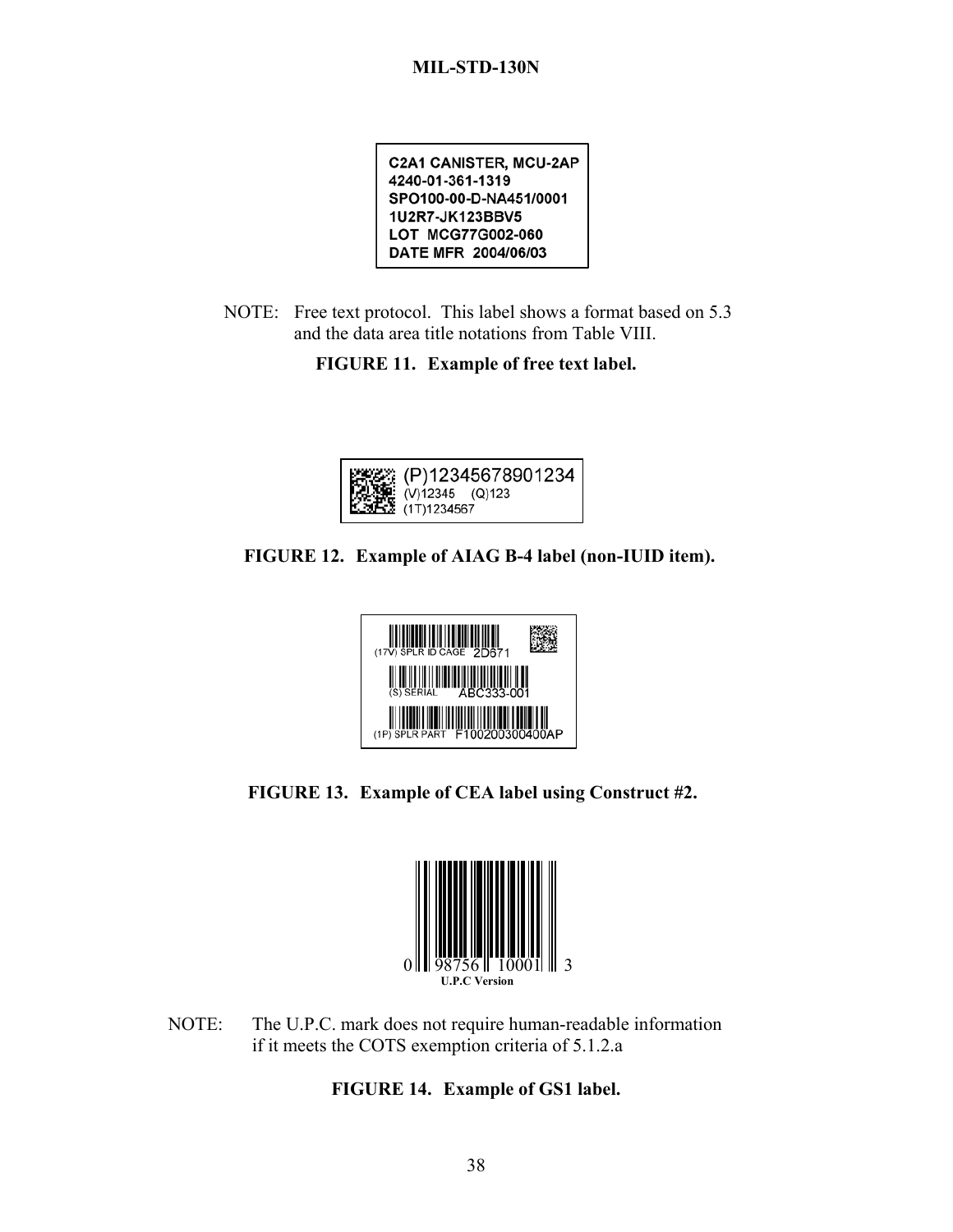C2A1 CANISTER, MCU-2AP
4240-01-361-1319
SPO100-00-D-NA451/0001
1U2R7-JK123BBV5
LOT MCG77G002-060
DATE MFR 2004/06/03

NOTE: Free text protocol. This label shows a format based on 5.3 and the data area title notations from Table VIII.

**FIGURE 11. Example of free text label.**

(P)12345678901234
(V)12345 (Q)123
(1T)1234567

**FIGURE 12. Example of AIAG B-4 label (non-IUID item).**

(17V) SPLR ID CAGE 2D671
(S) SERIAL ABC333-001
(1P) SPLR PART F100200300400AP

**FIGURE 13. Example of CEA label using Construct #2.**

0 98756 10001 3
U.P.C Version

NOTE: The U.P.C. mark does not require human-readable information if it meets the COTS exemption criteria of 5.1.2.a

**FIGURE 14. Example of GS1 label.**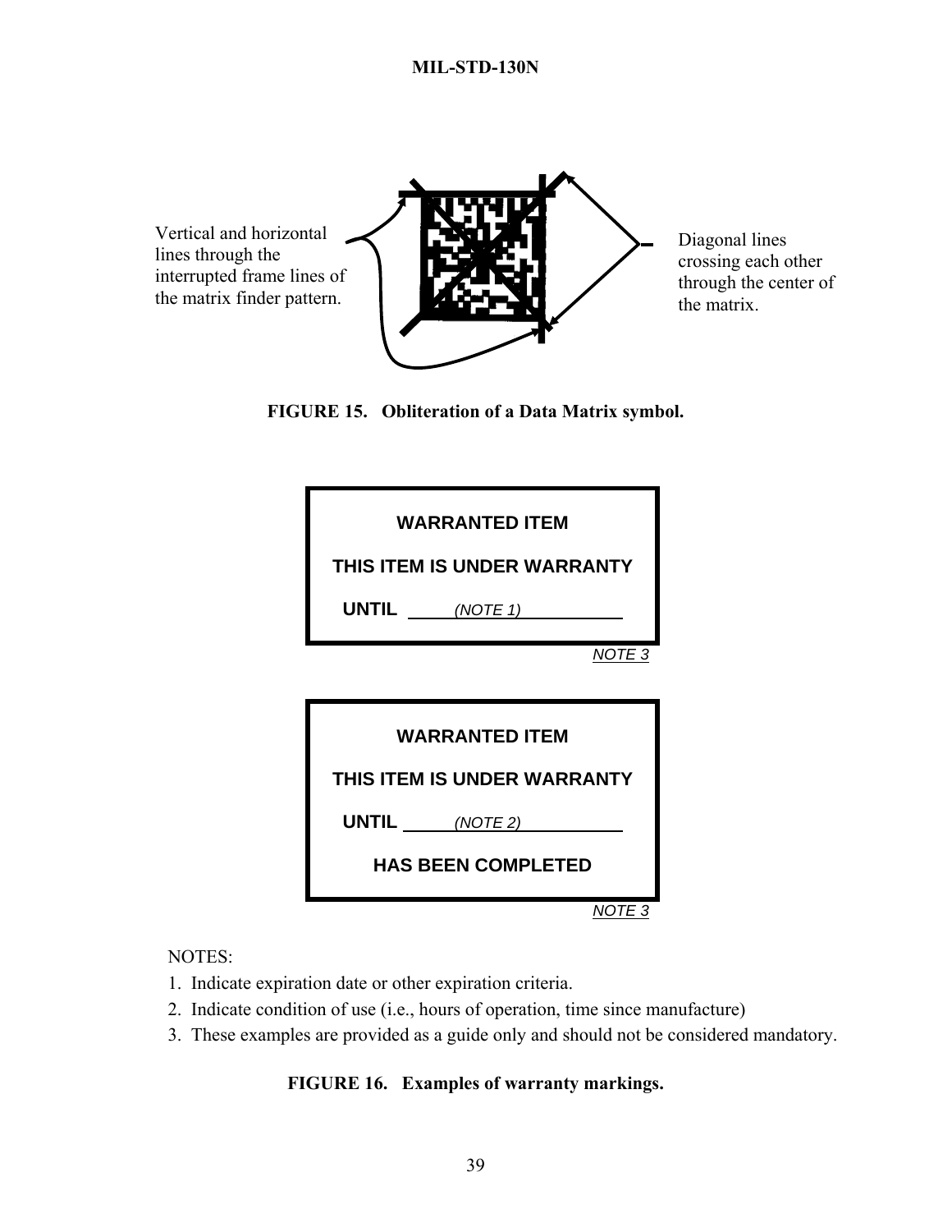Vertical and horizontal lines through the interrupted frame lines of the matrix finder pattern.

Diagonal lines crossing each other through the center of the matrix.

**FIGURE 15. Obliteration of a Data Matrix symbol.**

**WARRANTED ITEM**

**THIS ITEM IS UNDER WARRANTY**

**UNTIL** ______*(NOTE 1)*______

*NOTE 3*

**WARRANTED ITEM**

**THIS ITEM IS UNDER WARRANTY**

**UNTIL** ______*(NOTE 2)*______

**HAS BEEN COMPLETED**

*NOTE 3*

NOTES:

1. Indicate expiration date or other expiration criteria.
2. Indicate condition of use (i.e., hours of operation, time since manufacture)
3. These examples are provided as a guide only and should not be considered mandatory.

**FIGURE 16. Examples of warranty markings.**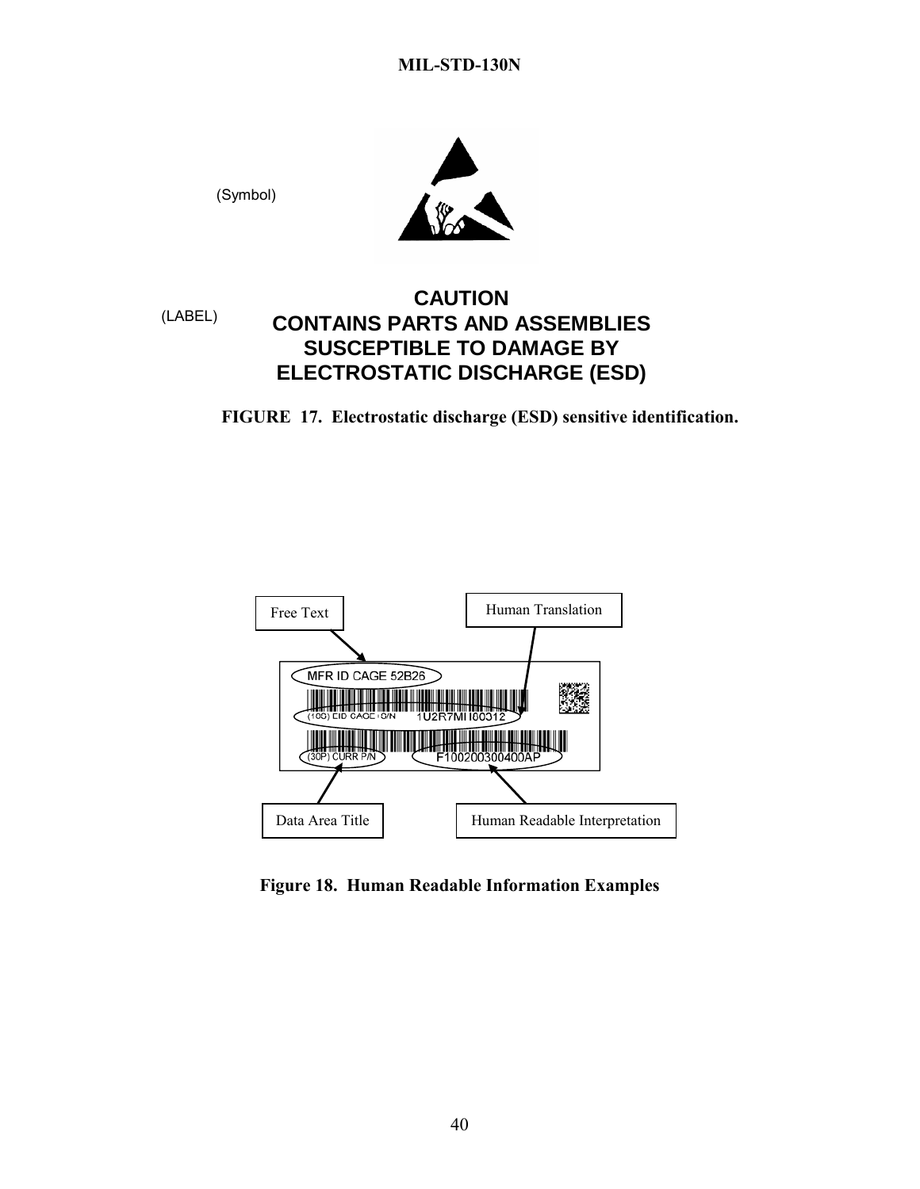(Symbol)

(LABEL)

**CAUTION**
**CONTAINS PARTS AND ASSEMBLIES SUSCEPTIBLE TO DAMAGE BY ELECTROSTATIC DISCHARGE (ESD)**

**FIGURE 17. Electrostatic discharge (ESD) sensitive identification.**

Free Text

Human Translation

MFR ID CAGE 52B26

(10G) EID CAGE+S/N 1U2R7MII00312

(30P) CURR P/N F100200300400AP

Data Area Title

Human Readable Interpretation

**Figure 18. Human Readable Information Examples**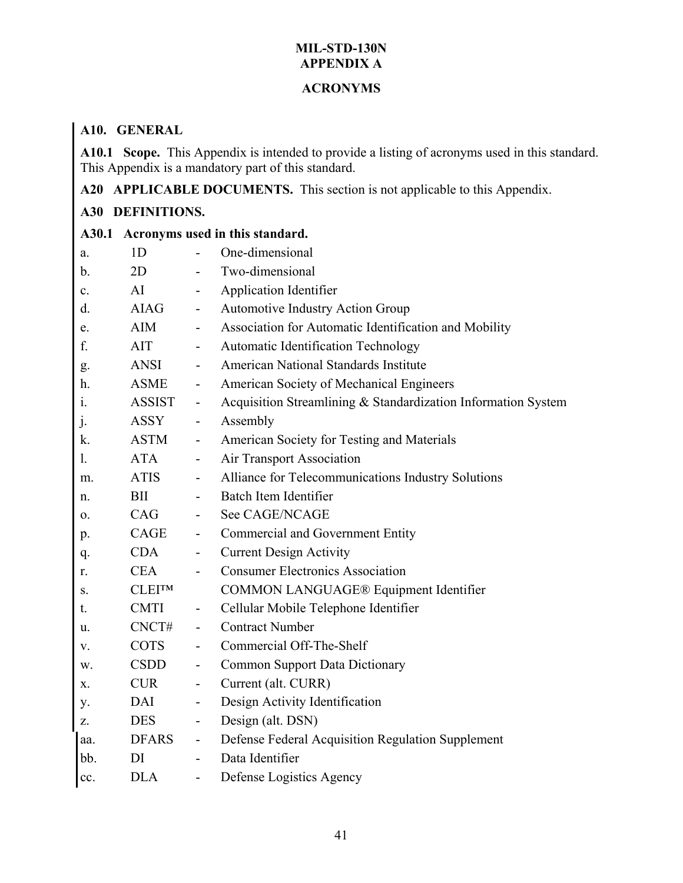# MIL-STD-130N
# APPENDIX A

## ACRONYMS

### A10. GENERAL

**A10.1 Scope.** This Appendix is intended to provide a listing of acronyms used in this standard. This Appendix is a mandatory part of this standard.

**A20 APPLICABLE DOCUMENTS.** This section is not applicable to this Appendix.

### A30 DEFINITIONS.

**A30.1 Acronyms used in this standard.**

a. 1D - One-dimensional

b. 2D - Two-dimensional

c. AI - Application Identifier

d. AIAG - Automotive Industry Action Group

e. AIM - Association for Automatic Identification and Mobility

f. AIT - Automatic Identification Technology

g. ANSI - American National Standards Institute

h. ASME - American Society of Mechanical Engineers

i. ASSIST - Acquisition Streamlining & Standardization Information System

j. ASSY - Assembly

k. ASTM - American Society for Testing and Materials

l. ATA - Air Transport Association

m. ATIS - Alliance for Telecommunications Industry Solutions

n. BII - Batch Item Identifier

o. CAG - See CAGE/NCAGE

p. CAGE - Commercial and Government Entity

q. CDA - Current Design Activity

r. CEA - Consumer Electronics Association

s. CLEI™ COMMON LANGUAGE® Equipment Identifier

t. CMTI - Cellular Mobile Telephone Identifier

u. CNCT# - Contract Number

v. COTS - Commercial Off-The-Shelf

w. CSDD - Common Support Data Dictionary

x. CUR - Current (alt. CURR)

y. DAI - Design Activity Identification

z. DES - Design (alt. DSN)

aa. DFARS - Defense Federal Acquisition Regulation Supplement

bb. DI - Data Identifier

cc. DLA - Defense Logistics Agency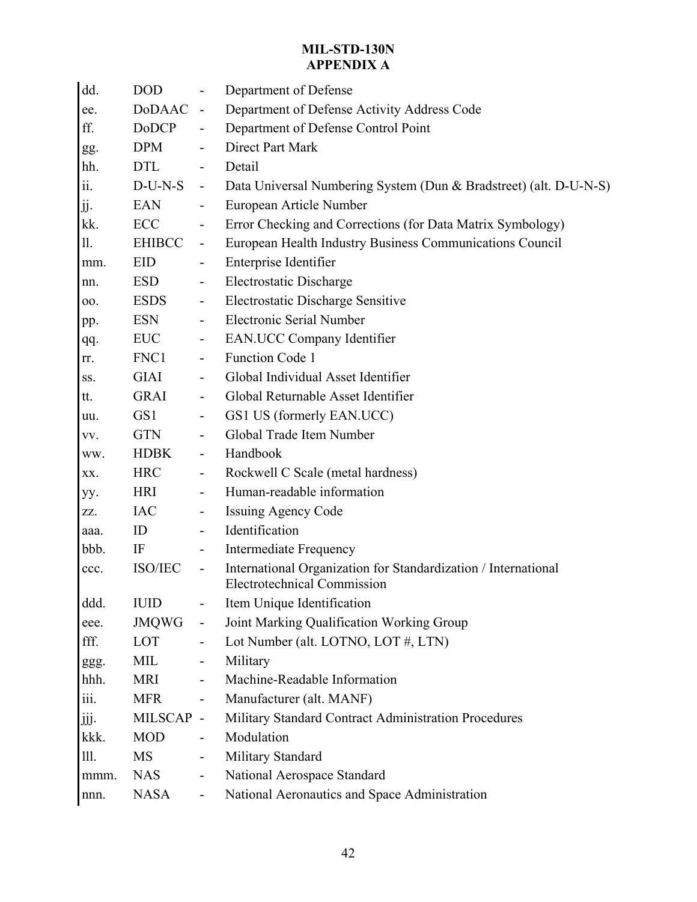dd. DOD - Department of Defense

ee. DoDAAC - Department of Defense Activity Address Code

ff. DoDCP - Department of Defense Control Point

gg. DPM - Direct Part Mark

hh. DTL - Detail

ii. D-U-N-S - Data Universal Numbering System (Dun & Bradstreet) (alt. D-U-N-S)

jj. EAN - European Article Number

kk. ECC - Error Checking and Corrections (for Data Matrix Symbology)

ll. EHIBCC - European Health Industry Business Communications Council

mm. EID - Enterprise Identifier

nn. ESD - Electrostatic Discharge

oo. ESDS - Electrostatic Discharge Sensitive

pp. ESN - Electronic Serial Number

qq. EUC - EAN.UCC Company Identifier

rr. FNC1 - Function Code 1

ss. GIAI - Global Individual Asset Identifier

tt. GRAI - Global Returnable Asset Identifier

uu. GS1 - GS1 US (formerly EAN.UCC)

vv. GTN - Global Trade Item Number

ww. HDBK - Handbook

xx. HRC - Rockwell C Scale (metal hardness)

yy. HRI - Human-readable information

zz. IAC - Issuing Agency Code

aaa. ID - Identification

bbb. IF - Intermediate Frequency

ccc. ISO/IEC - International Organization for Standardization / International Electrotechnical Commission

ddd. IUID - Item Unique Identification

eee. JMQWG - Joint Marking Qualification Working Group

fff. LOT - Lot Number (alt. LOTNO, LOT #, LTN)

ggg. MIL - Military

hhh. MRI - Machine-Readable Information

iii. MFR - Manufacturer (alt. MANF)

jjj. MILSCAP - Military Standard Contract Administration Procedures

kkk. MOD - Modulation

lll. MS - Military Standard

mmm. NAS - National Aerospace Standard

nnn. NASA - National Aeronautics and Space Administration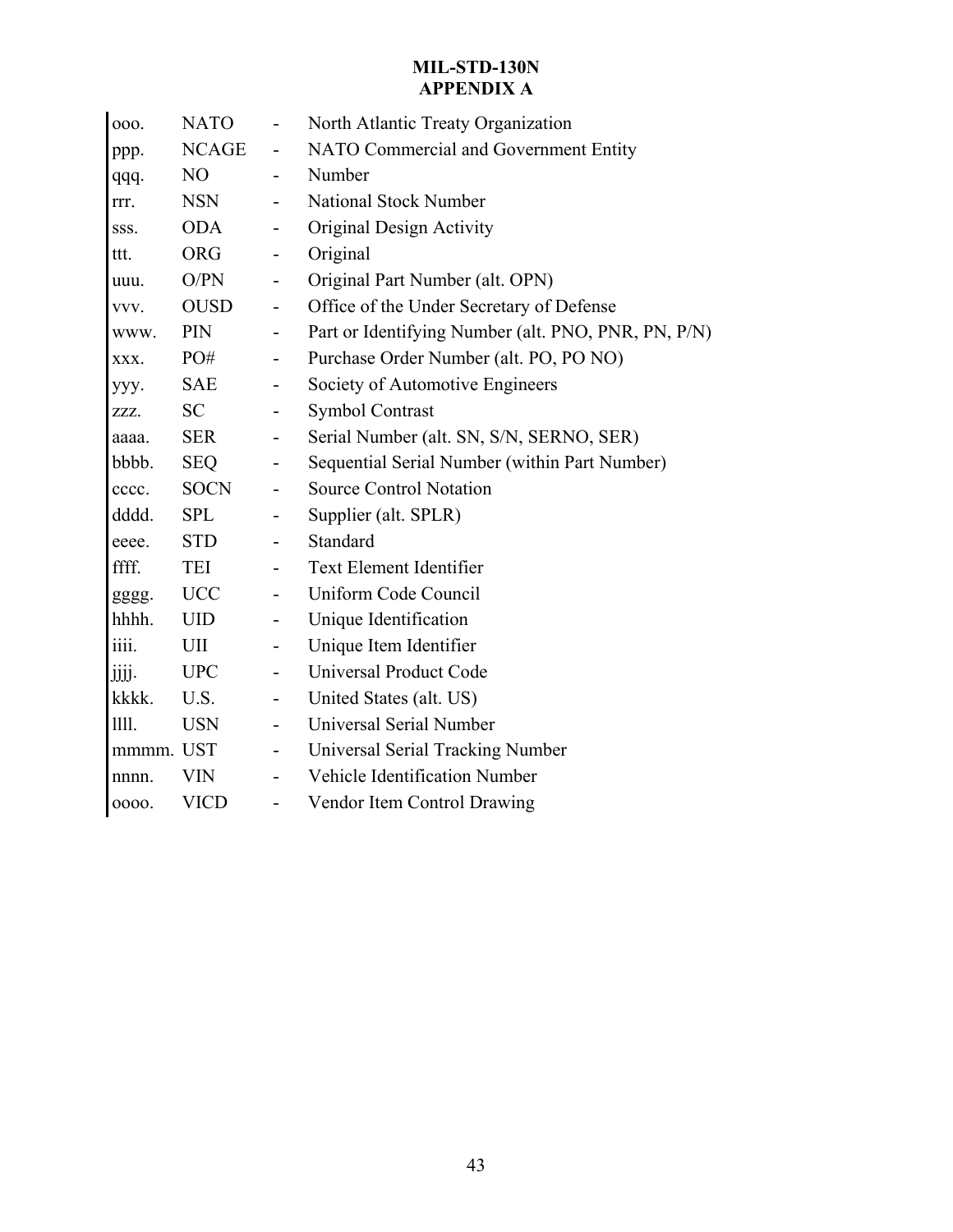ooo. NATO - North Atlantic Treaty Organization

ppp. NCAGE - NATO Commercial and Government Entity

qqq. NO - Number

rrr. NSN - National Stock Number

sss. ODA - Original Design Activity

ttt. ORG - Original

uuu. O/PN - Original Part Number (alt. OPN)

vvv. OUSD - Office of the Under Secretary of Defense

www. PIN - Part or Identifying Number (alt. PNO, PNR, PN, P/N)

xxx. PO# - Purchase Order Number (alt. PO, PO NO)

yyy. SAE - Society of Automotive Engineers

zzz. SC - Symbol Contrast

aaaa. SER - Serial Number (alt. SN, S/N, SERNO, SER)

bbbb. SEQ - Sequential Serial Number (within Part Number)

cccc. SOCN - Source Control Notation

dddd. SPL - Supplier (alt. SPLR)

eeee. STD - Standard

ffff. TEI - Text Element Identifier

gggg. UCC - Uniform Code Council

hhhh. UID - Unique Identification

iiii. UII - Unique Item Identifier

jjjj. UPC - Universal Product Code

kkkk. U.S. - United States (alt. US)

llll. USN - Universal Serial Number

mmmm. UST - Universal Serial Tracking Number

nnnn. VIN - Vehicle Identification Number

oooo. VICD - Vendor Item Control Drawing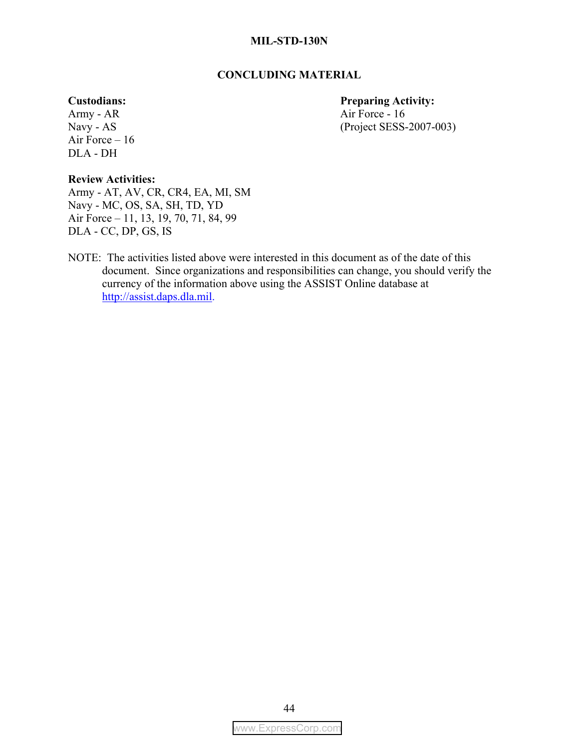## CONCLUDING MATERIAL

**Custodians:**
Army - AR
Navy - AS
Air Force – 16
DLA - DH

**Preparing Activity:**
Air Force - 16
(Project SESS-2007-003)

**Review Activities:**
Army - AT, AV, CR, CR4, EA, MI, SM
Navy - MC, OS, SA, SH, TD, YD
Air Force – 11, 13, 19, 70, 71, 84, 99
DLA - CC, DP, GS, IS

NOTE: The activities listed above were interested in this document as of the date of this document. Since organizations and responsibilities can change, you should verify the currency of the information above using the ASSIST Online database at http://assist.daps.dla.mil.